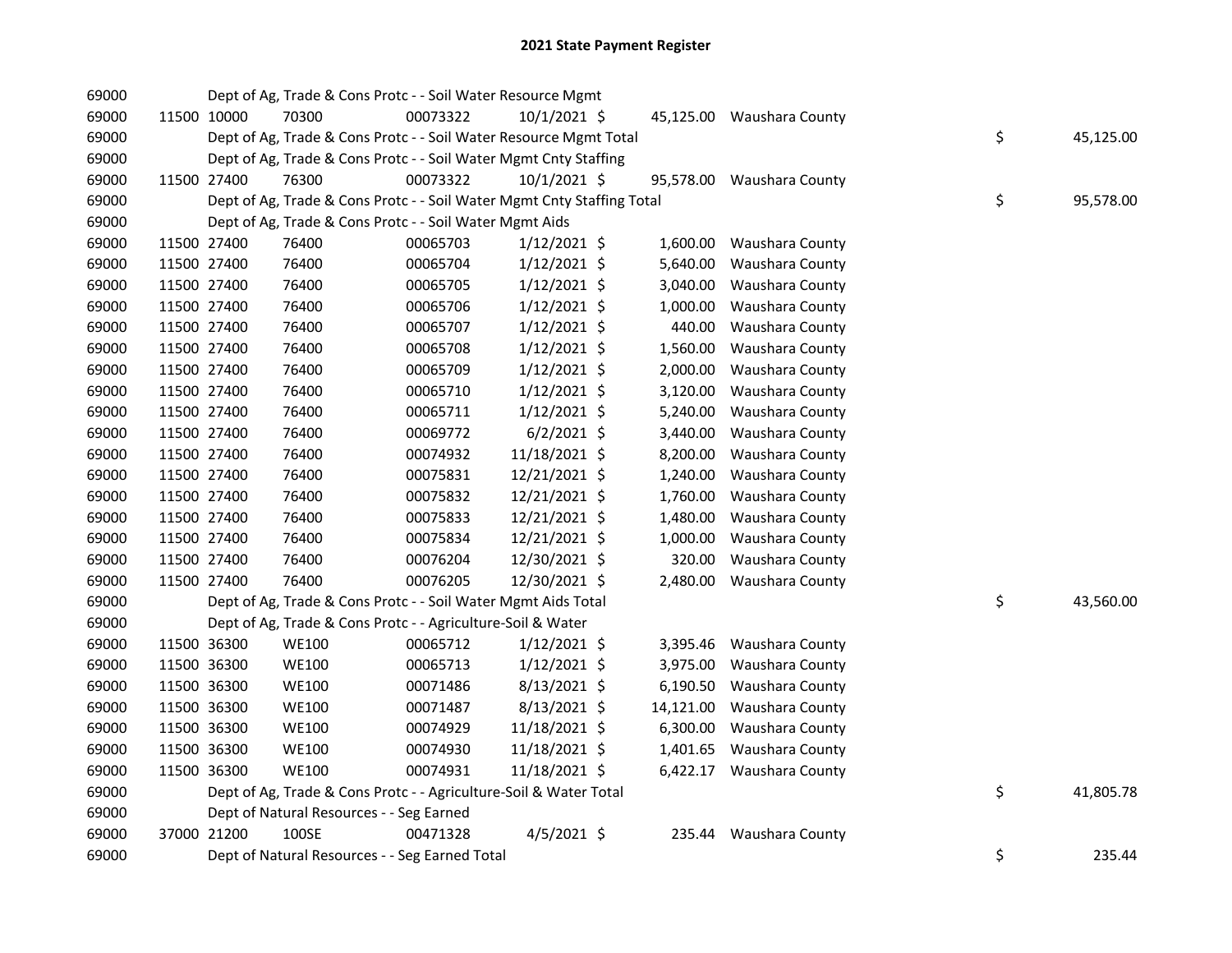# 2021 State Payment Register

| | | | | | | | | | |
|---|---|---|---|---|---|---|---|---|---|
| 69000 | | Dept of Ag, Trade & Cons Protc - - Soil Water Resource Mgmt | | | | | | | |
| 69000 | 11500 | 10000 | 70300 | 00073322 | 10/1/2021 | $ | 45,125.00 | Waushara County | |
| 69000 | | Dept of Ag, Trade & Cons Protc - - Soil Water Resource Mgmt Total | | | | | | | $ 45,125.00 |
| 69000 | | Dept of Ag, Trade & Cons Protc - - Soil Water Mgmt Cnty Staffing | | | | | | | |
| 69000 | 11500 | 27400 | 76300 | 00073322 | 10/1/2021 | $ | 95,578.00 | Waushara County | |
| 69000 | | Dept of Ag, Trade & Cons Protc - - Soil Water Mgmt Cnty Staffing Total | | | | | | | $ 95,578.00 |
| 69000 | | Dept of Ag, Trade & Cons Protc - - Soil Water Mgmt Aids | | | | | | | |
| 69000 | 11500 | 27400 | 76400 | 00065703 | 1/12/2021 | $ | 1,600.00 | Waushara County | |
| 69000 | 11500 | 27400 | 76400 | 00065704 | 1/12/2021 | $ | 5,640.00 | Waushara County | |
| 69000 | 11500 | 27400 | 76400 | 00065705 | 1/12/2021 | $ | 3,040.00 | Waushara County | |
| 69000 | 11500 | 27400 | 76400 | 00065706 | 1/12/2021 | $ | 1,000.00 | Waushara County | |
| 69000 | 11500 | 27400 | 76400 | 00065707 | 1/12/2021 | $ | 440.00 | Waushara County | |
| 69000 | 11500 | 27400 | 76400 | 00065708 | 1/12/2021 | $ | 1,560.00 | Waushara County | |
| 69000 | 11500 | 27400 | 76400 | 00065709 | 1/12/2021 | $ | 2,000.00 | Waushara County | |
| 69000 | 11500 | 27400 | 76400 | 00065710 | 1/12/2021 | $ | 3,120.00 | Waushara County | |
| 69000 | 11500 | 27400 | 76400 | 00065711 | 1/12/2021 | $ | 5,240.00 | Waushara County | |
| 69000 | 11500 | 27400 | 76400 | 00069772 | 6/2/2021 | $ | 3,440.00 | Waushara County | |
| 69000 | 11500 | 27400 | 76400 | 00074932 | 11/18/2021 | $ | 8,200.00 | Waushara County | |
| 69000 | 11500 | 27400 | 76400 | 00075831 | 12/21/2021 | $ | 1,240.00 | Waushara County | |
| 69000 | 11500 | 27400 | 76400 | 00075832 | 12/21/2021 | $ | 1,760.00 | Waushara County | |
| 69000 | 11500 | 27400 | 76400 | 00075833 | 12/21/2021 | $ | 1,480.00 | Waushara County | |
| 69000 | 11500 | 27400 | 76400 | 00075834 | 12/21/2021 | $ | 1,000.00 | Waushara County | |
| 69000 | 11500 | 27400 | 76400 | 00076204 | 12/30/2021 | $ | 320.00 | Waushara County | |
| 69000 | 11500 | 27400 | 76400 | 00076205 | 12/30/2021 | $ | 2,480.00 | Waushara County | |
| 69000 | | Dept of Ag, Trade & Cons Protc - - Soil Water Mgmt Aids Total | | | | | | | $ 43,560.00 |
| 69000 | | Dept of Ag, Trade & Cons Protc - - Agriculture-Soil & Water | | | | | | | |
| 69000 | 11500 | 36300 | WE100 | 00065712 | 1/12/2021 | $ | 3,395.46 | Waushara County | |
| 69000 | 11500 | 36300 | WE100 | 00065713 | 1/12/2021 | $ | 3,975.00 | Waushara County | |
| 69000 | 11500 | 36300 | WE100 | 00071486 | 8/13/2021 | $ | 6,190.50 | Waushara County | |
| 69000 | 11500 | 36300 | WE100 | 00071487 | 8/13/2021 | $ | 14,121.00 | Waushara County | |
| 69000 | 11500 | 36300 | WE100 | 00074929 | 11/18/2021 | $ | 6,300.00 | Waushara County | |
| 69000 | 11500 | 36300 | WE100 | 00074930 | 11/18/2021 | $ | 1,401.65 | Waushara County | |
| 69000 | 11500 | 36300 | WE100 | 00074931 | 11/18/2021 | $ | 6,422.17 | Waushara County | |
| 69000 | | Dept of Ag, Trade & Cons Protc - - Agriculture-Soil & Water Total | | | | | | | $ 41,805.78 |
| 69000 | | Dept of Natural Resources - - Seg Earned | | | | | | | |
| 69000 | 37000 | 21200 | 100SE | 00471328 | 4/5/2021 | $ | 235.44 | Waushara County | |
| 69000 | | Dept of Natural Resources - - Seg Earned Total | | | | | | | $ 235.44 |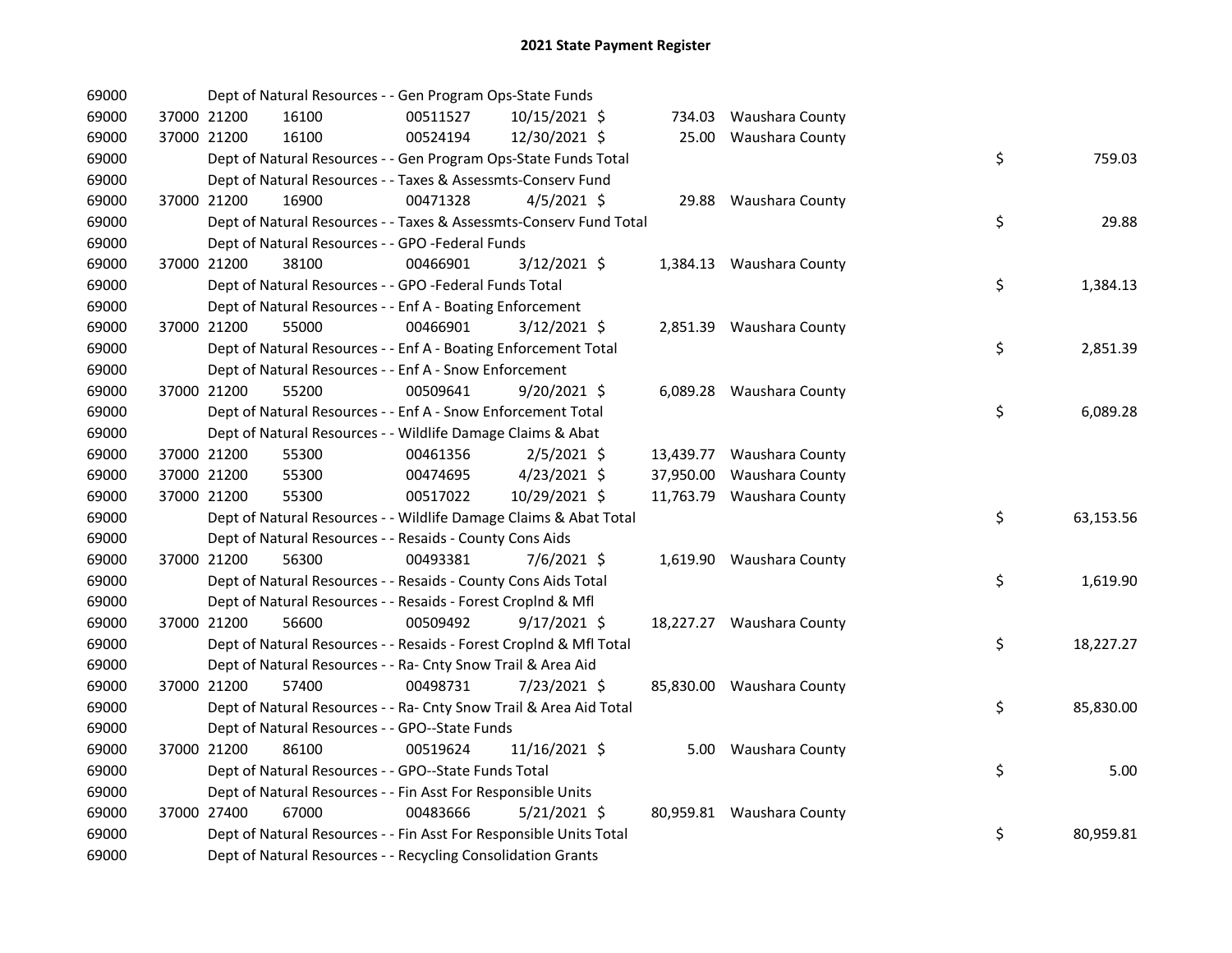## 2021 State Payment Register

| | | | | | | | | | |
|---|---|---|---|---|---|---|---|---|---|
| 69000 | | | Dept of Natural Resources - - Gen Program Ops-State Funds | | | | | | |
| 69000 | 37000 | 21200 | 16100 | 00511527 | 10/15/2021 | $ 734.03 | Waushara County | | |
| 69000 | 37000 | 21200 | 16100 | 00524194 | 12/30/2021 | $ 25.00 | Waushara County | | |
| 69000 | | | Dept of Natural Resources - - Gen Program Ops-State Funds Total | | | | | $ | 759.03 |
| 69000 | | | Dept of Natural Resources - - Taxes & Assessmts-Conserv Fund | | | | | | |
| 69000 | 37000 | 21200 | 16900 | 00471328 | 4/5/2021 | $ 29.88 | Waushara County | | |
| 69000 | | | Dept of Natural Resources - - Taxes & Assessmts-Conserv Fund Total | | | | | $ | 29.88 |
| 69000 | | | Dept of Natural Resources - - GPO -Federal Funds | | | | | | |
| 69000 | 37000 | 21200 | 38100 | 00466901 | 3/12/2021 | $ 1,384.13 | Waushara County | | |
| 69000 | | | Dept of Natural Resources - - GPO -Federal Funds Total | | | | | $ | 1,384.13 |
| 69000 | | | Dept of Natural Resources - - Enf A - Boating Enforcement | | | | | | |
| 69000 | 37000 | 21200 | 55000 | 00466901 | 3/12/2021 | $ 2,851.39 | Waushara County | | |
| 69000 | | | Dept of Natural Resources - - Enf A - Boating Enforcement Total | | | | | $ | 2,851.39 |
| 69000 | | | Dept of Natural Resources - - Enf A - Snow Enforcement | | | | | | |
| 69000 | 37000 | 21200 | 55200 | 00509641 | 9/20/2021 | $ 6,089.28 | Waushara County | | |
| 69000 | | | Dept of Natural Resources - - Enf A - Snow Enforcement Total | | | | | $ | 6,089.28 |
| 69000 | | | Dept of Natural Resources - - Wildlife Damage Claims & Abat | | | | | | |
| 69000 | 37000 | 21200 | 55300 | 00461356 | 2/5/2021 | $ 13,439.77 | Waushara County | | |
| 69000 | 37000 | 21200 | 55300 | 00474695 | 4/23/2021 | $ 37,950.00 | Waushara County | | |
| 69000 | 37000 | 21200 | 55300 | 00517022 | 10/29/2021 | $ 11,763.79 | Waushara County | | |
| 69000 | | | Dept of Natural Resources - - Wildlife Damage Claims & Abat Total | | | | | $ | 63,153.56 |
| 69000 | | | Dept of Natural Resources - - Resaids - County Cons Aids | | | | | | |
| 69000 | 37000 | 21200 | 56300 | 00493381 | 7/6/2021 | $ 1,619.90 | Waushara County | | |
| 69000 | | | Dept of Natural Resources - - Resaids - County Cons Aids Total | | | | | $ | 1,619.90 |
| 69000 | | | Dept of Natural Resources - - Resaids - Forest Croplnd & Mfl | | | | | | |
| 69000 | 37000 | 21200 | 56600 | 00509492 | 9/17/2021 | $ 18,227.27 | Waushara County | | |
| 69000 | | | Dept of Natural Resources - - Resaids - Forest Croplnd & Mfl Total | | | | | $ | 18,227.27 |
| 69000 | | | Dept of Natural Resources - - Ra- Cnty Snow Trail & Area Aid | | | | | | |
| 69000 | 37000 | 21200 | 57400 | 00498731 | 7/23/2021 | $ 85,830.00 | Waushara County | | |
| 69000 | | | Dept of Natural Resources - - Ra- Cnty Snow Trail & Area Aid Total | | | | | $ | 85,830.00 |
| 69000 | | | Dept of Natural Resources - - GPO--State Funds | | | | | | |
| 69000 | 37000 | 21200 | 86100 | 00519624 | 11/16/2021 | $ 5.00 | Waushara County | | |
| 69000 | | | Dept of Natural Resources - - GPO--State Funds Total | | | | | $ | 5.00 |
| 69000 | | | Dept of Natural Resources - - Fin Asst For Responsible Units | | | | | | |
| 69000 | 37000 | 27400 | 67000 | 00483666 | 5/21/2021 | $ 80,959.81 | Waushara County | | |
| 69000 | | | Dept of Natural Resources - - Fin Asst For Responsible Units Total | | | | | $ | 80,959.81 |
| 69000 | | | Dept of Natural Resources - - Recycling Consolidation Grants | | | | | | |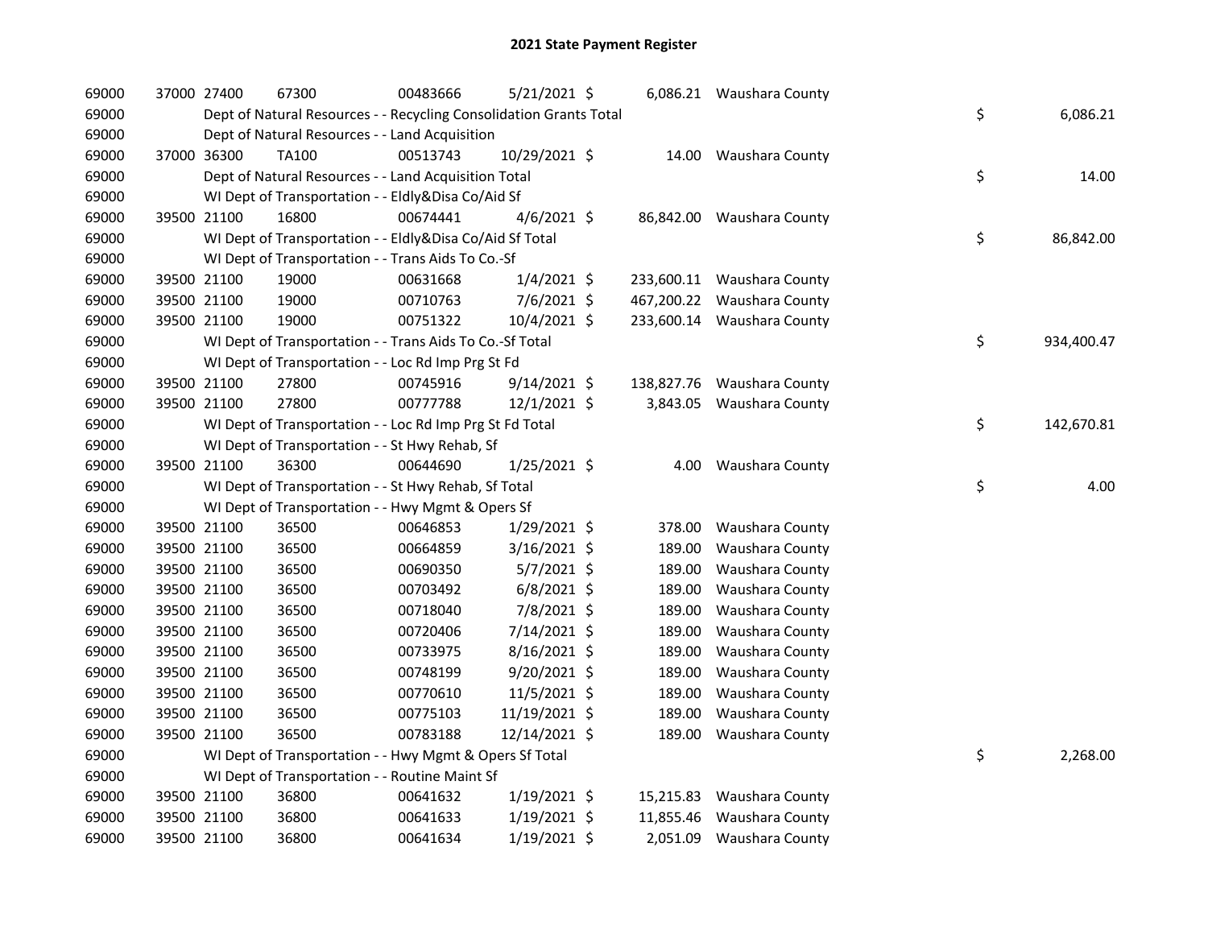# 2021 State Payment Register

| | | | | | | | | | |
|---|---|---|---|---|---|---|---|---|---|
| 69000 | 37000 | 27400 | 67300 | 00483666 | 5/21/2021 | $ 6,086.21 | Waushara County | | |
| 69000 | | Dept of Natural Resources - - Recycling Consolidation Grants Total | | | | | | $ | 6,086.21 |
| 69000 | | Dept of Natural Resources - - Land Acquisition | | | | | | | |
| 69000 | 37000 | 36300 | TA100 | 00513743 | 10/29/2021 | $ 14.00 | Waushara County | | |
| 69000 | | Dept of Natural Resources - - Land Acquisition Total | | | | | | $ | 14.00 |
| 69000 | | WI Dept of Transportation - - Eldly&Disa Co/Aid Sf | | | | | | | |
| 69000 | 39500 | 21100 | 16800 | 00674441 | 4/6/2021 | $ 86,842.00 | Waushara County | | |
| 69000 | | WI Dept of Transportation - - Eldly&Disa Co/Aid Sf Total | | | | | | $ | 86,842.00 |
| 69000 | | WI Dept of Transportation - - Trans Aids To Co.-Sf | | | | | | | |
| 69000 | 39500 | 21100 | 19000 | 00631668 | 1/4/2021 | $ 233,600.11 | Waushara County | | |
| 69000 | 39500 | 21100 | 19000 | 00710763 | 7/6/2021 | $ 467,200.22 | Waushara County | | |
| 69000 | 39500 | 21100 | 19000 | 00751322 | 10/4/2021 | $ 233,600.14 | Waushara County | | |
| 69000 | | WI Dept of Transportation - - Trans Aids To Co.-Sf Total | | | | | | $ | 934,400.47 |
| 69000 | | WI Dept of Transportation - - Loc Rd Imp Prg St Fd | | | | | | | |
| 69000 | 39500 | 21100 | 27800 | 00745916 | 9/14/2021 | $ 138,827.76 | Waushara County | | |
| 69000 | 39500 | 21100 | 27800 | 00777788 | 12/1/2021 | $ 3,843.05 | Waushara County | | |
| 69000 | | WI Dept of Transportation - - Loc Rd Imp Prg St Fd Total | | | | | | $ | 142,670.81 |
| 69000 | | WI Dept of Transportation - - St Hwy Rehab, Sf | | | | | | | |
| 69000 | 39500 | 21100 | 36300 | 00644690 | 1/25/2021 | $ 4.00 | Waushara County | | |
| 69000 | | WI Dept of Transportation - - St Hwy Rehab, Sf Total | | | | | | $ | 4.00 |
| 69000 | | WI Dept of Transportation - - Hwy Mgmt & Opers Sf | | | | | | | |
| 69000 | 39500 | 21100 | 36500 | 00646853 | 1/29/2021 | $ 378.00 | Waushara County | | |
| 69000 | 39500 | 21100 | 36500 | 00664859 | 3/16/2021 | $ 189.00 | Waushara County | | |
| 69000 | 39500 | 21100 | 36500 | 00690350 | 5/7/2021 | $ 189.00 | Waushara County | | |
| 69000 | 39500 | 21100 | 36500 | 00703492 | 6/8/2021 | $ 189.00 | Waushara County | | |
| 69000 | 39500 | 21100 | 36500 | 00718040 | 7/8/2021 | $ 189.00 | Waushara County | | |
| 69000 | 39500 | 21100 | 36500 | 00720406 | 7/14/2021 | $ 189.00 | Waushara County | | |
| 69000 | 39500 | 21100 | 36500 | 00733975 | 8/16/2021 | $ 189.00 | Waushara County | | |
| 69000 | 39500 | 21100 | 36500 | 00748199 | 9/20/2021 | $ 189.00 | Waushara County | | |
| 69000 | 39500 | 21100 | 36500 | 00770610 | 11/5/2021 | $ 189.00 | Waushara County | | |
| 69000 | 39500 | 21100 | 36500 | 00775103 | 11/19/2021 | $ 189.00 | Waushara County | | |
| 69000 | 39500 | 21100 | 36500 | 00783188 | 12/14/2021 | $ 189.00 | Waushara County | | |
| 69000 | | WI Dept of Transportation - - Hwy Mgmt & Opers Sf Total | | | | | | $ | 2,268.00 |
| 69000 | | WI Dept of Transportation - - Routine Maint Sf | | | | | | | |
| 69000 | 39500 | 21100 | 36800 | 00641632 | 1/19/2021 | $ 15,215.83 | Waushara County | | |
| 69000 | 39500 | 21100 | 36800 | 00641633 | 1/19/2021 | $ 11,855.46 | Waushara County | | |
| 69000 | 39500 | 21100 | 36800 | 00641634 | 1/19/2021 | $ 2,051.09 | Waushara County | | |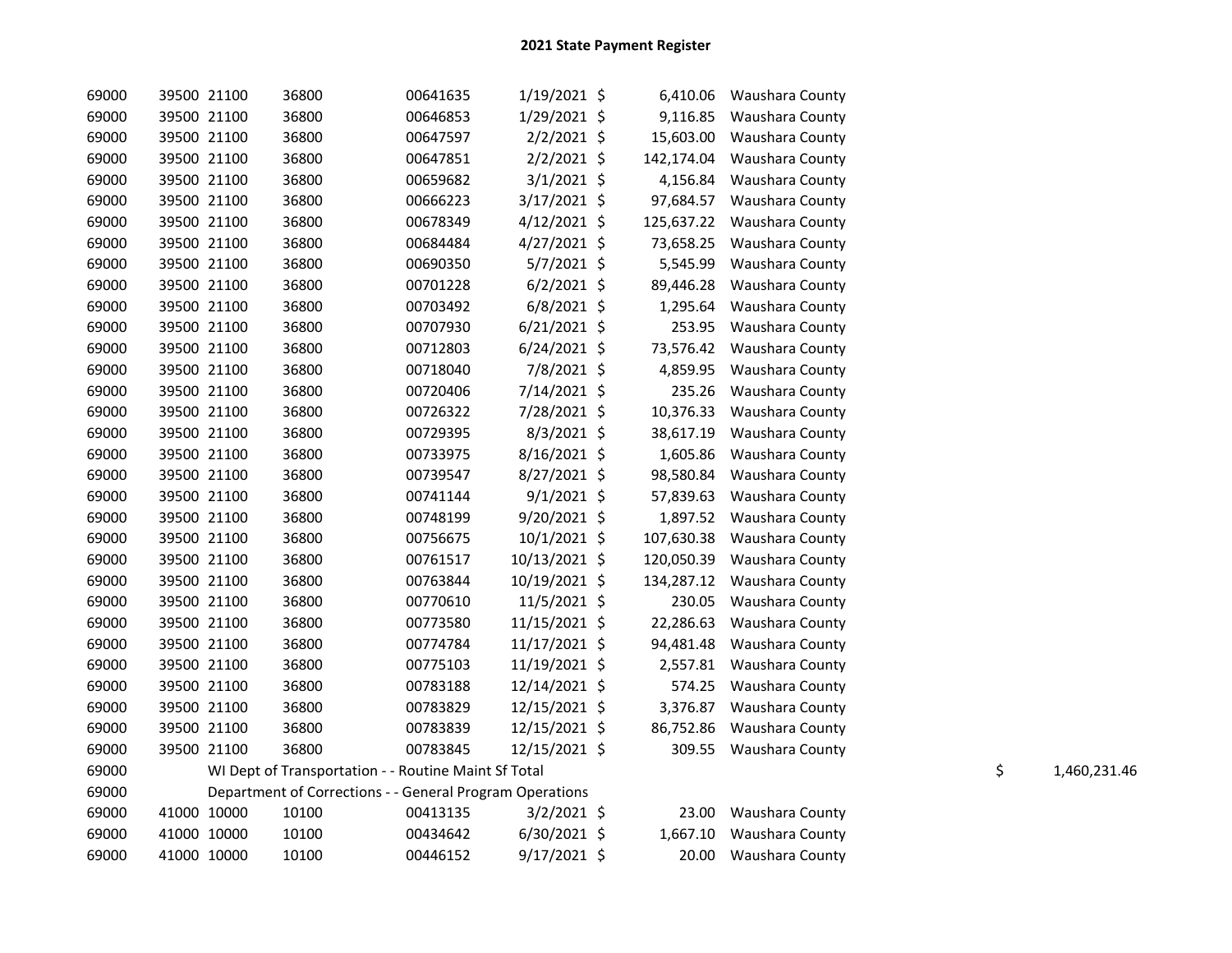# 2021 State Payment Register

| | | | | | | | | | |
|---|---|---|---|---|---|---|---|---|---|
| 69000 | 39500 | 21100 | 36800 | 00641635 | 1/19/2021 | $ | 6,410.06 | Waushara County | |
| 69000 | 39500 | 21100 | 36800 | 00646853 | 1/29/2021 | $ | 9,116.85 | Waushara County | |
| 69000 | 39500 | 21100 | 36800 | 00647597 | 2/2/2021 | $ | 15,603.00 | Waushara County | |
| 69000 | 39500 | 21100 | 36800 | 00647851 | 2/2/2021 | $ | 142,174.04 | Waushara County | |
| 69000 | 39500 | 21100 | 36800 | 00659682 | 3/1/2021 | $ | 4,156.84 | Waushara County | |
| 69000 | 39500 | 21100 | 36800 | 00666223 | 3/17/2021 | $ | 97,684.57 | Waushara County | |
| 69000 | 39500 | 21100 | 36800 | 00678349 | 4/12/2021 | $ | 125,637.22 | Waushara County | |
| 69000 | 39500 | 21100 | 36800 | 00684484 | 4/27/2021 | $ | 73,658.25 | Waushara County | |
| 69000 | 39500 | 21100 | 36800 | 00690350 | 5/7/2021 | $ | 5,545.99 | Waushara County | |
| 69000 | 39500 | 21100 | 36800 | 00701228 | 6/2/2021 | $ | 89,446.28 | Waushara County | |
| 69000 | 39500 | 21100 | 36800 | 00703492 | 6/8/2021 | $ | 1,295.64 | Waushara County | |
| 69000 | 39500 | 21100 | 36800 | 00707930 | 6/21/2021 | $ | 253.95 | Waushara County | |
| 69000 | 39500 | 21100 | 36800 | 00712803 | 6/24/2021 | $ | 73,576.42 | Waushara County | |
| 69000 | 39500 | 21100 | 36800 | 00718040 | 7/8/2021 | $ | 4,859.95 | Waushara County | |
| 69000 | 39500 | 21100 | 36800 | 00720406 | 7/14/2021 | $ | 235.26 | Waushara County | |
| 69000 | 39500 | 21100 | 36800 | 00726322 | 7/28/2021 | $ | 10,376.33 | Waushara County | |
| 69000 | 39500 | 21100 | 36800 | 00729395 | 8/3/2021 | $ | 38,617.19 | Waushara County | |
| 69000 | 39500 | 21100 | 36800 | 00733975 | 8/16/2021 | $ | 1,605.86 | Waushara County | |
| 69000 | 39500 | 21100 | 36800 | 00739547 | 8/27/2021 | $ | 98,580.84 | Waushara County | |
| 69000 | 39500 | 21100 | 36800 | 00741144 | 9/1/2021 | $ | 57,839.63 | Waushara County | |
| 69000 | 39500 | 21100 | 36800 | 00748199 | 9/20/2021 | $ | 1,897.52 | Waushara County | |
| 69000 | 39500 | 21100 | 36800 | 00756675 | 10/1/2021 | $ | 107,630.38 | Waushara County | |
| 69000 | 39500 | 21100 | 36800 | 00761517 | 10/13/2021 | $ | 120,050.39 | Waushara County | |
| 69000 | 39500 | 21100 | 36800 | 00763844 | 10/19/2021 | $ | 134,287.12 | Waushara County | |
| 69000 | 39500 | 21100 | 36800 | 00770610 | 11/5/2021 | $ | 230.05 | Waushara County | |
| 69000 | 39500 | 21100 | 36800 | 00773580 | 11/15/2021 | $ | 22,286.63 | Waushara County | |
| 69000 | 39500 | 21100 | 36800 | 00774784 | 11/17/2021 | $ | 94,481.48 | Waushara County | |
| 69000 | 39500 | 21100 | 36800 | 00775103 | 11/19/2021 | $ | 2,557.81 | Waushara County | |
| 69000 | 39500 | 21100 | 36800 | 00783188 | 12/14/2021 | $ | 574.25 | Waushara County | |
| 69000 | 39500 | 21100 | 36800 | 00783829 | 12/15/2021 | $ | 3,376.87 | Waushara County | |
| 69000 | 39500 | 21100 | 36800 | 00783839 | 12/15/2021 | $ | 86,752.86 | Waushara County | |
| 69000 | 39500 | 21100 | 36800 | 00783845 | 12/15/2021 | $ | 309.55 | Waushara County | |
| 69000 | WI Dept of Transportation - - Routine Maint Sf Total | | | | | | | | $ 1,460,231.46 |
| 69000 | Department of Corrections - - General Program Operations | | | | | | | | |
| 69000 | 41000 | 10000 | 10100 | 00413135 | 3/2/2021 | $ | 23.00 | Waushara County | |
| 69000 | 41000 | 10000 | 10100 | 00434642 | 6/30/2021 | $ | 1,667.10 | Waushara County | |
| 69000 | 41000 | 10000 | 10100 | 00446152 | 9/17/2021 | $ | 20.00 | Waushara County | |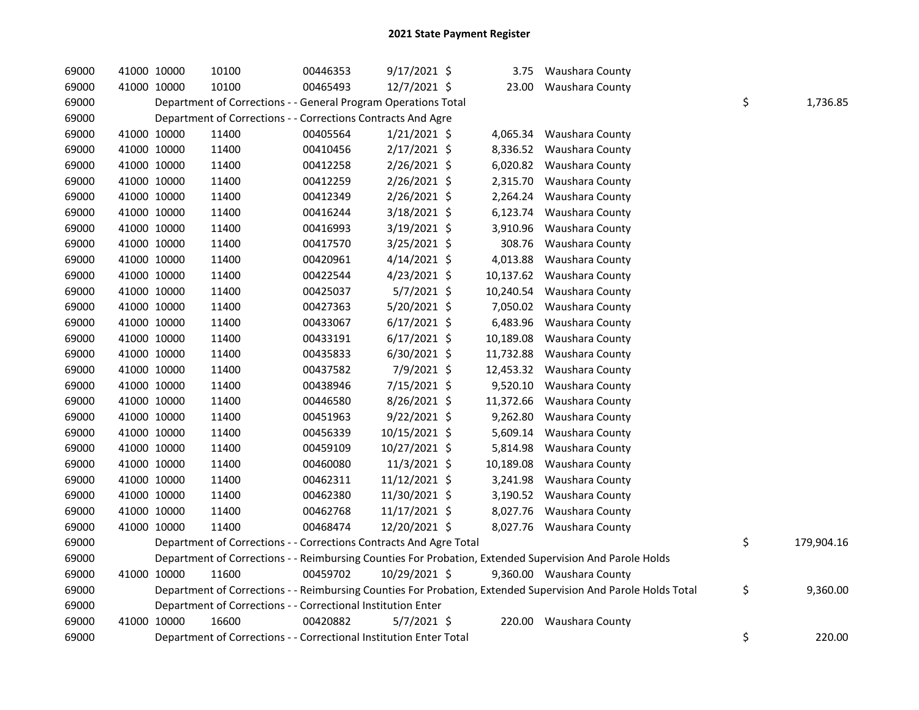## 2021 State Payment Register

| | | | | | | | | | |
|---|---|---|---|---|---|---|---|---|---|
| 69000 | 41000 | 10000 | 10100 | 00446353 | 9/17/2021 | $ 3.75 | Waushara County | | |
| 69000 | 41000 | 10000 | 10100 | 00465493 | 12/7/2021 | $ 23.00 | Waushara County | | |
| 69000 | | Department of Corrections - - General Program Operations Total | | | | | | $ | 1,736.85 |
| 69000 | | Department of Corrections - - Corrections Contracts And Agre | | | | | | | |
| 69000 | 41000 | 10000 | 11400 | 00405564 | 1/21/2021 | $ 4,065.34 | Waushara County | | |
| 69000 | 41000 | 10000 | 11400 | 00410456 | 2/17/2021 | $ 8,336.52 | Waushara County | | |
| 69000 | 41000 | 10000 | 11400 | 00412258 | 2/26/2021 | $ 6,020.82 | Waushara County | | |
| 69000 | 41000 | 10000 | 11400 | 00412259 | 2/26/2021 | $ 2,315.70 | Waushara County | | |
| 69000 | 41000 | 10000 | 11400 | 00412349 | 2/26/2021 | $ 2,264.24 | Waushara County | | |
| 69000 | 41000 | 10000 | 11400 | 00416244 | 3/18/2021 | $ 6,123.74 | Waushara County | | |
| 69000 | 41000 | 10000 | 11400 | 00416993 | 3/19/2021 | $ 3,910.96 | Waushara County | | |
| 69000 | 41000 | 10000 | 11400 | 00417570 | 3/25/2021 | $ 308.76 | Waushara County | | |
| 69000 | 41000 | 10000 | 11400 | 00420961 | 4/14/2021 | $ 4,013.88 | Waushara County | | |
| 69000 | 41000 | 10000 | 11400 | 00422544 | 4/23/2021 | $ 10,137.62 | Waushara County | | |
| 69000 | 41000 | 10000 | 11400 | 00425037 | 5/7/2021 | $ 10,240.54 | Waushara County | | |
| 69000 | 41000 | 10000 | 11400 | 00427363 | 5/20/2021 | $ 7,050.02 | Waushara County | | |
| 69000 | 41000 | 10000 | 11400 | 00433067 | 6/17/2021 | $ 6,483.96 | Waushara County | | |
| 69000 | 41000 | 10000 | 11400 | 00433191 | 6/17/2021 | $ 10,189.08 | Waushara County | | |
| 69000 | 41000 | 10000 | 11400 | 00435833 | 6/30/2021 | $ 11,732.88 | Waushara County | | |
| 69000 | 41000 | 10000 | 11400 | 00437582 | 7/9/2021 | $ 12,453.32 | Waushara County | | |
| 69000 | 41000 | 10000 | 11400 | 00438946 | 7/15/2021 | $ 9,520.10 | Waushara County | | |
| 69000 | 41000 | 10000 | 11400 | 00446580 | 8/26/2021 | $ 11,372.66 | Waushara County | | |
| 69000 | 41000 | 10000 | 11400 | 00451963 | 9/22/2021 | $ 9,262.80 | Waushara County | | |
| 69000 | 41000 | 10000 | 11400 | 00456339 | 10/15/2021 | $ 5,609.14 | Waushara County | | |
| 69000 | 41000 | 10000 | 11400 | 00459109 | 10/27/2021 | $ 5,814.98 | Waushara County | | |
| 69000 | 41000 | 10000 | 11400 | 00460080 | 11/3/2021 | $ 10,189.08 | Waushara County | | |
| 69000 | 41000 | 10000 | 11400 | 00462311 | 11/12/2021 | $ 3,241.98 | Waushara County | | |
| 69000 | 41000 | 10000 | 11400 | 00462380 | 11/30/2021 | $ 3,190.52 | Waushara County | | |
| 69000 | 41000 | 10000 | 11400 | 00462768 | 11/17/2021 | $ 8,027.76 | Waushara County | | |
| 69000 | 41000 | 10000 | 11400 | 00468474 | 12/20/2021 | $ 8,027.76 | Waushara County | | |
| 69000 | | Department of Corrections - - Corrections Contracts And Agre Total | | | | | | $ | 179,904.16 |
| 69000 | | Department of Corrections - - Reimbursing Counties For Probation, Extended Supervision And Parole Holds | | | | | | | |
| 69000 | 41000 | 10000 | 11600 | 00459702 | 10/29/2021 | $ 9,360.00 | Waushara County | | |
| 69000 | | Department of Corrections - - Reimbursing Counties For Probation, Extended Supervision And Parole Holds Total | | | | | | $ | 9,360.00 |
| 69000 | | Department of Corrections - - Correctional Institution Enter | | | | | | | |
| 69000 | 41000 | 10000 | 16600 | 00420882 | 5/7/2021 | $ 220.00 | Waushara County | | |
| 69000 | | Department of Corrections - - Correctional Institution Enter Total | | | | | | $ | 220.00 |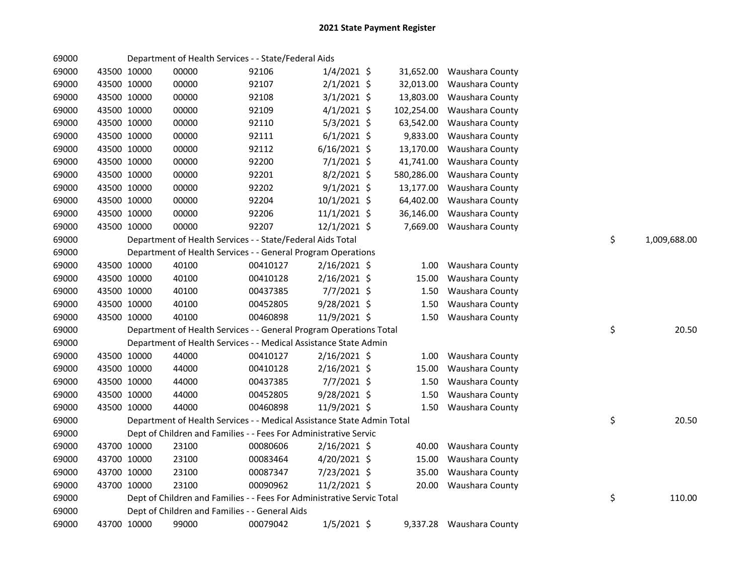# 2021 State Payment Register

| | | | | | | | | | |
|---|---|---|---|---|---|---|---|---|---|
| 69000 | | | Department of Health Services - - State/Federal Aids | | | | | | |
| 69000 | 43500 | 10000 | 00000 | 92106 | 1/4/2021 | $ | 31,652.00 | Waushara County | |
| 69000 | 43500 | 10000 | 00000 | 92107 | 2/1/2021 | $ | 32,013.00 | Waushara County | |
| 69000 | 43500 | 10000 | 00000 | 92108 | 3/1/2021 | $ | 13,803.00 | Waushara County | |
| 69000 | 43500 | 10000 | 00000 | 92109 | 4/1/2021 | $ | 102,254.00 | Waushara County | |
| 69000 | 43500 | 10000 | 00000 | 92110 | 5/3/2021 | $ | 63,542.00 | Waushara County | |
| 69000 | 43500 | 10000 | 00000 | 92111 | 6/1/2021 | $ | 9,833.00 | Waushara County | |
| 69000 | 43500 | 10000 | 00000 | 92112 | 6/16/2021 | $ | 13,170.00 | Waushara County | |
| 69000 | 43500 | 10000 | 00000 | 92200 | 7/1/2021 | $ | 41,741.00 | Waushara County | |
| 69000 | 43500 | 10000 | 00000 | 92201 | 8/2/2021 | $ | 580,286.00 | Waushara County | |
| 69000 | 43500 | 10000 | 00000 | 92202 | 9/1/2021 | $ | 13,177.00 | Waushara County | |
| 69000 | 43500 | 10000 | 00000 | 92204 | 10/1/2021 | $ | 64,402.00 | Waushara County | |
| 69000 | 43500 | 10000 | 00000 | 92206 | 11/1/2021 | $ | 36,146.00 | Waushara County | |
| 69000 | 43500 | 10000 | 00000 | 92207 | 12/1/2021 | $ | 7,669.00 | Waushara County | |
| 69000 | | | Department of Health Services - - State/Federal Aids Total | | | | | | $ 1,009,688.00 |
| 69000 | | | Department of Health Services - - General Program Operations | | | | | | |
| 69000 | 43500 | 10000 | 40100 | 00410127 | 2/16/2021 | $ | 1.00 | Waushara County | |
| 69000 | 43500 | 10000 | 40100 | 00410128 | 2/16/2021 | $ | 15.00 | Waushara County | |
| 69000 | 43500 | 10000 | 40100 | 00437385 | 7/7/2021 | $ | 1.50 | Waushara County | |
| 69000 | 43500 | 10000 | 40100 | 00452805 | 9/28/2021 | $ | 1.50 | Waushara County | |
| 69000 | 43500 | 10000 | 40100 | 00460898 | 11/9/2021 | $ | 1.50 | Waushara County | |
| 69000 | | | Department of Health Services - - General Program Operations Total | | | | | | $ 20.50 |
| 69000 | | | Department of Health Services - - Medical Assistance State Admin | | | | | | |
| 69000 | 43500 | 10000 | 44000 | 00410127 | 2/16/2021 | $ | 1.00 | Waushara County | |
| 69000 | 43500 | 10000 | 44000 | 00410128 | 2/16/2021 | $ | 15.00 | Waushara County | |
| 69000 | 43500 | 10000 | 44000 | 00437385 | 7/7/2021 | $ | 1.50 | Waushara County | |
| 69000 | 43500 | 10000 | 44000 | 00452805 | 9/28/2021 | $ | 1.50 | Waushara County | |
| 69000 | 43500 | 10000 | 44000 | 00460898 | 11/9/2021 | $ | 1.50 | Waushara County | |
| 69000 | | | Department of Health Services - - Medical Assistance State Admin Total | | | | | | $ 20.50 |
| 69000 | | | Dept of Children and Families - - Fees For Administrative Servic | | | | | | |
| 69000 | 43700 | 10000 | 23100 | 00080606 | 2/16/2021 | $ | 40.00 | Waushara County | |
| 69000 | 43700 | 10000 | 23100 | 00083464 | 4/20/2021 | $ | 15.00 | Waushara County | |
| 69000 | 43700 | 10000 | 23100 | 00087347 | 7/23/2021 | $ | 35.00 | Waushara County | |
| 69000 | 43700 | 10000 | 23100 | 00090962 | 11/2/2021 | $ | 20.00 | Waushara County | |
| 69000 | | | Dept of Children and Families - - Fees For Administrative Servic Total | | | | | | $ 110.00 |
| 69000 | | | Dept of Children and Families - - General Aids | | | | | | |
| 69000 | 43700 | 10000 | 99000 | 00079042 | 1/5/2021 | $ | 9,337.28 | Waushara County | |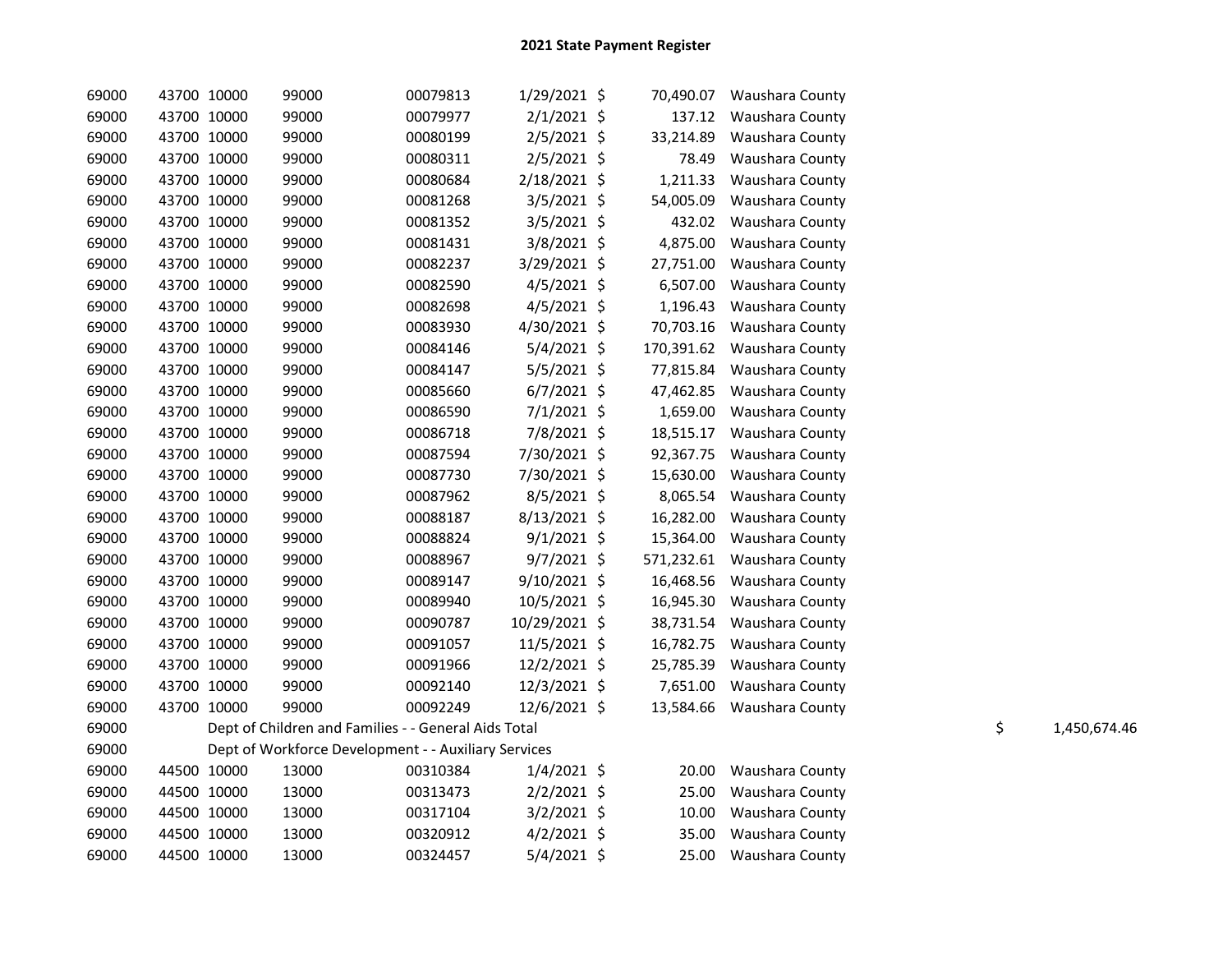# 2021 State Payment Register

| | | | | | | | | | | |
|---|---|---|---|---|---|---|---|---|---|---|
| 69000 | 43700 | 10000 | 99000 | 00079813 | 1/29/2021 | $ | 70,490.07 | Waushara County | | |
| 69000 | 43700 | 10000 | 99000 | 00079977 | 2/1/2021 | $ | 137.12 | Waushara County | | |
| 69000 | 43700 | 10000 | 99000 | 00080199 | 2/5/2021 | $ | 33,214.89 | Waushara County | | |
| 69000 | 43700 | 10000 | 99000 | 00080311 | 2/5/2021 | $ | 78.49 | Waushara County | | |
| 69000 | 43700 | 10000 | 99000 | 00080684 | 2/18/2021 | $ | 1,211.33 | Waushara County | | |
| 69000 | 43700 | 10000 | 99000 | 00081268 | 3/5/2021 | $ | 54,005.09 | Waushara County | | |
| 69000 | 43700 | 10000 | 99000 | 00081352 | 3/5/2021 | $ | 432.02 | Waushara County | | |
| 69000 | 43700 | 10000 | 99000 | 00081431 | 3/8/2021 | $ | 4,875.00 | Waushara County | | |
| 69000 | 43700 | 10000 | 99000 | 00082237 | 3/29/2021 | $ | 27,751.00 | Waushara County | | |
| 69000 | 43700 | 10000 | 99000 | 00082590 | 4/5/2021 | $ | 6,507.00 | Waushara County | | |
| 69000 | 43700 | 10000 | 99000 | 00082698 | 4/5/2021 | $ | 1,196.43 | Waushara County | | |
| 69000 | 43700 | 10000 | 99000 | 00083930 | 4/30/2021 | $ | 70,703.16 | Waushara County | | |
| 69000 | 43700 | 10000 | 99000 | 00084146 | 5/4/2021 | $ | 170,391.62 | Waushara County | | |
| 69000 | 43700 | 10000 | 99000 | 00084147 | 5/5/2021 | $ | 77,815.84 | Waushara County | | |
| 69000 | 43700 | 10000 | 99000 | 00085660 | 6/7/2021 | $ | 47,462.85 | Waushara County | | |
| 69000 | 43700 | 10000 | 99000 | 00086590 | 7/1/2021 | $ | 1,659.00 | Waushara County | | |
| 69000 | 43700 | 10000 | 99000 | 00086718 | 7/8/2021 | $ | 18,515.17 | Waushara County | | |
| 69000 | 43700 | 10000 | 99000 | 00087594 | 7/30/2021 | $ | 92,367.75 | Waushara County | | |
| 69000 | 43700 | 10000 | 99000 | 00087730 | 7/30/2021 | $ | 15,630.00 | Waushara County | | |
| 69000 | 43700 | 10000 | 99000 | 00087962 | 8/5/2021 | $ | 8,065.54 | Waushara County | | |
| 69000 | 43700 | 10000 | 99000 | 00088187 | 8/13/2021 | $ | 16,282.00 | Waushara County | | |
| 69000 | 43700 | 10000 | 99000 | 00088824 | 9/1/2021 | $ | 15,364.00 | Waushara County | | |
| 69000 | 43700 | 10000 | 99000 | 00088967 | 9/7/2021 | $ | 571,232.61 | Waushara County | | |
| 69000 | 43700 | 10000 | 99000 | 00089147 | 9/10/2021 | $ | 16,468.56 | Waushara County | | |
| 69000 | 43700 | 10000 | 99000 | 00089940 | 10/5/2021 | $ | 16,945.30 | Waushara County | | |
| 69000 | 43700 | 10000 | 99000 | 00090787 | 10/29/2021 | $ | 38,731.54 | Waushara County | | |
| 69000 | 43700 | 10000 | 99000 | 00091057 | 11/5/2021 | $ | 16,782.75 | Waushara County | | |
| 69000 | 43700 | 10000 | 99000 | 00091966 | 12/2/2021 | $ | 25,785.39 | Waushara County | | |
| 69000 | 43700 | 10000 | 99000 | 00092140 | 12/3/2021 | $ | 7,651.00 | Waushara County | | |
| 69000 | 43700 | 10000 | 99000 | 00092249 | 12/6/2021 | $ | 13,584.66 | Waushara County | | |
| 69000 | Dept of Children and Families - - General Aids Total | | | | | | | | $ | 1,450,674.46 |
| 69000 | Dept of Workforce Development - - Auxiliary Services | | | | | | | | | |
| 69000 | 44500 | 10000 | 13000 | 00310384 | 1/4/2021 | $ | 20.00 | Waushara County | | |
| 69000 | 44500 | 10000 | 13000 | 00313473 | 2/2/2021 | $ | 25.00 | Waushara County | | |
| 69000 | 44500 | 10000 | 13000 | 00317104 | 3/2/2021 | $ | 10.00 | Waushara County | | |
| 69000 | 44500 | 10000 | 13000 | 00320912 | 4/2/2021 | $ | 35.00 | Waushara County | | |
| 69000 | 44500 | 10000 | 13000 | 00324457 | 5/4/2021 | $ | 25.00 | Waushara County | | |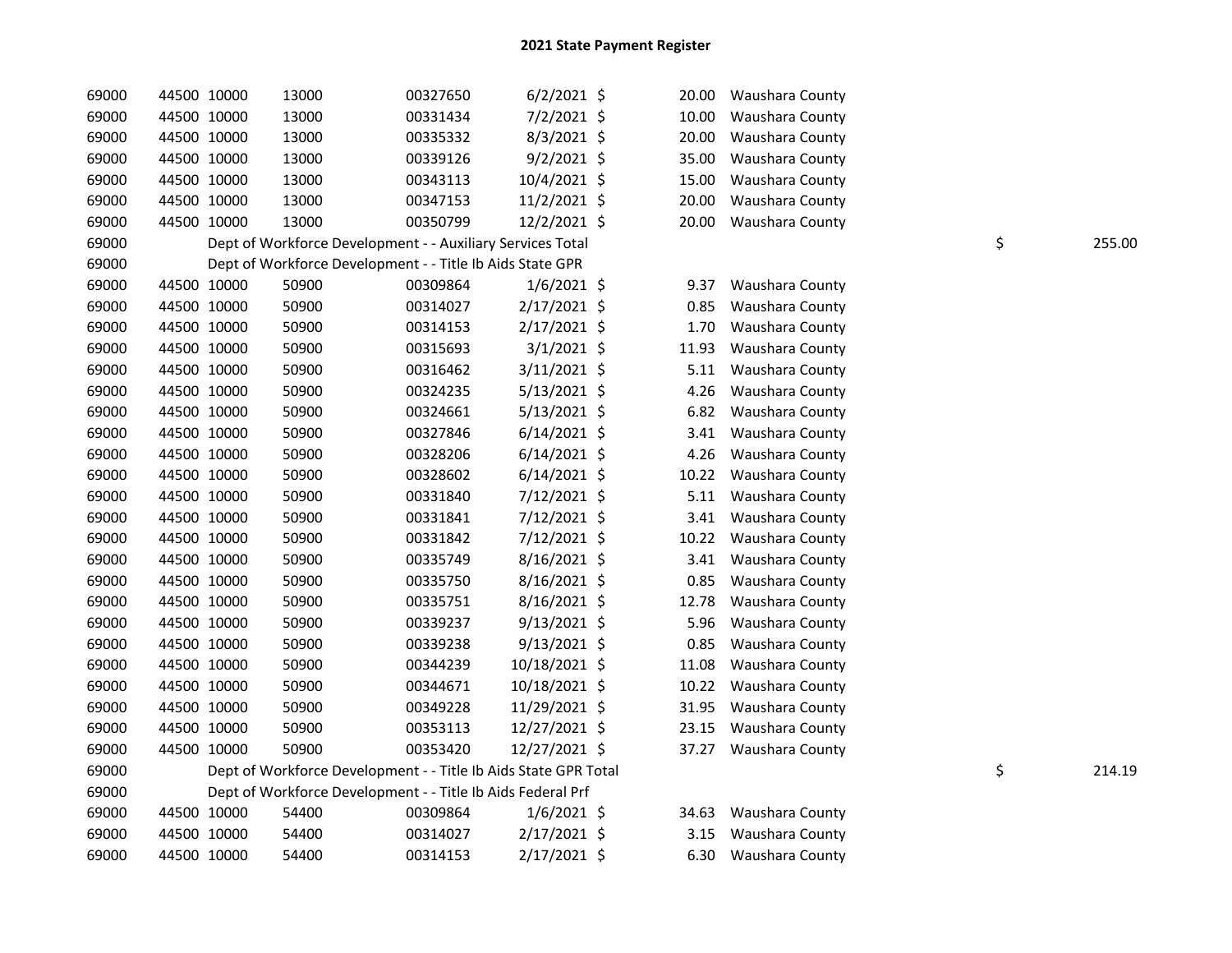# 2021 State Payment Register

| | | | | | | | | | |
|---|---|---|---|---|---|---|---|---|---|
| 69000 | 44500 | 10000 | 13000 | 00327650 | 6/2/2021 | $ 20.00 | Waushara County | | |
| 69000 | 44500 | 10000 | 13000 | 00331434 | 7/2/2021 | $ 10.00 | Waushara County | | |
| 69000 | 44500 | 10000 | 13000 | 00335332 | 8/3/2021 | $ 20.00 | Waushara County | | |
| 69000 | 44500 | 10000 | 13000 | 00339126 | 9/2/2021 | $ 35.00 | Waushara County | | |
| 69000 | 44500 | 10000 | 13000 | 00343113 | 10/4/2021 | $ 15.00 | Waushara County | | |
| 69000 | 44500 | 10000 | 13000 | 00347153 | 11/2/2021 | $ 20.00 | Waushara County | | |
| 69000 | 44500 | 10000 | 13000 | 00350799 | 12/2/2021 | $ 20.00 | Waushara County | | |
| 69000 | | Dept of Workforce Development - - Auxiliary Services Total | | | | | | $ | 255.00 |
| 69000 | | Dept of Workforce Development - - Title Ib Aids State GPR | | | | | | | |
| 69000 | 44500 | 10000 | 50900 | 00309864 | 1/6/2021 | $ 9.37 | Waushara County | | |
| 69000 | 44500 | 10000 | 50900 | 00314027 | 2/17/2021 | $ 0.85 | Waushara County | | |
| 69000 | 44500 | 10000 | 50900 | 00314153 | 2/17/2021 | $ 1.70 | Waushara County | | |
| 69000 | 44500 | 10000 | 50900 | 00315693 | 3/1/2021 | $ 11.93 | Waushara County | | |
| 69000 | 44500 | 10000 | 50900 | 00316462 | 3/11/2021 | $ 5.11 | Waushara County | | |
| 69000 | 44500 | 10000 | 50900 | 00324235 | 5/13/2021 | $ 4.26 | Waushara County | | |
| 69000 | 44500 | 10000 | 50900 | 00324661 | 5/13/2021 | $ 6.82 | Waushara County | | |
| 69000 | 44500 | 10000 | 50900 | 00327846 | 6/14/2021 | $ 3.41 | Waushara County | | |
| 69000 | 44500 | 10000 | 50900 | 00328206 | 6/14/2021 | $ 4.26 | Waushara County | | |
| 69000 | 44500 | 10000 | 50900 | 00328602 | 6/14/2021 | $ 10.22 | Waushara County | | |
| 69000 | 44500 | 10000 | 50900 | 00331840 | 7/12/2021 | $ 5.11 | Waushara County | | |
| 69000 | 44500 | 10000 | 50900 | 00331841 | 7/12/2021 | $ 3.41 | Waushara County | | |
| 69000 | 44500 | 10000 | 50900 | 00331842 | 7/12/2021 | $ 10.22 | Waushara County | | |
| 69000 | 44500 | 10000 | 50900 | 00335749 | 8/16/2021 | $ 3.41 | Waushara County | | |
| 69000 | 44500 | 10000 | 50900 | 00335750 | 8/16/2021 | $ 0.85 | Waushara County | | |
| 69000 | 44500 | 10000 | 50900 | 00335751 | 8/16/2021 | $ 12.78 | Waushara County | | |
| 69000 | 44500 | 10000 | 50900 | 00339237 | 9/13/2021 | $ 5.96 | Waushara County | | |
| 69000 | 44500 | 10000 | 50900 | 00339238 | 9/13/2021 | $ 0.85 | Waushara County | | |
| 69000 | 44500 | 10000 | 50900 | 00344239 | 10/18/2021 | $ 11.08 | Waushara County | | |
| 69000 | 44500 | 10000 | 50900 | 00344671 | 10/18/2021 | $ 10.22 | Waushara County | | |
| 69000 | 44500 | 10000 | 50900 | 00349228 | 11/29/2021 | $ 31.95 | Waushara County | | |
| 69000 | 44500 | 10000 | 50900 | 00353113 | 12/27/2021 | $ 23.15 | Waushara County | | |
| 69000 | 44500 | 10000 | 50900 | 00353420 | 12/27/2021 | $ 37.27 | Waushara County | | |
| 69000 | | Dept of Workforce Development - - Title Ib Aids State GPR Total | | | | | | $ | 214.19 |
| 69000 | | Dept of Workforce Development - - Title Ib Aids Federal Prf | | | | | | | |
| 69000 | 44500 | 10000 | 54400 | 00309864 | 1/6/2021 | $ 34.63 | Waushara County | | |
| 69000 | 44500 | 10000 | 54400 | 00314027 | 2/17/2021 | $ 3.15 | Waushara County | | |
| 69000 | 44500 | 10000 | 54400 | 00314153 | 2/17/2021 | $ 6.30 | Waushara County | | |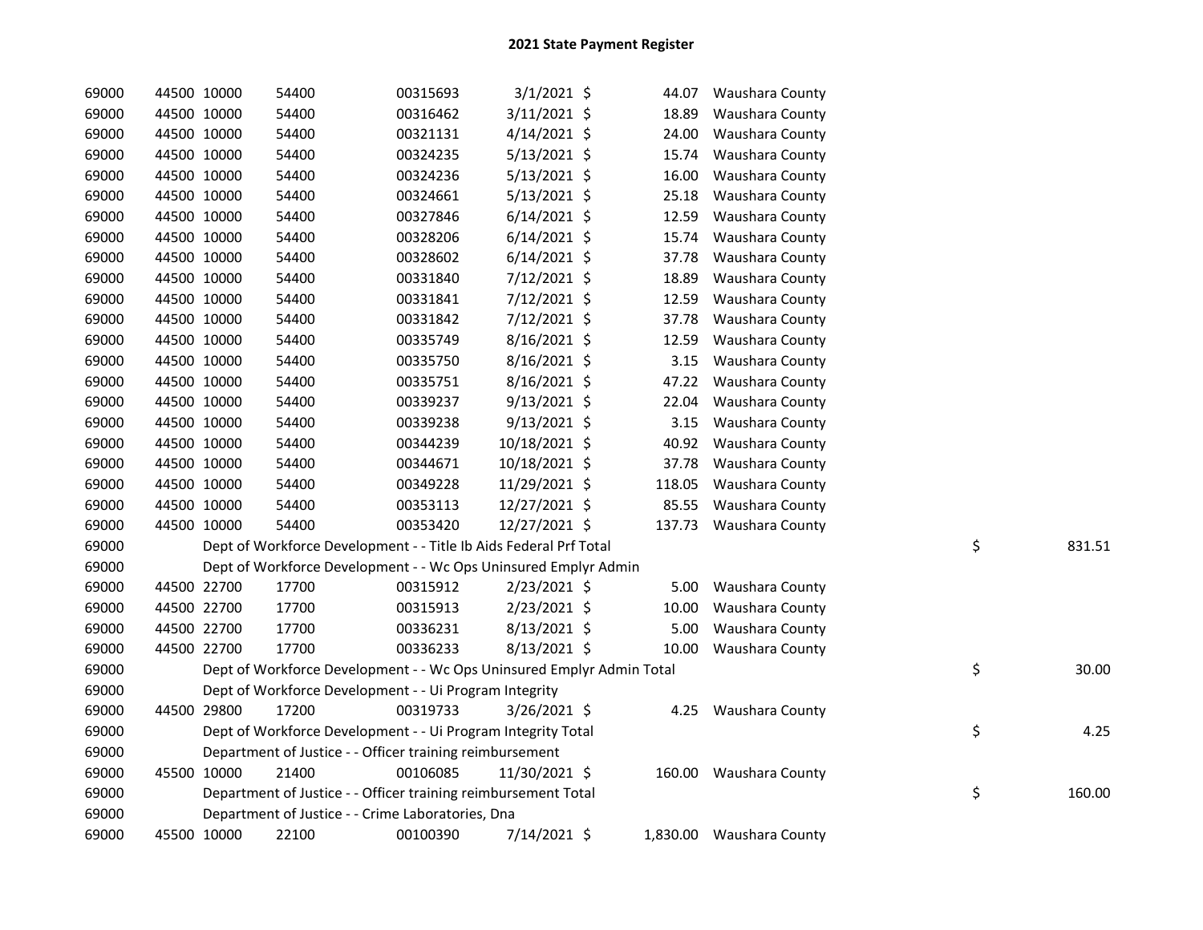# 2021 State Payment Register

| | | | | | | | | | |
|---|---|---|---|---|---|---|---|---|---|
| 69000 | 44500 | 10000 | 54400 | 00315693 | 3/1/2021 | $ 44.07 | Waushara County | | |
| 69000 | 44500 | 10000 | 54400 | 00316462 | 3/11/2021 | $ 18.89 | Waushara County | | |
| 69000 | 44500 | 10000 | 54400 | 00321131 | 4/14/2021 | $ 24.00 | Waushara County | | |
| 69000 | 44500 | 10000 | 54400 | 00324235 | 5/13/2021 | $ 15.74 | Waushara County | | |
| 69000 | 44500 | 10000 | 54400 | 00324236 | 5/13/2021 | $ 16.00 | Waushara County | | |
| 69000 | 44500 | 10000 | 54400 | 00324661 | 5/13/2021 | $ 25.18 | Waushara County | | |
| 69000 | 44500 | 10000 | 54400 | 00327846 | 6/14/2021 | $ 12.59 | Waushara County | | |
| 69000 | 44500 | 10000 | 54400 | 00328206 | 6/14/2021 | $ 15.74 | Waushara County | | |
| 69000 | 44500 | 10000 | 54400 | 00328602 | 6/14/2021 | $ 37.78 | Waushara County | | |
| 69000 | 44500 | 10000 | 54400 | 00331840 | 7/12/2021 | $ 18.89 | Waushara County | | |
| 69000 | 44500 | 10000 | 54400 | 00331841 | 7/12/2021 | $ 12.59 | Waushara County | | |
| 69000 | 44500 | 10000 | 54400 | 00331842 | 7/12/2021 | $ 37.78 | Waushara County | | |
| 69000 | 44500 | 10000 | 54400 | 00335749 | 8/16/2021 | $ 12.59 | Waushara County | | |
| 69000 | 44500 | 10000 | 54400 | 00335750 | 8/16/2021 | $ 3.15 | Waushara County | | |
| 69000 | 44500 | 10000 | 54400 | 00335751 | 8/16/2021 | $ 47.22 | Waushara County | | |
| 69000 | 44500 | 10000 | 54400 | 00339237 | 9/13/2021 | $ 22.04 | Waushara County | | |
| 69000 | 44500 | 10000 | 54400 | 00339238 | 9/13/2021 | $ 3.15 | Waushara County | | |
| 69000 | 44500 | 10000 | 54400 | 00344239 | 10/18/2021 | $ 40.92 | Waushara County | | |
| 69000 | 44500 | 10000 | 54400 | 00344671 | 10/18/2021 | $ 37.78 | Waushara County | | |
| 69000 | 44500 | 10000 | 54400 | 00349228 | 11/29/2021 | $ 118.05 | Waushara County | | |
| 69000 | 44500 | 10000 | 54400 | 00353113 | 12/27/2021 | $ 85.55 | Waushara County | | |
| 69000 | 44500 | 10000 | 54400 | 00353420 | 12/27/2021 | $ 137.73 | Waushara County | | |
| 69000 | | Dept of Workforce Development - - Title Ib Aids Federal Prf Total | | | | | | $ | 831.51 |
| 69000 | | Dept of Workforce Development - - Wc Ops Uninsured Emplyr Admin | | | | | | | |
| 69000 | 44500 | 22700 | 17700 | 00315912 | 2/23/2021 | $ 5.00 | Waushara County | | |
| 69000 | 44500 | 22700 | 17700 | 00315913 | 2/23/2021 | $ 10.00 | Waushara County | | |
| 69000 | 44500 | 22700 | 17700 | 00336231 | 8/13/2021 | $ 5.00 | Waushara County | | |
| 69000 | 44500 | 22700 | 17700 | 00336233 | 8/13/2021 | $ 10.00 | Waushara County | | |
| 69000 | | Dept of Workforce Development - - Wc Ops Uninsured Emplyr Admin Total | | | | | | $ | 30.00 |
| 69000 | | Dept of Workforce Development - - Ui Program Integrity | | | | | | | |
| 69000 | 44500 | 29800 | 17200 | 00319733 | 3/26/2021 | $ 4.25 | Waushara County | | |
| 69000 | | Dept of Workforce Development - - Ui Program Integrity Total | | | | | | $ | 4.25 |
| 69000 | | Department of Justice - - Officer training reimbursement | | | | | | | |
| 69000 | 45500 | 10000 | 21400 | 00106085 | 11/30/2021 | $ 160.00 | Waushara County | | |
| 69000 | | Department of Justice - - Officer training reimbursement Total | | | | | | $ | 160.00 |
| 69000 | | Department of Justice - - Crime Laboratories, Dna | | | | | | | |
| 69000 | 45500 | 10000 | 22100 | 00100390 | 7/14/2021 | $ 1,830.00 | Waushara County | | |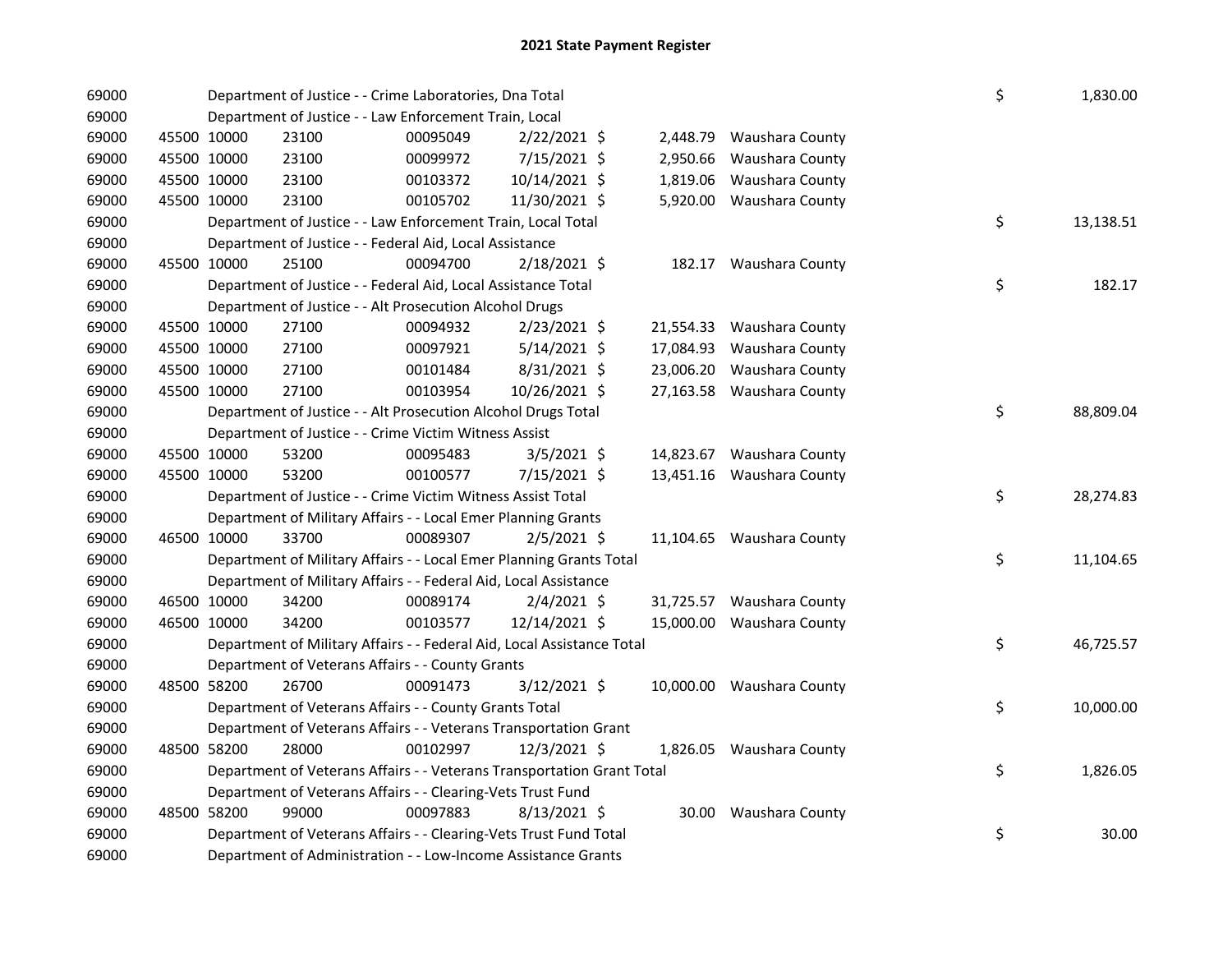# 2021 State Payment Register

| | | | | | | | | | |
|---|---|---|---|---|---|---|---|---|---|
| 69000 | | Department of Justice - - Crime Laboratories, Dna Total | | | | | | $ | 1,830.00 |
| 69000 | | Department of Justice - - Law Enforcement Train, Local | | | | | | | |
| 69000 | 45500 | 10000 | 23100 | 00095049 | 2/22/2021 $ | 2,448.79 | Waushara County | | |
| 69000 | 45500 | 10000 | 23100 | 00099972 | 7/15/2021 $ | 2,950.66 | Waushara County | | |
| 69000 | 45500 | 10000 | 23100 | 00103372 | 10/14/2021 $ | 1,819.06 | Waushara County | | |
| 69000 | 45500 | 10000 | 23100 | 00105702 | 11/30/2021 $ | 5,920.00 | Waushara County | | |
| 69000 | | Department of Justice - - Law Enforcement Train, Local Total | | | | | | $ | 13,138.51 |
| 69000 | | Department of Justice - - Federal Aid, Local Assistance | | | | | | | |
| 69000 | 45500 | 10000 | 25100 | 00094700 | 2/18/2021 $ | 182.17 | Waushara County | | |
| 69000 | | Department of Justice - - Federal Aid, Local Assistance Total | | | | | | $ | 182.17 |
| 69000 | | Department of Justice - - Alt Prosecution Alcohol Drugs | | | | | | | |
| 69000 | 45500 | 10000 | 27100 | 00094932 | 2/23/2021 $ | 21,554.33 | Waushara County | | |
| 69000 | 45500 | 10000 | 27100 | 00097921 | 5/14/2021 $ | 17,084.93 | Waushara County | | |
| 69000 | 45500 | 10000 | 27100 | 00101484 | 8/31/2021 $ | 23,006.20 | Waushara County | | |
| 69000 | 45500 | 10000 | 27100 | 00103954 | 10/26/2021 $ | 27,163.58 | Waushara County | | |
| 69000 | | Department of Justice - - Alt Prosecution Alcohol Drugs Total | | | | | | $ | 88,809.04 |
| 69000 | | Department of Justice - - Crime Victim Witness Assist | | | | | | | |
| 69000 | 45500 | 10000 | 53200 | 00095483 | 3/5/2021 $ | 14,823.67 | Waushara County | | |
| 69000 | 45500 | 10000 | 53200 | 00100577 | 7/15/2021 $ | 13,451.16 | Waushara County | | |
| 69000 | | Department of Justice - - Crime Victim Witness Assist Total | | | | | | $ | 28,274.83 |
| 69000 | | Department of Military Affairs - - Local Emer Planning Grants | | | | | | | |
| 69000 | 46500 | 10000 | 33700 | 00089307 | 2/5/2021 $ | 11,104.65 | Waushara County | | |
| 69000 | | Department of Military Affairs - - Local Emer Planning Grants Total | | | | | | $ | 11,104.65 |
| 69000 | | Department of Military Affairs - - Federal Aid, Local Assistance | | | | | | | |
| 69000 | 46500 | 10000 | 34200 | 00089174 | 2/4/2021 $ | 31,725.57 | Waushara County | | |
| 69000 | 46500 | 10000 | 34200 | 00103577 | 12/14/2021 $ | 15,000.00 | Waushara County | | |
| 69000 | | Department of Military Affairs - - Federal Aid, Local Assistance Total | | | | | | $ | 46,725.57 |
| 69000 | | Department of Veterans Affairs - - County Grants | | | | | | | |
| 69000 | 48500 | 58200 | 26700 | 00091473 | 3/12/2021 $ | 10,000.00 | Waushara County | | |
| 69000 | | Department of Veterans Affairs - - County Grants Total | | | | | | $ | 10,000.00 |
| 69000 | | Department of Veterans Affairs - - Veterans Transportation Grant | | | | | | | |
| 69000 | 48500 | 58200 | 28000 | 00102997 | 12/3/2021 $ | 1,826.05 | Waushara County | | |
| 69000 | | Department of Veterans Affairs - - Veterans Transportation Grant Total | | | | | | $ | 1,826.05 |
| 69000 | | Department of Veterans Affairs - - Clearing-Vets Trust Fund | | | | | | | |
| 69000 | 48500 | 58200 | 99000 | 00097883 | 8/13/2021 $ | 30.00 | Waushara County | | |
| 69000 | | Department of Veterans Affairs - - Clearing-Vets Trust Fund Total | | | | | | $ | 30.00 |
| 69000 | | Department of Administration - - Low-Income Assistance Grants | | | | | | | |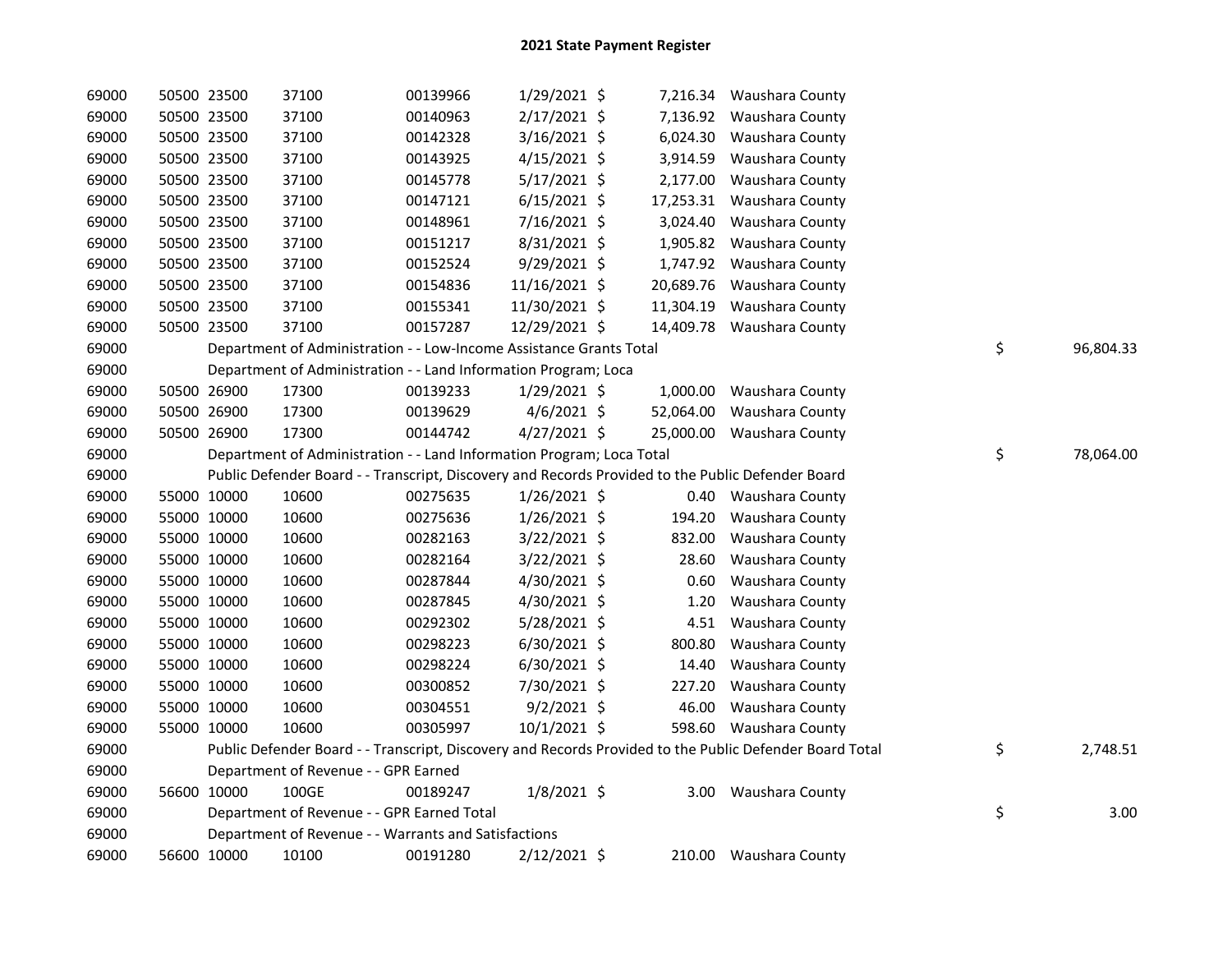# 2021 State Payment Register

| | | | | | | | | |
|---|---|---|---|---|---|---|---|---|
| 69000 | 50500 | 23500 | 37100 | 00139966 | 1/29/2021 | $ 7,216.34 | Waushara County | |
| 69000 | 50500 | 23500 | 37100 | 00140963 | 2/17/2021 | $ 7,136.92 | Waushara County | |
| 69000 | 50500 | 23500 | 37100 | 00142328 | 3/16/2021 | $ 6,024.30 | Waushara County | |
| 69000 | 50500 | 23500 | 37100 | 00143925 | 4/15/2021 | $ 3,914.59 | Waushara County | |
| 69000 | 50500 | 23500 | 37100 | 00145778 | 5/17/2021 | $ 2,177.00 | Waushara County | |
| 69000 | 50500 | 23500 | 37100 | 00147121 | 6/15/2021 | $ 17,253.31 | Waushara County | |
| 69000 | 50500 | 23500 | 37100 | 00148961 | 7/16/2021 | $ 3,024.40 | Waushara County | |
| 69000 | 50500 | 23500 | 37100 | 00151217 | 8/31/2021 | $ 1,905.82 | Waushara County | |
| 69000 | 50500 | 23500 | 37100 | 00152524 | 9/29/2021 | $ 1,747.92 | Waushara County | |
| 69000 | 50500 | 23500 | 37100 | 00154836 | 11/16/2021 | $ 20,689.76 | Waushara County | |
| 69000 | 50500 | 23500 | 37100 | 00155341 | 11/30/2021 | $ 11,304.19 | Waushara County | |
| 69000 | 50500 | 23500 | 37100 | 00157287 | 12/29/2021 | $ 14,409.78 | Waushara County | |
| 69000 | | Department of Administration - - Low-Income Assistance Grants Total | | | | | | $ 96,804.33 |
| 69000 | | Department of Administration - - Land Information Program; Loca | | | | | | |
| 69000 | 50500 | 26900 | 17300 | 00139233 | 1/29/2021 | $ 1,000.00 | Waushara County | |
| 69000 | 50500 | 26900 | 17300 | 00139629 | 4/6/2021 | $ 52,064.00 | Waushara County | |
| 69000 | 50500 | 26900 | 17300 | 00144742 | 4/27/2021 | $ 25,000.00 | Waushara County | |
| 69000 | | Department of Administration - - Land Information Program; Loca Total | | | | | | $ 78,064.00 |
| 69000 | | Public Defender Board - - Transcript, Discovery and Records Provided to the Public Defender Board | | | | | | |
| 69000 | 55000 | 10000 | 10600 | 00275635 | 1/26/2021 | $ 0.40 | Waushara County | |
| 69000 | 55000 | 10000 | 10600 | 00275636 | 1/26/2021 | $ 194.20 | Waushara County | |
| 69000 | 55000 | 10000 | 10600 | 00282163 | 3/22/2021 | $ 832.00 | Waushara County | |
| 69000 | 55000 | 10000 | 10600 | 00282164 | 3/22/2021 | $ 28.60 | Waushara County | |
| 69000 | 55000 | 10000 | 10600 | 00287844 | 4/30/2021 | $ 0.60 | Waushara County | |
| 69000 | 55000 | 10000 | 10600 | 00287845 | 4/30/2021 | $ 1.20 | Waushara County | |
| 69000 | 55000 | 10000 | 10600 | 00292302 | 5/28/2021 | $ 4.51 | Waushara County | |
| 69000 | 55000 | 10000 | 10600 | 00298223 | 6/30/2021 | $ 800.80 | Waushara County | |
| 69000 | 55000 | 10000 | 10600 | 00298224 | 6/30/2021 | $ 14.40 | Waushara County | |
| 69000 | 55000 | 10000 | 10600 | 00300852 | 7/30/2021 | $ 227.20 | Waushara County | |
| 69000 | 55000 | 10000 | 10600 | 00304551 | 9/2/2021 | $ 46.00 | Waushara County | |
| 69000 | 55000 | 10000 | 10600 | 00305997 | 10/1/2021 | $ 598.60 | Waushara County | |
| 69000 | | Public Defender Board - - Transcript, Discovery and Records Provided to the Public Defender Board Total | | | | | | $ 2,748.51 |
| 69000 | | Department of Revenue - - GPR Earned | | | | | | |
| 69000 | 56600 | 10000 | 100GE | 00189247 | 1/8/2021 | $ 3.00 | Waushara County | |
| 69000 | | Department of Revenue - - GPR Earned Total | | | | | | $ 3.00 |
| 69000 | | Department of Revenue - - Warrants and Satisfactions | | | | | | |
| 69000 | 56600 | 10000 | 10100 | 00191280 | 2/12/2021 | $ 210.00 | Waushara County | |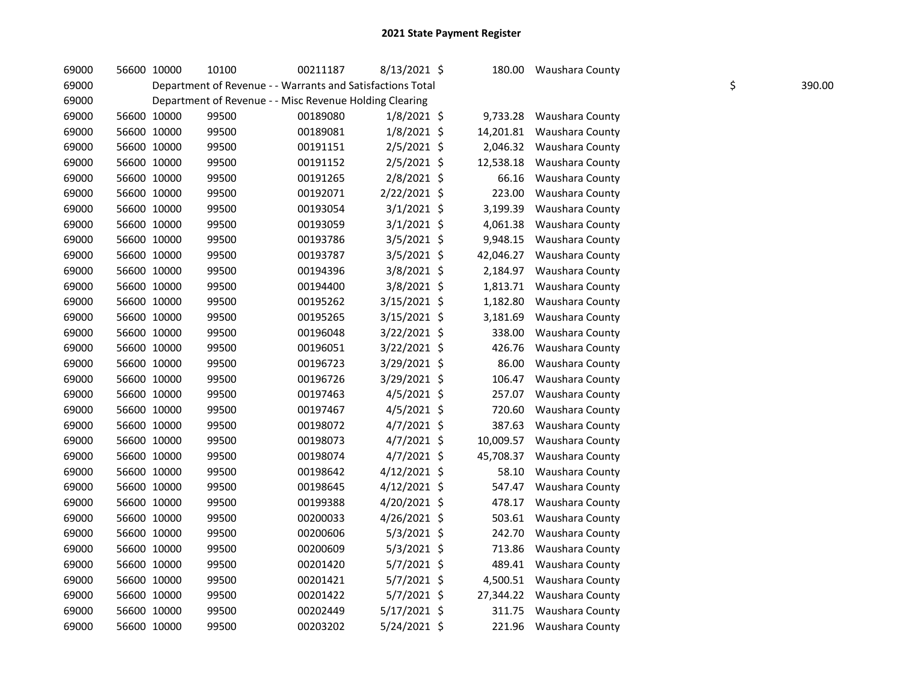# 2021 State Payment Register

| | | | | | | | | | |
|---|---|---|---|---|---|---|---|---|---|
| 69000 | 56600 | 10000 | 10100 | 00211187 | 8/13/2021 | $ | 180.00 | Waushara County | |
| 69000 | | Department of Revenue - - Warrants and Satisfactions Total | | | | | | | $ 390.00 |
| 69000 | | Department of Revenue - - Misc Revenue Holding Clearing | | | | | | | |
| 69000 | 56600 | 10000 | 99500 | 00189080 | 1/8/2021 | $ | 9,733.28 | Waushara County | |
| 69000 | 56600 | 10000 | 99500 | 00189081 | 1/8/2021 | $ | 14,201.81 | Waushara County | |
| 69000 | 56600 | 10000 | 99500 | 00191151 | 2/5/2021 | $ | 2,046.32 | Waushara County | |
| 69000 | 56600 | 10000 | 99500 | 00191152 | 2/5/2021 | $ | 12,538.18 | Waushara County | |
| 69000 | 56600 | 10000 | 99500 | 00191265 | 2/8/2021 | $ | 66.16 | Waushara County | |
| 69000 | 56600 | 10000 | 99500 | 00192071 | 2/22/2021 | $ | 223.00 | Waushara County | |
| 69000 | 56600 | 10000 | 99500 | 00193054 | 3/1/2021 | $ | 3,199.39 | Waushara County | |
| 69000 | 56600 | 10000 | 99500 | 00193059 | 3/1/2021 | $ | 4,061.38 | Waushara County | |
| 69000 | 56600 | 10000 | 99500 | 00193786 | 3/5/2021 | $ | 9,948.15 | Waushara County | |
| 69000 | 56600 | 10000 | 99500 | 00193787 | 3/5/2021 | $ | 42,046.27 | Waushara County | |
| 69000 | 56600 | 10000 | 99500 | 00194396 | 3/8/2021 | $ | 2,184.97 | Waushara County | |
| 69000 | 56600 | 10000 | 99500 | 00194400 | 3/8/2021 | $ | 1,813.71 | Waushara County | |
| 69000 | 56600 | 10000 | 99500 | 00195262 | 3/15/2021 | $ | 1,182.80 | Waushara County | |
| 69000 | 56600 | 10000 | 99500 | 00195265 | 3/15/2021 | $ | 3,181.69 | Waushara County | |
| 69000 | 56600 | 10000 | 99500 | 00196048 | 3/22/2021 | $ | 338.00 | Waushara County | |
| 69000 | 56600 | 10000 | 99500 | 00196051 | 3/22/2021 | $ | 426.76 | Waushara County | |
| 69000 | 56600 | 10000 | 99500 | 00196723 | 3/29/2021 | $ | 86.00 | Waushara County | |
| 69000 | 56600 | 10000 | 99500 | 00196726 | 3/29/2021 | $ | 106.47 | Waushara County | |
| 69000 | 56600 | 10000 | 99500 | 00197463 | 4/5/2021 | $ | 257.07 | Waushara County | |
| 69000 | 56600 | 10000 | 99500 | 00197467 | 4/5/2021 | $ | 720.60 | Waushara County | |
| 69000 | 56600 | 10000 | 99500 | 00198072 | 4/7/2021 | $ | 387.63 | Waushara County | |
| 69000 | 56600 | 10000 | 99500 | 00198073 | 4/7/2021 | $ | 10,009.57 | Waushara County | |
| 69000 | 56600 | 10000 | 99500 | 00198074 | 4/7/2021 | $ | 45,708.37 | Waushara County | |
| 69000 | 56600 | 10000 | 99500 | 00198642 | 4/12/2021 | $ | 58.10 | Waushara County | |
| 69000 | 56600 | 10000 | 99500 | 00198645 | 4/12/2021 | $ | 547.47 | Waushara County | |
| 69000 | 56600 | 10000 | 99500 | 00199388 | 4/20/2021 | $ | 478.17 | Waushara County | |
| 69000 | 56600 | 10000 | 99500 | 00200033 | 4/26/2021 | $ | 503.61 | Waushara County | |
| 69000 | 56600 | 10000 | 99500 | 00200606 | 5/3/2021 | $ | 242.70 | Waushara County | |
| 69000 | 56600 | 10000 | 99500 | 00200609 | 5/3/2021 | $ | 713.86 | Waushara County | |
| 69000 | 56600 | 10000 | 99500 | 00201420 | 5/7/2021 | $ | 489.41 | Waushara County | |
| 69000 | 56600 | 10000 | 99500 | 00201421 | 5/7/2021 | $ | 4,500.51 | Waushara County | |
| 69000 | 56600 | 10000 | 99500 | 00201422 | 5/7/2021 | $ | 27,344.22 | Waushara County | |
| 69000 | 56600 | 10000 | 99500 | 00202449 | 5/17/2021 | $ | 311.75 | Waushara County | |
| 69000 | 56600 | 10000 | 99500 | 00203202 | 5/24/2021 | $ | 221.96 | Waushara County | |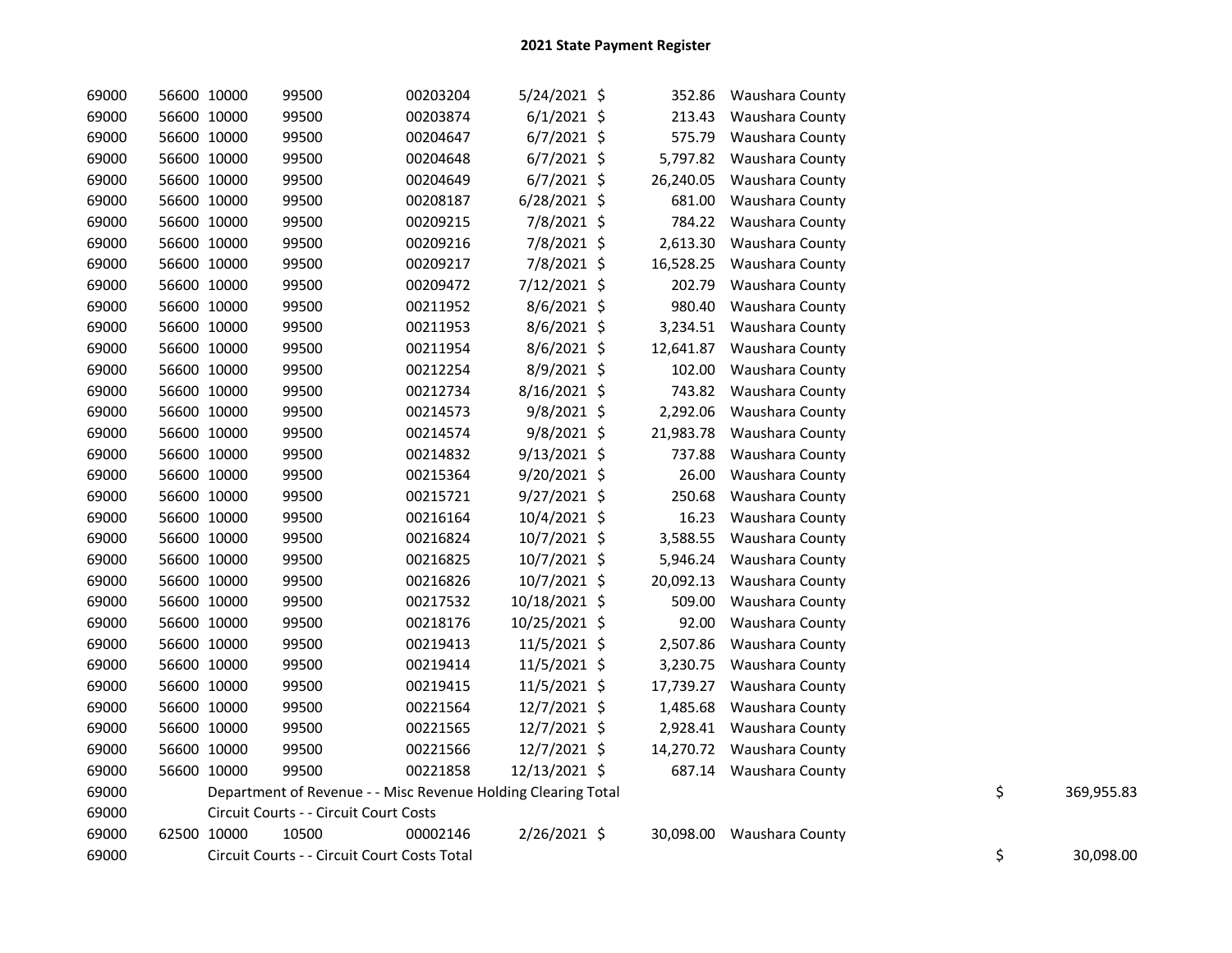# 2021 State Payment Register

| | | | | | | | | | | |
|---|---|---|---|---|---|---|---|---|---|---|
| 69000 | 56600 | 10000 | 99500 | 00203204 | 5/24/2021 | $ | 352.86 | Waushara County | | |
| 69000 | 56600 | 10000 | 99500 | 00203874 | 6/1/2021 | $ | 213.43 | Waushara County | | |
| 69000 | 56600 | 10000 | 99500 | 00204647 | 6/7/2021 | $ | 575.79 | Waushara County | | |
| 69000 | 56600 | 10000 | 99500 | 00204648 | 6/7/2021 | $ | 5,797.82 | Waushara County | | |
| 69000 | 56600 | 10000 | 99500 | 00204649 | 6/7/2021 | $ | 26,240.05 | Waushara County | | |
| 69000 | 56600 | 10000 | 99500 | 00208187 | 6/28/2021 | $ | 681.00 | Waushara County | | |
| 69000 | 56600 | 10000 | 99500 | 00209215 | 7/8/2021 | $ | 784.22 | Waushara County | | |
| 69000 | 56600 | 10000 | 99500 | 00209216 | 7/8/2021 | $ | 2,613.30 | Waushara County | | |
| 69000 | 56600 | 10000 | 99500 | 00209217 | 7/8/2021 | $ | 16,528.25 | Waushara County | | |
| 69000 | 56600 | 10000 | 99500 | 00209472 | 7/12/2021 | $ | 202.79 | Waushara County | | |
| 69000 | 56600 | 10000 | 99500 | 00211952 | 8/6/2021 | $ | 980.40 | Waushara County | | |
| 69000 | 56600 | 10000 | 99500 | 00211953 | 8/6/2021 | $ | 3,234.51 | Waushara County | | |
| 69000 | 56600 | 10000 | 99500 | 00211954 | 8/6/2021 | $ | 12,641.87 | Waushara County | | |
| 69000 | 56600 | 10000 | 99500 | 00212254 | 8/9/2021 | $ | 102.00 | Waushara County | | |
| 69000 | 56600 | 10000 | 99500 | 00212734 | 8/16/2021 | $ | 743.82 | Waushara County | | |
| 69000 | 56600 | 10000 | 99500 | 00214573 | 9/8/2021 | $ | 2,292.06 | Waushara County | | |
| 69000 | 56600 | 10000 | 99500 | 00214574 | 9/8/2021 | $ | 21,983.78 | Waushara County | | |
| 69000 | 56600 | 10000 | 99500 | 00214832 | 9/13/2021 | $ | 737.88 | Waushara County | | |
| 69000 | 56600 | 10000 | 99500 | 00215364 | 9/20/2021 | $ | 26.00 | Waushara County | | |
| 69000 | 56600 | 10000 | 99500 | 00215721 | 9/27/2021 | $ | 250.68 | Waushara County | | |
| 69000 | 56600 | 10000 | 99500 | 00216164 | 10/4/2021 | $ | 16.23 | Waushara County | | |
| 69000 | 56600 | 10000 | 99500 | 00216824 | 10/7/2021 | $ | 3,588.55 | Waushara County | | |
| 69000 | 56600 | 10000 | 99500 | 00216825 | 10/7/2021 | $ | 5,946.24 | Waushara County | | |
| 69000 | 56600 | 10000 | 99500 | 00216826 | 10/7/2021 | $ | 20,092.13 | Waushara County | | |
| 69000 | 56600 | 10000 | 99500 | 00217532 | 10/18/2021 | $ | 509.00 | Waushara County | | |
| 69000 | 56600 | 10000 | 99500 | 00218176 | 10/25/2021 | $ | 92.00 | Waushara County | | |
| 69000 | 56600 | 10000 | 99500 | 00219413 | 11/5/2021 | $ | 2,507.86 | Waushara County | | |
| 69000 | 56600 | 10000 | 99500 | 00219414 | 11/5/2021 | $ | 3,230.75 | Waushara County | | |
| 69000 | 56600 | 10000 | 99500 | 00219415 | 11/5/2021 | $ | 17,739.27 | Waushara County | | |
| 69000 | 56600 | 10000 | 99500 | 00221564 | 12/7/2021 | $ | 1,485.68 | Waushara County | | |
| 69000 | 56600 | 10000 | 99500 | 00221565 | 12/7/2021 | $ | 2,928.41 | Waushara County | | |
| 69000 | 56600 | 10000 | 99500 | 00221566 | 12/7/2021 | $ | 14,270.72 | Waushara County | | |
| 69000 | 56600 | 10000 | 99500 | 00221858 | 12/13/2021 | $ | 687.14 | Waushara County | | |
| 69000 | | Department of Revenue - - Misc Revenue Holding Clearing Total | | | | | | | $ | 369,955.83 |
| 69000 | | Circuit Courts - - Circuit Court Costs | | | | | | | | |
| 69000 | 62500 | 10000 | 10500 | 00002146 | 2/26/2021 | $ | 30,098.00 | Waushara County | | |
| 69000 | | Circuit Courts - - Circuit Court Costs Total | | | | | | | $ | 30,098.00 |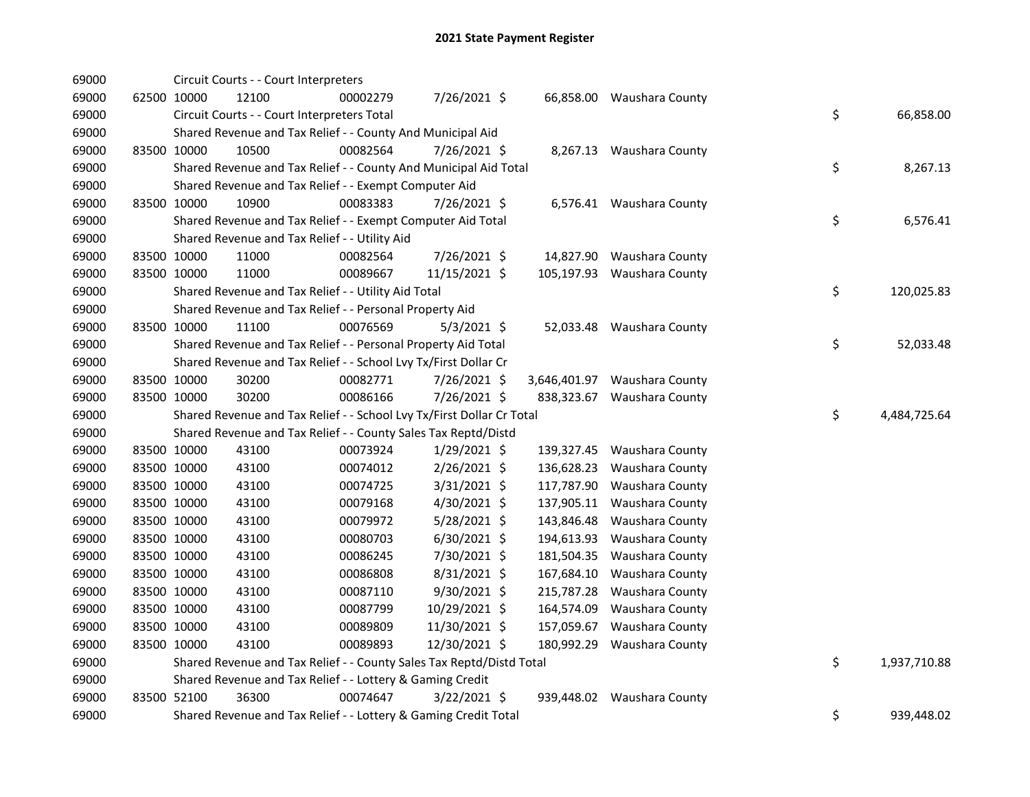# 2021 State Payment Register

| | | | | | | | | | |
|---|---|---|---|---|---|---|---|---|---|
| 69000 | | Circuit Courts - - Court Interpreters | | | | | | | |
| 69000 | 62500 | 10000 | 12100 | 00002279 | 7/26/2021 | $ 66,858.00 | Waushara County | | |
| 69000 | | Circuit Courts - - Court Interpreters Total | | | | | | $ | 66,858.00 |
| 69000 | | Shared Revenue and Tax Relief - - County And Municipal Aid | | | | | | | |
| 69000 | 83500 | 10000 | 10500 | 00082564 | 7/26/2021 | $ 8,267.13 | Waushara County | | |
| 69000 | | Shared Revenue and Tax Relief - - County And Municipal Aid Total | | | | | | $ | 8,267.13 |
| 69000 | | Shared Revenue and Tax Relief - - Exempt Computer Aid | | | | | | | |
| 69000 | 83500 | 10000 | 10900 | 00083383 | 7/26/2021 | $ 6,576.41 | Waushara County | | |
| 69000 | | Shared Revenue and Tax Relief - - Exempt Computer Aid Total | | | | | | $ | 6,576.41 |
| 69000 | | Shared Revenue and Tax Relief - - Utility Aid | | | | | | | |
| 69000 | 83500 | 10000 | 11000 | 00082564 | 7/26/2021 | $ 14,827.90 | Waushara County | | |
| 69000 | 83500 | 10000 | 11000 | 00089667 | 11/15/2021 | $ 105,197.93 | Waushara County | | |
| 69000 | | Shared Revenue and Tax Relief - - Utility Aid Total | | | | | | $ | 120,025.83 |
| 69000 | | Shared Revenue and Tax Relief - - Personal Property Aid | | | | | | | |
| 69000 | 83500 | 10000 | 11100 | 00076569 | 5/3/2021 | $ 52,033.48 | Waushara County | | |
| 69000 | | Shared Revenue and Tax Relief - - Personal Property Aid Total | | | | | | $ | 52,033.48 |
| 69000 | | Shared Revenue and Tax Relief - - School Lvy Tx/First Dollar Cr | | | | | | | |
| 69000 | 83500 | 10000 | 30200 | 00082771 | 7/26/2021 | $ 3,646,401.97 | Waushara County | | |
| 69000 | 83500 | 10000 | 30200 | 00086166 | 7/26/2021 | $ 838,323.67 | Waushara County | | |
| 69000 | | Shared Revenue and Tax Relief - - School Lvy Tx/First Dollar Cr Total | | | | | | $ | 4,484,725.64 |
| 69000 | | Shared Revenue and Tax Relief - - County Sales Tax Reptd/Distd | | | | | | | |
| 69000 | 83500 | 10000 | 43100 | 00073924 | 1/29/2021 | $ 139,327.45 | Waushara County | | |
| 69000 | 83500 | 10000 | 43100 | 00074012 | 2/26/2021 | $ 136,628.23 | Waushara County | | |
| 69000 | 83500 | 10000 | 43100 | 00074725 | 3/31/2021 | $ 117,787.90 | Waushara County | | |
| 69000 | 83500 | 10000 | 43100 | 00079168 | 4/30/2021 | $ 137,905.11 | Waushara County | | |
| 69000 | 83500 | 10000 | 43100 | 00079972 | 5/28/2021 | $ 143,846.48 | Waushara County | | |
| 69000 | 83500 | 10000 | 43100 | 00080703 | 6/30/2021 | $ 194,613.93 | Waushara County | | |
| 69000 | 83500 | 10000 | 43100 | 00086245 | 7/30/2021 | $ 181,504.35 | Waushara County | | |
| 69000 | 83500 | 10000 | 43100 | 00086808 | 8/31/2021 | $ 167,684.10 | Waushara County | | |
| 69000 | 83500 | 10000 | 43100 | 00087110 | 9/30/2021 | $ 215,787.28 | Waushara County | | |
| 69000 | 83500 | 10000 | 43100 | 00087799 | 10/29/2021 | $ 164,574.09 | Waushara County | | |
| 69000 | 83500 | 10000 | 43100 | 00089809 | 11/30/2021 | $ 157,059.67 | Waushara County | | |
| 69000 | 83500 | 10000 | 43100 | 00089893 | 12/30/2021 | $ 180,992.29 | Waushara County | | |
| 69000 | | Shared Revenue and Tax Relief - - County Sales Tax Reptd/Distd Total | | | | | | $ | 1,937,710.88 |
| 69000 | | Shared Revenue and Tax Relief - - Lottery & Gaming Credit | | | | | | | |
| 69000 | 83500 | 52100 | 36300 | 00074647 | 3/22/2021 | $ 939,448.02 | Waushara County | | |
| 69000 | | Shared Revenue and Tax Relief - - Lottery & Gaming Credit Total | | | | | | $ | 939,448.02 |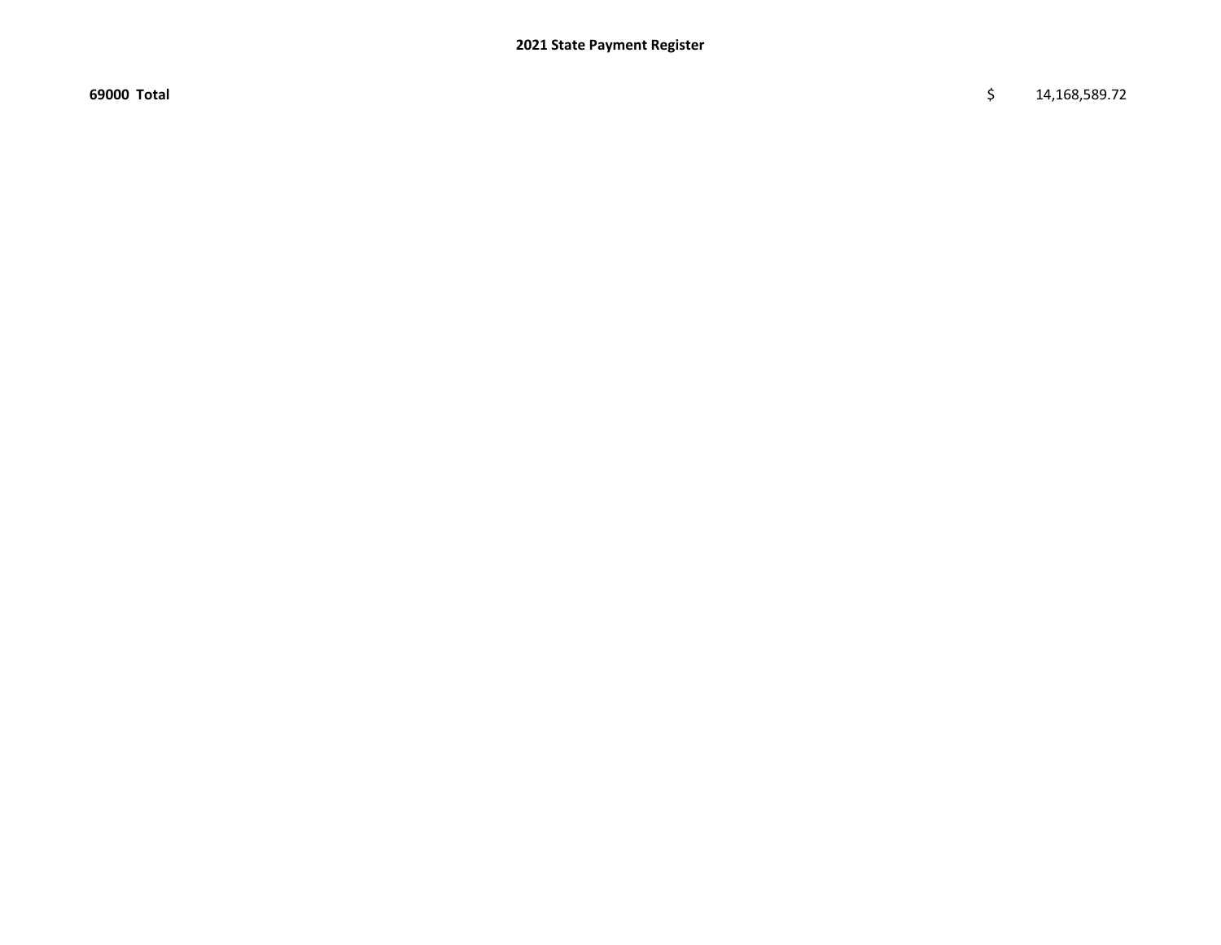**2021 State Payment Register**

| | | |
|---|---|---|
| **69000 Total** | $ | 14,168,589.72 |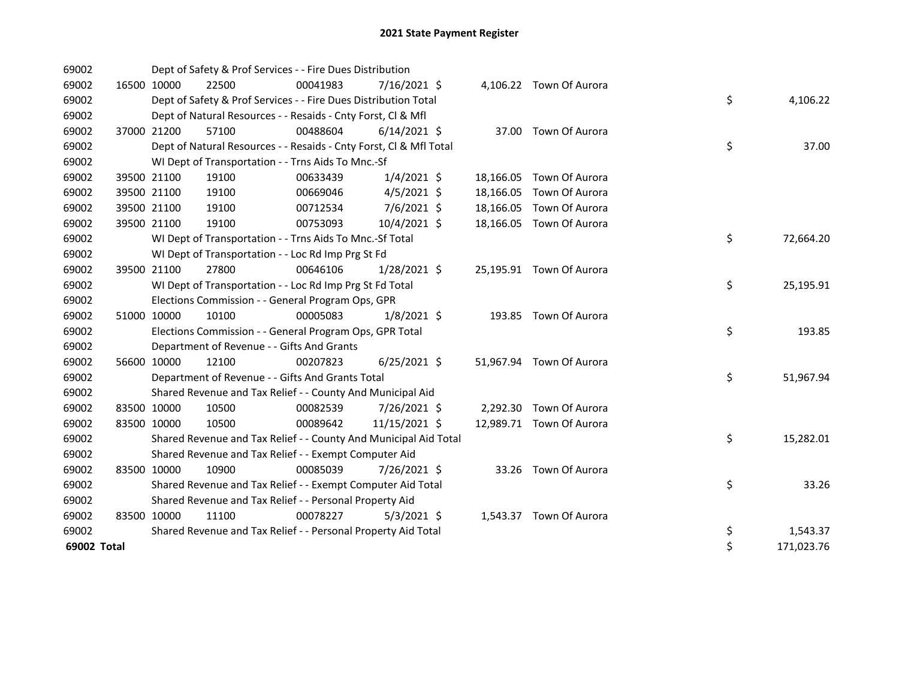# 2021 State Payment Register

| | | | | | | | | | |
|---|---|---|---|---|---|---|---|---|---|
| 69002 | | | Dept of Safety & Prof Services - - Fire Dues Distribution | | | | | | |
| 69002 | 16500 | 10000 | 22500 | 00041983 | 7/16/2021 | $ | 4,106.22 | Town Of Aurora | |
| 69002 | | | Dept of Safety & Prof Services - - Fire Dues Distribution Total | | | | | | $ 4,106.22 |
| 69002 | | | Dept of Natural Resources - - Resaids - Cnty Forst, Cl & Mfl | | | | | | |
| 69002 | 37000 | 21200 | 57100 | 00488604 | 6/14/2021 | $ | 37.00 | Town Of Aurora | |
| 69002 | | | Dept of Natural Resources - - Resaids - Cnty Forst, Cl & Mfl Total | | | | | | $ 37.00 |
| 69002 | | | WI Dept of Transportation - - Trns Aids To Mnc.-Sf | | | | | | |
| 69002 | 39500 | 21100 | 19100 | 00633439 | 1/4/2021 | $ | 18,166.05 | Town Of Aurora | |
| 69002 | 39500 | 21100 | 19100 | 00669046 | 4/5/2021 | $ | 18,166.05 | Town Of Aurora | |
| 69002 | 39500 | 21100 | 19100 | 00712534 | 7/6/2021 | $ | 18,166.05 | Town Of Aurora | |
| 69002 | 39500 | 21100 | 19100 | 00753093 | 10/4/2021 | $ | 18,166.05 | Town Of Aurora | |
| 69002 | | | WI Dept of Transportation - - Trns Aids To Mnc.-Sf Total | | | | | | $ 72,664.20 |
| 69002 | | | WI Dept of Transportation - - Loc Rd Imp Prg St Fd | | | | | | |
| 69002 | 39500 | 21100 | 27800 | 00646106 | 1/28/2021 | $ | 25,195.91 | Town Of Aurora | |
| 69002 | | | WI Dept of Transportation - - Loc Rd Imp Prg St Fd Total | | | | | | $ 25,195.91 |
| 69002 | | | Elections Commission - - General Program Ops, GPR | | | | | | |
| 69002 | 51000 | 10000 | 10100 | 00005083 | 1/8/2021 | $ | 193.85 | Town Of Aurora | |
| 69002 | | | Elections Commission - - General Program Ops, GPR Total | | | | | | $ 193.85 |
| 69002 | | | Department of Revenue - - Gifts And Grants | | | | | | |
| 69002 | 56600 | 10000 | 12100 | 00207823 | 6/25/2021 | $ | 51,967.94 | Town Of Aurora | |
| 69002 | | | Department of Revenue - - Gifts And Grants Total | | | | | | $ 51,967.94 |
| 69002 | | | Shared Revenue and Tax Relief - - County And Municipal Aid | | | | | | |
| 69002 | 83500 | 10000 | 10500 | 00082539 | 7/26/2021 | $ | 2,292.30 | Town Of Aurora | |
| 69002 | 83500 | 10000 | 10500 | 00089642 | 11/15/2021 | $ | 12,989.71 | Town Of Aurora | |
| 69002 | | | Shared Revenue and Tax Relief - - County And Municipal Aid Total | | | | | | $ 15,282.01 |
| 69002 | | | Shared Revenue and Tax Relief - - Exempt Computer Aid | | | | | | |
| 69002 | 83500 | 10000 | 10900 | 00085039 | 7/26/2021 | $ | 33.26 | Town Of Aurora | |
| 69002 | | | Shared Revenue and Tax Relief - - Exempt Computer Aid Total | | | | | | $ 33.26 |
| 69002 | | | Shared Revenue and Tax Relief - - Personal Property Aid | | | | | | |
| 69002 | 83500 | 10000 | 11100 | 00078227 | 5/3/2021 | $ | 1,543.37 | Town Of Aurora | |
| 69002 | | | Shared Revenue and Tax Relief - - Personal Property Aid Total | | | | | | $ 1,543.37 |
| **69002 Total** | | | | | | | | | $ 171,023.76 |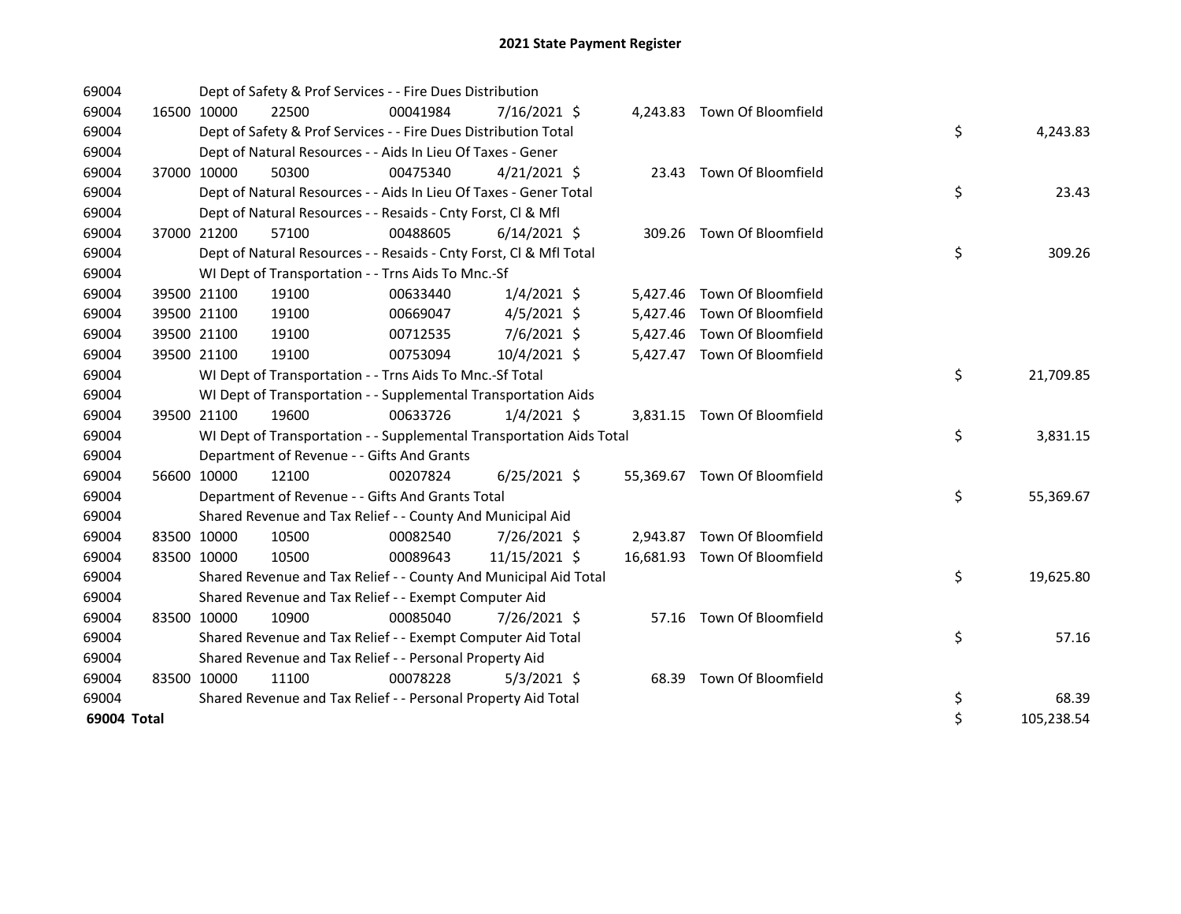# 2021 State Payment Register

| | | | | | | | | | |
|---|---|---|---|---|---|---|---|---|---|
| 69004 | | | Dept of Safety & Prof Services - - Fire Dues Distribution | | | | | | |
| 69004 | 16500 | 10000 | 22500 | 00041984 | 7/16/2021 | $ | 4,243.83 | Town Of Bloomfield | |
| 69004 | | | Dept of Safety & Prof Services - - Fire Dues Distribution Total | | | | | | $ 4,243.83 |
| 69004 | | | Dept of Natural Resources - - Aids In Lieu Of Taxes - Gener | | | | | | |
| 69004 | 37000 | 10000 | 50300 | 00475340 | 4/21/2021 | $ | 23.43 | Town Of Bloomfield | |
| 69004 | | | Dept of Natural Resources - - Aids In Lieu Of Taxes - Gener Total | | | | | | $ 23.43 |
| 69004 | | | Dept of Natural Resources - - Resaids - Cnty Forst, Cl & Mfl | | | | | | |
| 69004 | 37000 | 21200 | 57100 | 00488605 | 6/14/2021 | $ | 309.26 | Town Of Bloomfield | |
| 69004 | | | Dept of Natural Resources - - Resaids - Cnty Forst, Cl & Mfl Total | | | | | | $ 309.26 |
| 69004 | | | WI Dept of Transportation - - Trns Aids To Mnc.-Sf | | | | | | |
| 69004 | 39500 | 21100 | 19100 | 00633440 | 1/4/2021 | $ | 5,427.46 | Town Of Bloomfield | |
| 69004 | 39500 | 21100 | 19100 | 00669047 | 4/5/2021 | $ | 5,427.46 | Town Of Bloomfield | |
| 69004 | 39500 | 21100 | 19100 | 00712535 | 7/6/2021 | $ | 5,427.46 | Town Of Bloomfield | |
| 69004 | 39500 | 21100 | 19100 | 00753094 | 10/4/2021 | $ | 5,427.47 | Town Of Bloomfield | |
| 69004 | | | WI Dept of Transportation - - Trns Aids To Mnc.-Sf Total | | | | | | $ 21,709.85 |
| 69004 | | | WI Dept of Transportation - - Supplemental Transportation Aids | | | | | | |
| 69004 | 39500 | 21100 | 19600 | 00633726 | 1/4/2021 | $ | 3,831.15 | Town Of Bloomfield | |
| 69004 | | | WI Dept of Transportation - - Supplemental Transportation Aids Total | | | | | | $ 3,831.15 |
| 69004 | | | Department of Revenue - - Gifts And Grants | | | | | | |
| 69004 | 56600 | 10000 | 12100 | 00207824 | 6/25/2021 | $ | 55,369.67 | Town Of Bloomfield | |
| 69004 | | | Department of Revenue - - Gifts And Grants Total | | | | | | $ 55,369.67 |
| 69004 | | | Shared Revenue and Tax Relief - - County And Municipal Aid | | | | | | |
| 69004 | 83500 | 10000 | 10500 | 00082540 | 7/26/2021 | $ | 2,943.87 | Town Of Bloomfield | |
| 69004 | 83500 | 10000 | 10500 | 00089643 | 11/15/2021 | $ | 16,681.93 | Town Of Bloomfield | |
| 69004 | | | Shared Revenue and Tax Relief - - County And Municipal Aid Total | | | | | | $ 19,625.80 |
| 69004 | | | Shared Revenue and Tax Relief - - Exempt Computer Aid | | | | | | |
| 69004 | 83500 | 10000 | 10900 | 00085040 | 7/26/2021 | $ | 57.16 | Town Of Bloomfield | |
| 69004 | | | Shared Revenue and Tax Relief - - Exempt Computer Aid Total | | | | | | $ 57.16 |
| 69004 | | | Shared Revenue and Tax Relief - - Personal Property Aid | | | | | | |
| 69004 | 83500 | 10000 | 11100 | 00078228 | 5/3/2021 | $ | 68.39 | Town Of Bloomfield | |
| 69004 | | | Shared Revenue and Tax Relief - - Personal Property Aid Total | | | | | | $ 68.39 |
| **69004 Total** | | | | | | | | | $ 105,238.54 |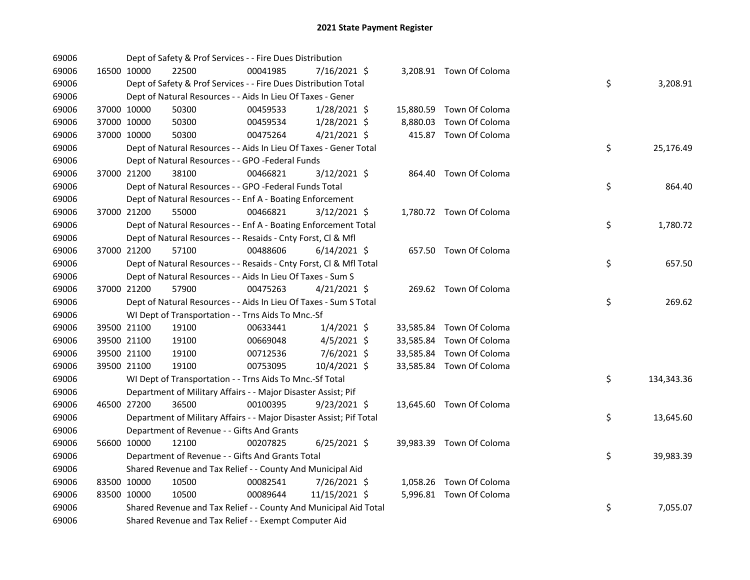# 2021 State Payment Register

| | | | | | | | | | |
|---|---|---|---|---|---|---|---|---|---|
| 69006 | | Dept of Safety & Prof Services - - Fire Dues Distribution | | | | | | | |
| 69006 | 16500 | 10000 | 22500 | 00041985 | 7/16/2021 $ | 3,208.91 | Town Of Coloma | | |
| 69006 | | Dept of Safety & Prof Services - - Fire Dues Distribution Total | | | | | | $ | 3,208.91 |
| 69006 | | Dept of Natural Resources - - Aids In Lieu Of Taxes - Gener | | | | | | | |
| 69006 | 37000 | 10000 | 50300 | 00459533 | 1/28/2021 $ | 15,880.59 | Town Of Coloma | | |
| 69006 | 37000 | 10000 | 50300 | 00459534 | 1/28/2021 $ | 8,880.03 | Town Of Coloma | | |
| 69006 | 37000 | 10000 | 50300 | 00475264 | 4/21/2021 $ | 415.87 | Town Of Coloma | | |
| 69006 | | Dept of Natural Resources - - Aids In Lieu Of Taxes - Gener Total | | | | | | $ | 25,176.49 |
| 69006 | | Dept of Natural Resources - - GPO -Federal Funds | | | | | | | |
| 69006 | 37000 | 21200 | 38100 | 00466821 | 3/12/2021 $ | 864.40 | Town Of Coloma | | |
| 69006 | | Dept of Natural Resources - - GPO -Federal Funds Total | | | | | | $ | 864.40 |
| 69006 | | Dept of Natural Resources - - Enf A - Boating Enforcement | | | | | | | |
| 69006 | 37000 | 21200 | 55000 | 00466821 | 3/12/2021 $ | 1,780.72 | Town Of Coloma | | |
| 69006 | | Dept of Natural Resources - - Enf A - Boating Enforcement Total | | | | | | $ | 1,780.72 |
| 69006 | | Dept of Natural Resources - - Resaids - Cnty Forst, Cl & Mfl | | | | | | | |
| 69006 | 37000 | 21200 | 57100 | 00488606 | 6/14/2021 $ | 657.50 | Town Of Coloma | | |
| 69006 | | Dept of Natural Resources - - Resaids - Cnty Forst, Cl & Mfl Total | | | | | | $ | 657.50 |
| 69006 | | Dept of Natural Resources - - Aids In Lieu Of Taxes - Sum S | | | | | | | |
| 69006 | 37000 | 21200 | 57900 | 00475263 | 4/21/2021 $ | 269.62 | Town Of Coloma | | |
| 69006 | | Dept of Natural Resources - - Aids In Lieu Of Taxes - Sum S Total | | | | | | $ | 269.62 |
| 69006 | | WI Dept of Transportation - - Trns Aids To Mnc.-Sf | | | | | | | |
| 69006 | 39500 | 21100 | 19100 | 00633441 | 1/4/2021 $ | 33,585.84 | Town Of Coloma | | |
| 69006 | 39500 | 21100 | 19100 | 00669048 | 4/5/2021 $ | 33,585.84 | Town Of Coloma | | |
| 69006 | 39500 | 21100 | 19100 | 00712536 | 7/6/2021 $ | 33,585.84 | Town Of Coloma | | |
| 69006 | 39500 | 21100 | 19100 | 00753095 | 10/4/2021 $ | 33,585.84 | Town Of Coloma | | |
| 69006 | | WI Dept of Transportation - - Trns Aids To Mnc.-Sf Total | | | | | | $ | 134,343.36 |
| 69006 | | Department of Military Affairs - - Major Disaster Assist; Pif | | | | | | | |
| 69006 | 46500 | 27200 | 36500 | 00100395 | 9/23/2021 $ | 13,645.60 | Town Of Coloma | | |
| 69006 | | Department of Military Affairs - - Major Disaster Assist; Pif Total | | | | | | $ | 13,645.60 |
| 69006 | | Department of Revenue - - Gifts And Grants | | | | | | | |
| 69006 | 56600 | 10000 | 12100 | 00207825 | 6/25/2021 $ | 39,983.39 | Town Of Coloma | | |
| 69006 | | Department of Revenue - - Gifts And Grants Total | | | | | | $ | 39,983.39 |
| 69006 | | Shared Revenue and Tax Relief - - County And Municipal Aid | | | | | | | |
| 69006 | 83500 | 10000 | 10500 | 00082541 | 7/26/2021 $ | 1,058.26 | Town Of Coloma | | |
| 69006 | 83500 | 10000 | 10500 | 00089644 | 11/15/2021 $ | 5,996.81 | Town Of Coloma | | |
| 69006 | | Shared Revenue and Tax Relief - - County And Municipal Aid Total | | | | | | $ | 7,055.07 |
| 69006 | | Shared Revenue and Tax Relief - - Exempt Computer Aid | | | | | | | |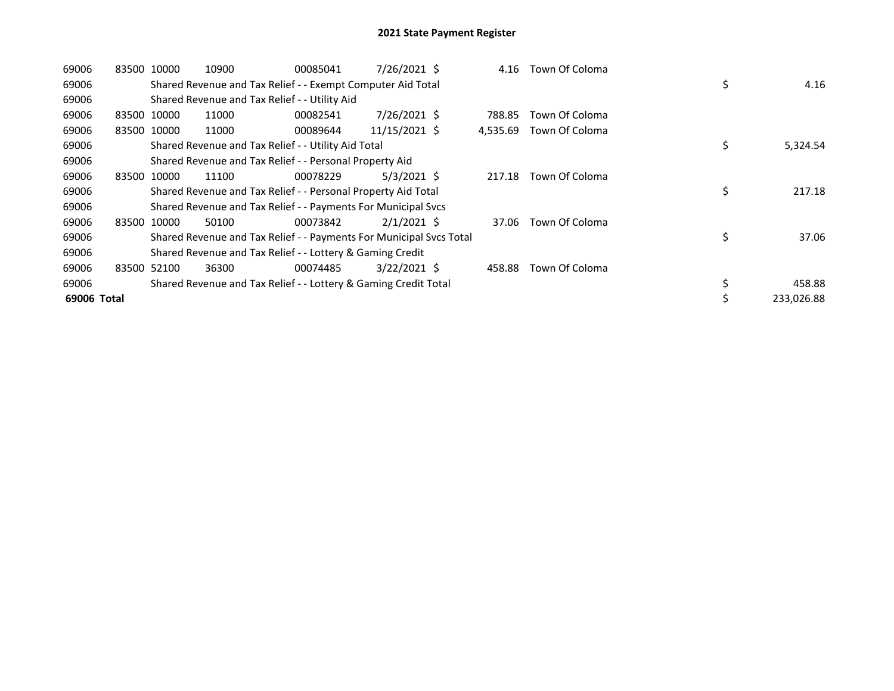# 2021 State Payment Register

| | | | | | | | | | |
|---|---|---|---|---|---|---|---|---|---|
| 69006 | 83500 | 10000 | 10900 | 00085041 | 7/26/2021 | $ 4.16 | Town Of Coloma | | |
| 69006 | | Shared Revenue and Tax Relief - - Exempt Computer Aid Total | | | | | | $ | 4.16 |
| 69006 | | Shared Revenue and Tax Relief - - Utility Aid | | | | | | | |
| 69006 | 83500 | 10000 | 11000 | 00082541 | 7/26/2021 | $ 788.85 | Town Of Coloma | | |
| 69006 | 83500 | 10000 | 11000 | 00089644 | 11/15/2021 | $ 4,535.69 | Town Of Coloma | | |
| 69006 | | Shared Revenue and Tax Relief - - Utility Aid Total | | | | | | $ | 5,324.54 |
| 69006 | | Shared Revenue and Tax Relief - - Personal Property Aid | | | | | | | |
| 69006 | 83500 | 10000 | 11100 | 00078229 | 5/3/2021 | $ 217.18 | Town Of Coloma | | |
| 69006 | | Shared Revenue and Tax Relief - - Personal Property Aid Total | | | | | | $ | 217.18 |
| 69006 | | Shared Revenue and Tax Relief - - Payments For Municipal Svcs | | | | | | | |
| 69006 | 83500 | 10000 | 50100 | 00073842 | 2/1/2021 | $ 37.06 | Town Of Coloma | | |
| 69006 | | Shared Revenue and Tax Relief - - Payments For Municipal Svcs Total | | | | | | $ | 37.06 |
| 69006 | | Shared Revenue and Tax Relief - - Lottery & Gaming Credit | | | | | | | |
| 69006 | 83500 | 52100 | 36300 | 00074485 | 3/22/2021 | $ 458.88 | Town Of Coloma | | |
| 69006 | | Shared Revenue and Tax Relief - - Lottery & Gaming Credit Total | | | | | | $ | 458.88 |
| **69006 Total** | | | | | | | | $ | 233,026.88 |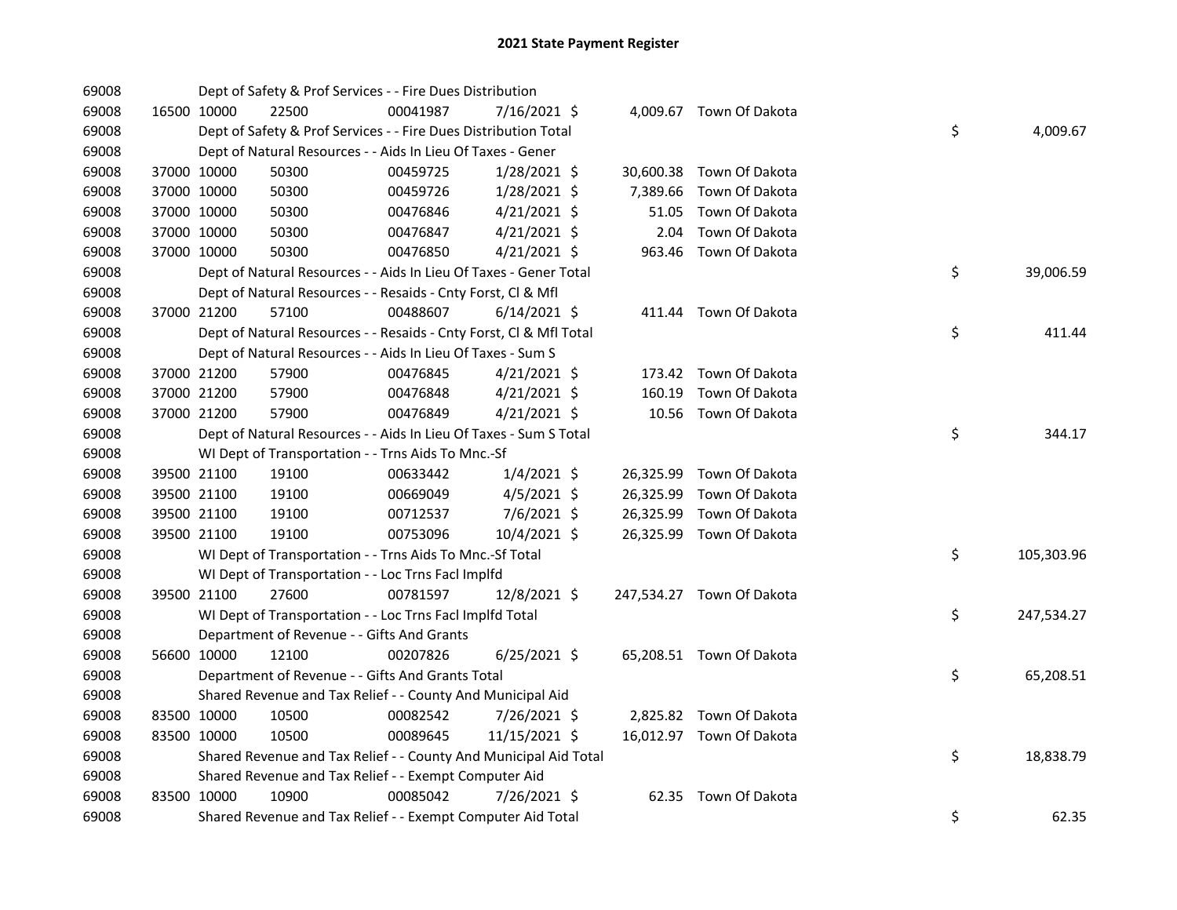# 2021 State Payment Register

| | | | | | | | | | |
|---|---|---|---|---|---|---|---|---|---|
| 69008 | | Dept of Safety & Prof Services - - Fire Dues Distribution | | | | | | | |
| 69008 | 16500 | 10000 | 22500 | 00041987 | 7/16/2021 | $ 4,009.67 | Town Of Dakota | | |
| 69008 | | Dept of Safety & Prof Services - - Fire Dues Distribution Total | | | | | | $ | 4,009.67 |
| 69008 | | Dept of Natural Resources - - Aids In Lieu Of Taxes - Gener | | | | | | | |
| 69008 | 37000 | 10000 | 50300 | 00459725 | 1/28/2021 | $ 30,600.38 | Town Of Dakota | | |
| 69008 | 37000 | 10000 | 50300 | 00459726 | 1/28/2021 | $ 7,389.66 | Town Of Dakota | | |
| 69008 | 37000 | 10000 | 50300 | 00476846 | 4/21/2021 | $ 51.05 | Town Of Dakota | | |
| 69008 | 37000 | 10000 | 50300 | 00476847 | 4/21/2021 | $ 2.04 | Town Of Dakota | | |
| 69008 | 37000 | 10000 | 50300 | 00476850 | 4/21/2021 | $ 963.46 | Town Of Dakota | | |
| 69008 | | Dept of Natural Resources - - Aids In Lieu Of Taxes - Gener Total | | | | | | $ | 39,006.59 |
| 69008 | | Dept of Natural Resources - - Resaids - Cnty Forst, Cl & Mfl | | | | | | | |
| 69008 | 37000 | 21200 | 57100 | 00488607 | 6/14/2021 | $ 411.44 | Town Of Dakota | | |
| 69008 | | Dept of Natural Resources - - Resaids - Cnty Forst, Cl & Mfl Total | | | | | | $ | 411.44 |
| 69008 | | Dept of Natural Resources - - Aids In Lieu Of Taxes - Sum S | | | | | | | |
| 69008 | 37000 | 21200 | 57900 | 00476845 | 4/21/2021 | $ 173.42 | Town Of Dakota | | |
| 69008 | 37000 | 21200 | 57900 | 00476848 | 4/21/2021 | $ 160.19 | Town Of Dakota | | |
| 69008 | 37000 | 21200 | 57900 | 00476849 | 4/21/2021 | $ 10.56 | Town Of Dakota | | |
| 69008 | | Dept of Natural Resources - - Aids In Lieu Of Taxes - Sum S Total | | | | | | $ | 344.17 |
| 69008 | | WI Dept of Transportation - - Trns Aids To Mnc.-Sf | | | | | | | |
| 69008 | 39500 | 21100 | 19100 | 00633442 | 1/4/2021 | $ 26,325.99 | Town Of Dakota | | |
| 69008 | 39500 | 21100 | 19100 | 00669049 | 4/5/2021 | $ 26,325.99 | Town Of Dakota | | |
| 69008 | 39500 | 21100 | 19100 | 00712537 | 7/6/2021 | $ 26,325.99 | Town Of Dakota | | |
| 69008 | 39500 | 21100 | 19100 | 00753096 | 10/4/2021 | $ 26,325.99 | Town Of Dakota | | |
| 69008 | | WI Dept of Transportation - - Trns Aids To Mnc.-Sf Total | | | | | | $ | 105,303.96 |
| 69008 | | WI Dept of Transportation - - Loc Trns Facl Implfd | | | | | | | |
| 69008 | 39500 | 21100 | 27600 | 00781597 | 12/8/2021 | $ 247,534.27 | Town Of Dakota | | |
| 69008 | | WI Dept of Transportation - - Loc Trns Facl Implfd Total | | | | | | $ | 247,534.27 |
| 69008 | | Department of Revenue - - Gifts And Grants | | | | | | | |
| 69008 | 56600 | 10000 | 12100 | 00207826 | 6/25/2021 | $ 65,208.51 | Town Of Dakota | | |
| 69008 | | Department of Revenue - - Gifts And Grants Total | | | | | | $ | 65,208.51 |
| 69008 | | Shared Revenue and Tax Relief - - County And Municipal Aid | | | | | | | |
| 69008 | 83500 | 10000 | 10500 | 00082542 | 7/26/2021 | $ 2,825.82 | Town Of Dakota | | |
| 69008 | 83500 | 10000 | 10500 | 00089645 | 11/15/2021 | $ 16,012.97 | Town Of Dakota | | |
| 69008 | | Shared Revenue and Tax Relief - - County And Municipal Aid Total | | | | | | $ | 18,838.79 |
| 69008 | | Shared Revenue and Tax Relief - - Exempt Computer Aid | | | | | | | |
| 69008 | 83500 | 10000 | 10900 | 00085042 | 7/26/2021 | $ 62.35 | Town Of Dakota | | |
| 69008 | | Shared Revenue and Tax Relief - - Exempt Computer Aid Total | | | | | | $ | 62.35 |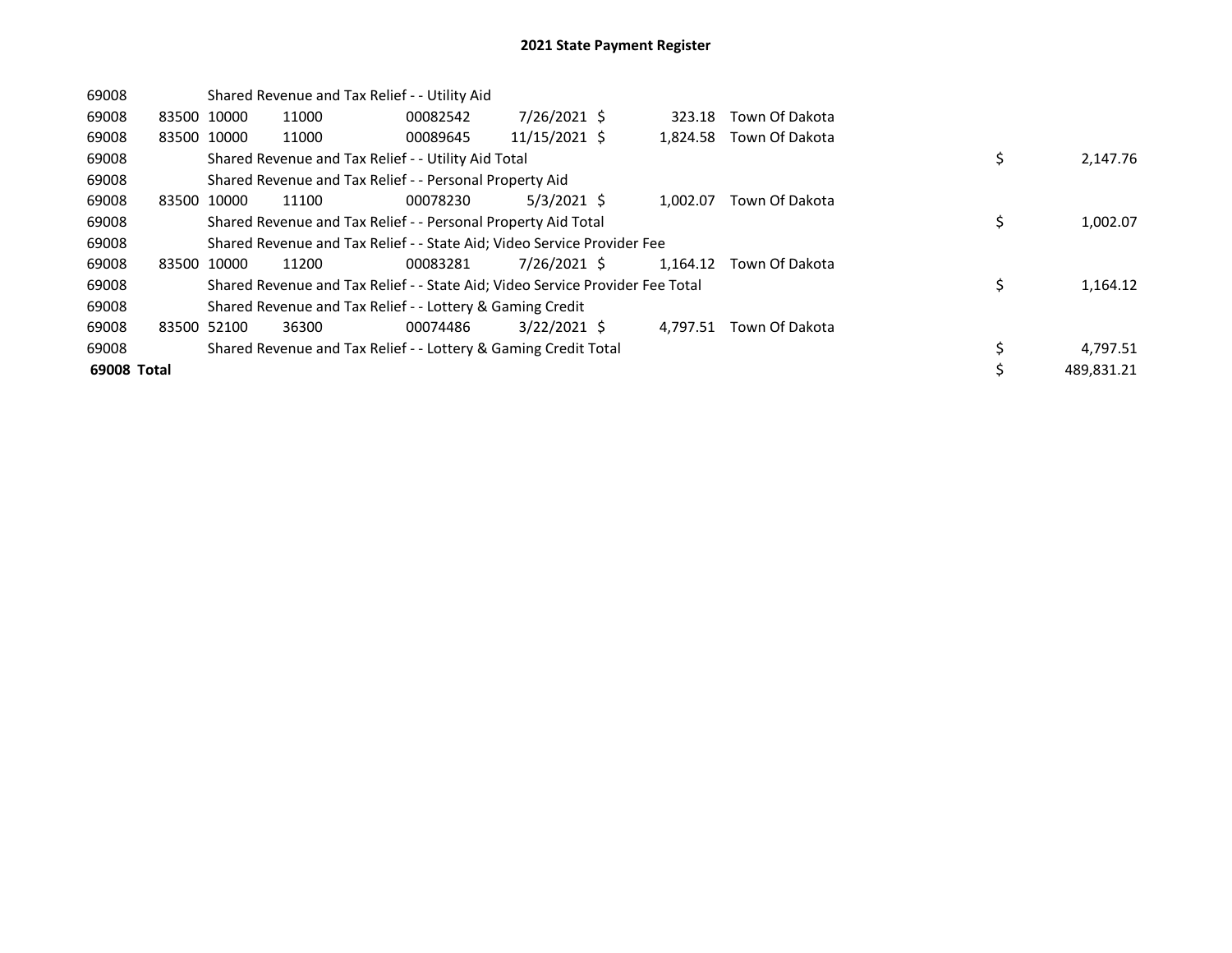# 2021 State Payment Register

| | | | | | | | | | |
|---|---|---|---|---|---|---|---|---|---|
| 69008 | | Shared Revenue and Tax Relief - - Utility Aid | | | | | | | |
| 69008 | 83500 | 10000 | 11000 | 00082542 | 7/26/2021 | $ 323.18 | Town Of Dakota | | |
| 69008 | 83500 | 10000 | 11000 | 00089645 | 11/15/2021 | $ 1,824.58 | Town Of Dakota | | |
| 69008 | | Shared Revenue and Tax Relief - - Utility Aid Total | | | | | | $ | 2,147.76 |
| 69008 | | Shared Revenue and Tax Relief - - Personal Property Aid | | | | | | | |
| 69008 | 83500 | 10000 | 11100 | 00078230 | 5/3/2021 | $ 1,002.07 | Town Of Dakota | | |
| 69008 | | Shared Revenue and Tax Relief - - Personal Property Aid Total | | | | | | $ | 1,002.07 |
| 69008 | | Shared Revenue and Tax Relief - - State Aid; Video Service Provider Fee | | | | | | | |
| 69008 | 83500 | 10000 | 11200 | 00083281 | 7/26/2021 | $ 1,164.12 | Town Of Dakota | | |
| 69008 | | Shared Revenue and Tax Relief - - State Aid; Video Service Provider Fee Total | | | | | | $ | 1,164.12 |
| 69008 | | Shared Revenue and Tax Relief - - Lottery & Gaming Credit | | | | | | | |
| 69008 | 83500 | 52100 | 36300 | 00074486 | 3/22/2021 | $ 4,797.51 | Town Of Dakota | | |
| 69008 | | Shared Revenue and Tax Relief - - Lottery & Gaming Credit Total | | | | | | $ | 4,797.51 |
| **69008 Total** | | | | | | | | $ | 489,831.21 |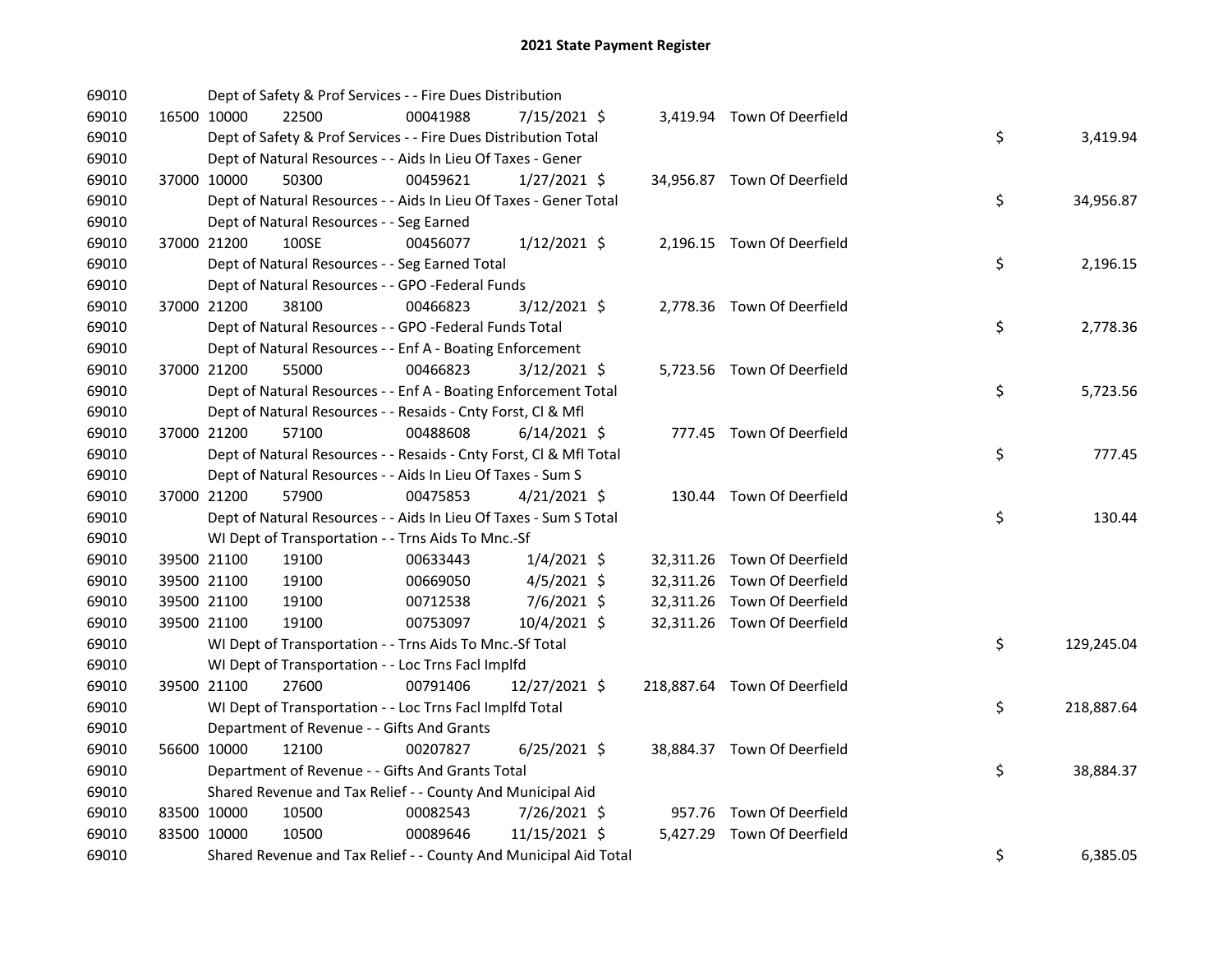# 2021 State Payment Register

| | | | | | | | | | | |
|---|---|---|---|---|---|---|---|---|---|---|
| 69010 | | Dept of Safety & Prof Services - - Fire Dues Distribution | | | | | | | | |
| 69010 | 16500 | 10000 | 22500 | 00041988 | 7/15/2021 | $ | 3,419.94 | Town Of Deerfield | | |
| 69010 | | Dept of Safety & Prof Services - - Fire Dues Distribution Total | | | | | | | $ | 3,419.94 |
| 69010 | | Dept of Natural Resources - - Aids In Lieu Of Taxes - Gener | | | | | | | | |
| 69010 | 37000 | 10000 | 50300 | 00459621 | 1/27/2021 | $ | 34,956.87 | Town Of Deerfield | | |
| 69010 | | Dept of Natural Resources - - Aids In Lieu Of Taxes - Gener Total | | | | | | | $ | 34,956.87 |
| 69010 | | Dept of Natural Resources - - Seg Earned | | | | | | | | |
| 69010 | 37000 | 21200 | 100SE | 00456077 | 1/12/2021 | $ | 2,196.15 | Town Of Deerfield | | |
| 69010 | | Dept of Natural Resources - - Seg Earned Total | | | | | | | $ | 2,196.15 |
| 69010 | | Dept of Natural Resources - - GPO -Federal Funds | | | | | | | | |
| 69010 | 37000 | 21200 | 38100 | 00466823 | 3/12/2021 | $ | 2,778.36 | Town Of Deerfield | | |
| 69010 | | Dept of Natural Resources - - GPO -Federal Funds Total | | | | | | | $ | 2,778.36 |
| 69010 | | Dept of Natural Resources - - Enf A - Boating Enforcement | | | | | | | | |
| 69010 | 37000 | 21200 | 55000 | 00466823 | 3/12/2021 | $ | 5,723.56 | Town Of Deerfield | | |
| 69010 | | Dept of Natural Resources - - Enf A - Boating Enforcement Total | | | | | | | $ | 5,723.56 |
| 69010 | | Dept of Natural Resources - - Resaids - Cnty Forst, Cl & Mfl | | | | | | | | |
| 69010 | 37000 | 21200 | 57100 | 00488608 | 6/14/2021 | $ | 777.45 | Town Of Deerfield | | |
| 69010 | | Dept of Natural Resources - - Resaids - Cnty Forst, Cl & Mfl Total | | | | | | | $ | 777.45 |
| 69010 | | Dept of Natural Resources - - Aids In Lieu Of Taxes - Sum S | | | | | | | | |
| 69010 | 37000 | 21200 | 57900 | 00475853 | 4/21/2021 | $ | 130.44 | Town Of Deerfield | | |
| 69010 | | Dept of Natural Resources - - Aids In Lieu Of Taxes - Sum S Total | | | | | | | $ | 130.44 |
| 69010 | | WI Dept of Transportation - - Trns Aids To Mnc.-Sf | | | | | | | | |
| 69010 | 39500 | 21100 | 19100 | 00633443 | 1/4/2021 | $ | 32,311.26 | Town Of Deerfield | | |
| 69010 | 39500 | 21100 | 19100 | 00669050 | 4/5/2021 | $ | 32,311.26 | Town Of Deerfield | | |
| 69010 | 39500 | 21100 | 19100 | 00712538 | 7/6/2021 | $ | 32,311.26 | Town Of Deerfield | | |
| 69010 | 39500 | 21100 | 19100 | 00753097 | 10/4/2021 | $ | 32,311.26 | Town Of Deerfield | | |
| 69010 | | WI Dept of Transportation - - Trns Aids To Mnc.-Sf Total | | | | | | | $ | 129,245.04 |
| 69010 | | WI Dept of Transportation - - Loc Trns Facl Implfd | | | | | | | | |
| 69010 | 39500 | 21100 | 27600 | 00791406 | 12/27/2021 | $ | 218,887.64 | Town Of Deerfield | | |
| 69010 | | WI Dept of Transportation - - Loc Trns Facl Implfd Total | | | | | | | $ | 218,887.64 |
| 69010 | | Department of Revenue - - Gifts And Grants | | | | | | | | |
| 69010 | 56600 | 10000 | 12100 | 00207827 | 6/25/2021 | $ | 38,884.37 | Town Of Deerfield | | |
| 69010 | | Department of Revenue - - Gifts And Grants Total | | | | | | | $ | 38,884.37 |
| 69010 | | Shared Revenue and Tax Relief - - County And Municipal Aid | | | | | | | | |
| 69010 | 83500 | 10000 | 10500 | 00082543 | 7/26/2021 | $ | 957.76 | Town Of Deerfield | | |
| 69010 | 83500 | 10000 | 10500 | 00089646 | 11/15/2021 | $ | 5,427.29 | Town Of Deerfield | | |
| 69010 | | Shared Revenue and Tax Relief - - County And Municipal Aid Total | | | | | | | $ | 6,385.05 |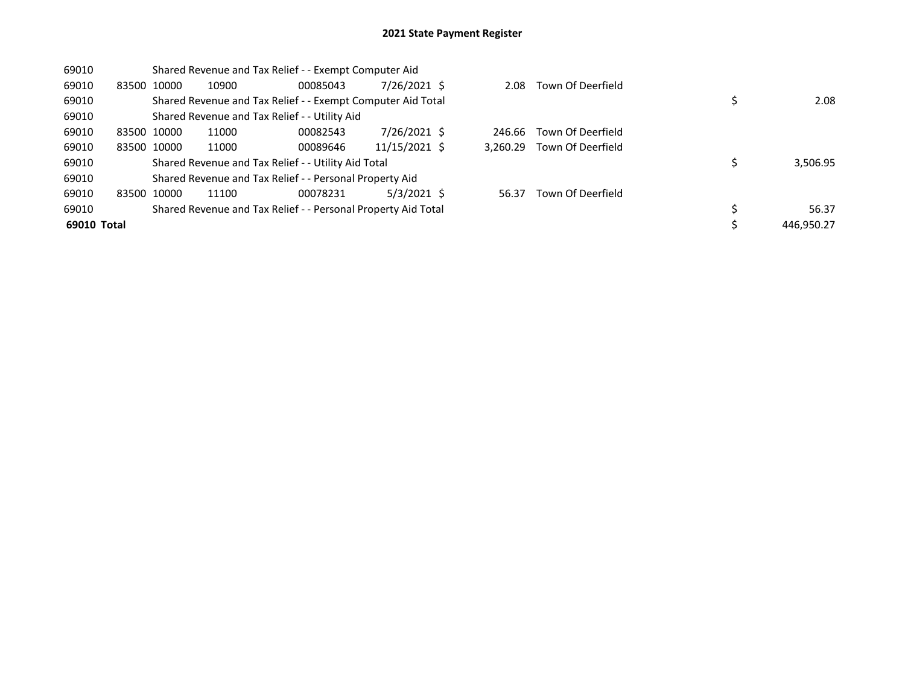# 2021 State Payment Register

| | | | | | | | | | | |
|---|---|---|---|---|---|---|---|---|---|---|
| 69010 | | | Shared Revenue and Tax Relief - - Exempt Computer Aid | | | | | | | |
| 69010 | 83500 | 10000 | 10900 | 00085043 | 7/26/2021 | $ | 2.08 | Town Of Deerfield | | |
| 69010 | | | Shared Revenue and Tax Relief - - Exempt Computer Aid Total | | | | | | $ | 2.08 |
| 69010 | | | Shared Revenue and Tax Relief - - Utility Aid | | | | | | | |
| 69010 | 83500 | 10000 | 11000 | 00082543 | 7/26/2021 | $ | 246.66 | Town Of Deerfield | | |
| 69010 | 83500 | 10000 | 11000 | 00089646 | 11/15/2021 | $ | 3,260.29 | Town Of Deerfield | | |
| 69010 | | | Shared Revenue and Tax Relief - - Utility Aid Total | | | | | | $ | 3,506.95 |
| 69010 | | | Shared Revenue and Tax Relief - - Personal Property Aid | | | | | | | |
| 69010 | 83500 | 10000 | 11100 | 00078231 | 5/3/2021 | $ | 56.37 | Town Of Deerfield | | |
| 69010 | | | Shared Revenue and Tax Relief - - Personal Property Aid Total | | | | | | $ | 56.37 |
| **69010 Total** | | | | | | | | | $ | 446,950.27 |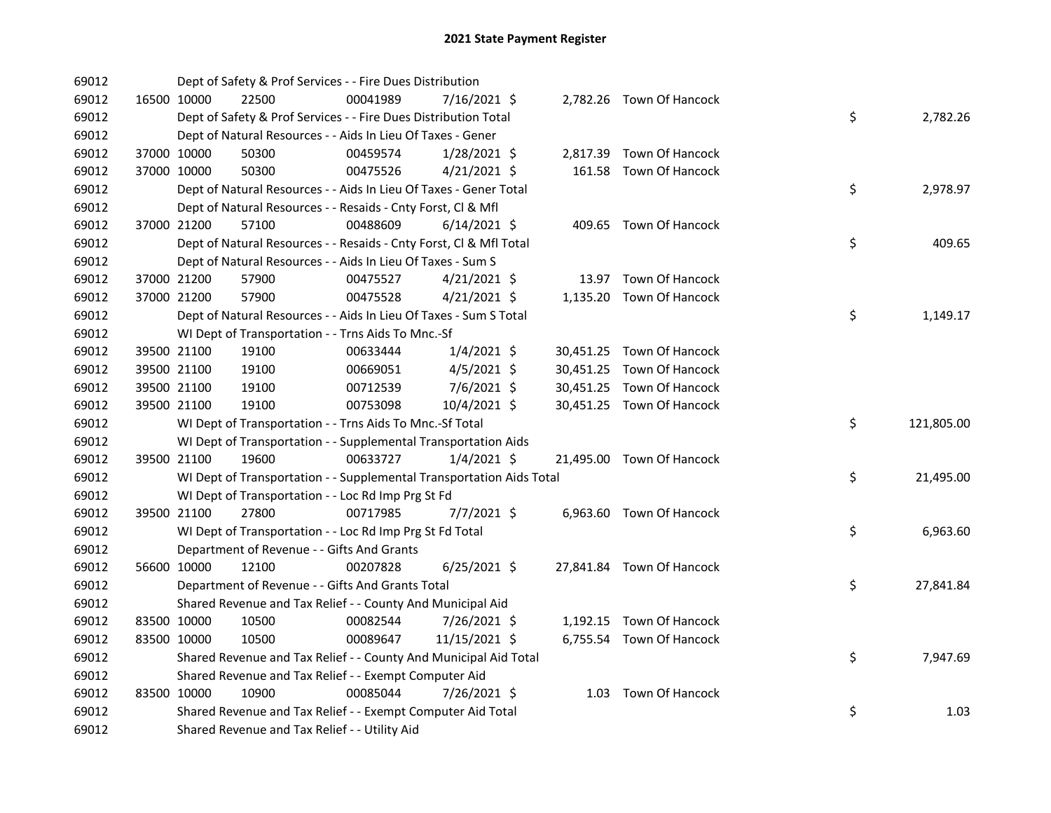# 2021 State Payment Register

| | | | | | | | | |
|---|---|---|---|---|---|---|---|---|
| 69012 | | Dept of Safety & Prof Services - - Fire Dues Distribution | | | | | | |
| 69012 | 16500 10000 | 22500 | 00041989 | 7/16/2021 $ | 2,782.26 | Town Of Hancock | | |
| 69012 | | Dept of Safety & Prof Services - - Fire Dues Distribution Total | | | | | $ | 2,782.26 |
| 69012 | | Dept of Natural Resources - - Aids In Lieu Of Taxes - Gener | | | | | | |
| 69012 | 37000 10000 | 50300 | 00459574 | 1/28/2021 $ | 2,817.39 | Town Of Hancock | | |
| 69012 | 37000 10000 | 50300 | 00475526 | 4/21/2021 $ | 161.58 | Town Of Hancock | | |
| 69012 | | Dept of Natural Resources - - Aids In Lieu Of Taxes - Gener Total | | | | | $ | 2,978.97 |
| 69012 | | Dept of Natural Resources - - Resaids - Cnty Forst, Cl & Mfl | | | | | | |
| 69012 | 37000 21200 | 57100 | 00488609 | 6/14/2021 $ | 409.65 | Town Of Hancock | | |
| 69012 | | Dept of Natural Resources - - Resaids - Cnty Forst, Cl & Mfl Total | | | | | $ | 409.65 |
| 69012 | | Dept of Natural Resources - - Aids In Lieu Of Taxes - Sum S | | | | | | |
| 69012 | 37000 21200 | 57900 | 00475527 | 4/21/2021 $ | 13.97 | Town Of Hancock | | |
| 69012 | 37000 21200 | 57900 | 00475528 | 4/21/2021 $ | 1,135.20 | Town Of Hancock | | |
| 69012 | | Dept of Natural Resources - - Aids In Lieu Of Taxes - Sum S Total | | | | | $ | 1,149.17 |
| 69012 | | WI Dept of Transportation - - Trns Aids To Mnc.-Sf | | | | | | |
| 69012 | 39500 21100 | 19100 | 00633444 | 1/4/2021 $ | 30,451.25 | Town Of Hancock | | |
| 69012 | 39500 21100 | 19100 | 00669051 | 4/5/2021 $ | 30,451.25 | Town Of Hancock | | |
| 69012 | 39500 21100 | 19100 | 00712539 | 7/6/2021 $ | 30,451.25 | Town Of Hancock | | |
| 69012 | 39500 21100 | 19100 | 00753098 | 10/4/2021 $ | 30,451.25 | Town Of Hancock | | |
| 69012 | | WI Dept of Transportation - - Trns Aids To Mnc.-Sf Total | | | | | $ | 121,805.00 |
| 69012 | | WI Dept of Transportation - - Supplemental Transportation Aids | | | | | | |
| 69012 | 39500 21100 | 19600 | 00633727 | 1/4/2021 $ | 21,495.00 | Town Of Hancock | | |
| 69012 | | WI Dept of Transportation - - Supplemental Transportation Aids Total | | | | | $ | 21,495.00 |
| 69012 | | WI Dept of Transportation - - Loc Rd Imp Prg St Fd | | | | | | |
| 69012 | 39500 21100 | 27800 | 00717985 | 7/7/2021 $ | 6,963.60 | Town Of Hancock | | |
| 69012 | | WI Dept of Transportation - - Loc Rd Imp Prg St Fd Total | | | | | $ | 6,963.60 |
| 69012 | | Department of Revenue - - Gifts And Grants | | | | | | |
| 69012 | 56600 10000 | 12100 | 00207828 | 6/25/2021 $ | 27,841.84 | Town Of Hancock | | |
| 69012 | | Department of Revenue - - Gifts And Grants Total | | | | | $ | 27,841.84 |
| 69012 | | Shared Revenue and Tax Relief - - County And Municipal Aid | | | | | | |
| 69012 | 83500 10000 | 10500 | 00082544 | 7/26/2021 $ | 1,192.15 | Town Of Hancock | | |
| 69012 | 83500 10000 | 10500 | 00089647 | 11/15/2021 $ | 6,755.54 | Town Of Hancock | | |
| 69012 | | Shared Revenue and Tax Relief - - County And Municipal Aid Total | | | | | $ | 7,947.69 |
| 69012 | | Shared Revenue and Tax Relief - - Exempt Computer Aid | | | | | | |
| 69012 | 83500 10000 | 10900 | 00085044 | 7/26/2021 $ | 1.03 | Town Of Hancock | | |
| 69012 | | Shared Revenue and Tax Relief - - Exempt Computer Aid Total | | | | | $ | 1.03 |
| 69012 | | Shared Revenue and Tax Relief - - Utility Aid | | | | | | |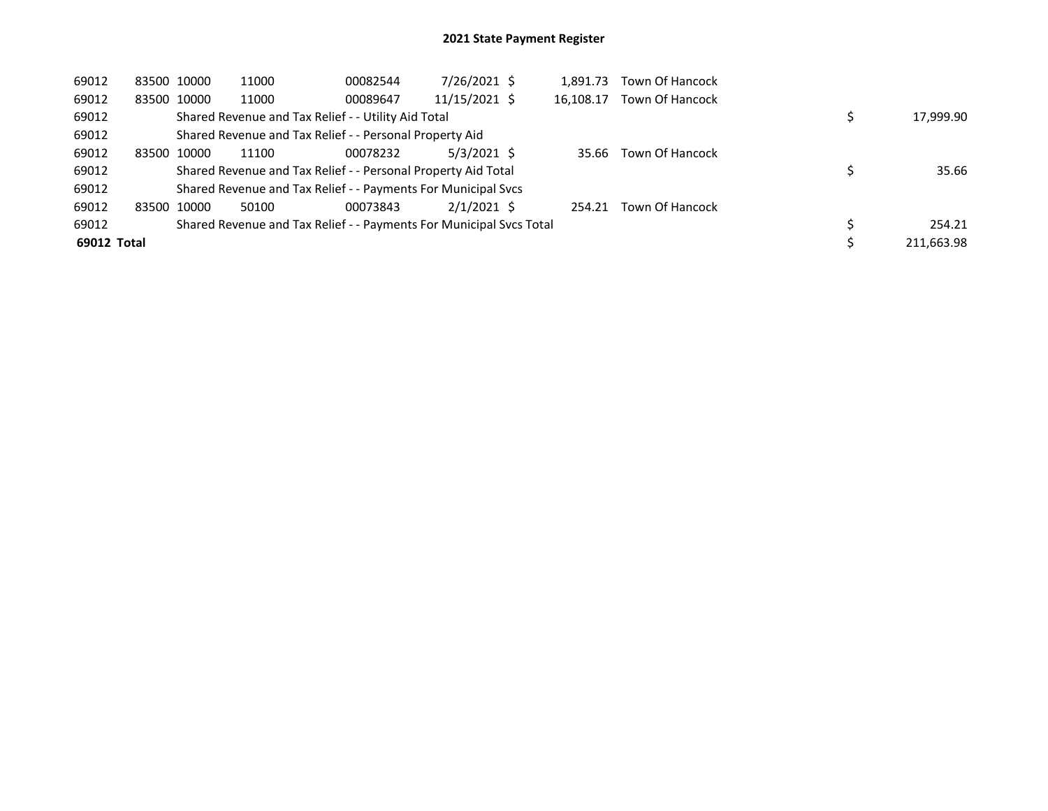# 2021 State Payment Register

| | | | | | | | | | |
|---|---|---|---|---|---|---|---|---|---|
| 69012 | 83500 | 10000 | 11000 | 00082544 | 7/26/2021 | $ | 1,891.73 | Town Of Hancock | |
| 69012 | 83500 | 10000 | 11000 | 00089647 | 11/15/2021 | $ | 16,108.17 | Town Of Hancock | |
| 69012 | | Shared Revenue and Tax Relief - - Utility Aid Total | | | | | | | $ 17,999.90 |
| 69012 | | Shared Revenue and Tax Relief - - Personal Property Aid | | | | | | | |
| 69012 | 83500 | 10000 | 11100 | 00078232 | 5/3/2021 | $ | 35.66 | Town Of Hancock | |
| 69012 | | Shared Revenue and Tax Relief - - Personal Property Aid Total | | | | | | | $ 35.66 |
| 69012 | | Shared Revenue and Tax Relief - - Payments For Municipal Svcs | | | | | | | |
| 69012 | 83500 | 10000 | 50100 | 00073843 | 2/1/2021 | $ | 254.21 | Town Of Hancock | |
| 69012 | | Shared Revenue and Tax Relief - - Payments For Municipal Svcs Total | | | | | | | $ 254.21 |
| **69012 Total** | | | | | | | | | $ 211,663.98 |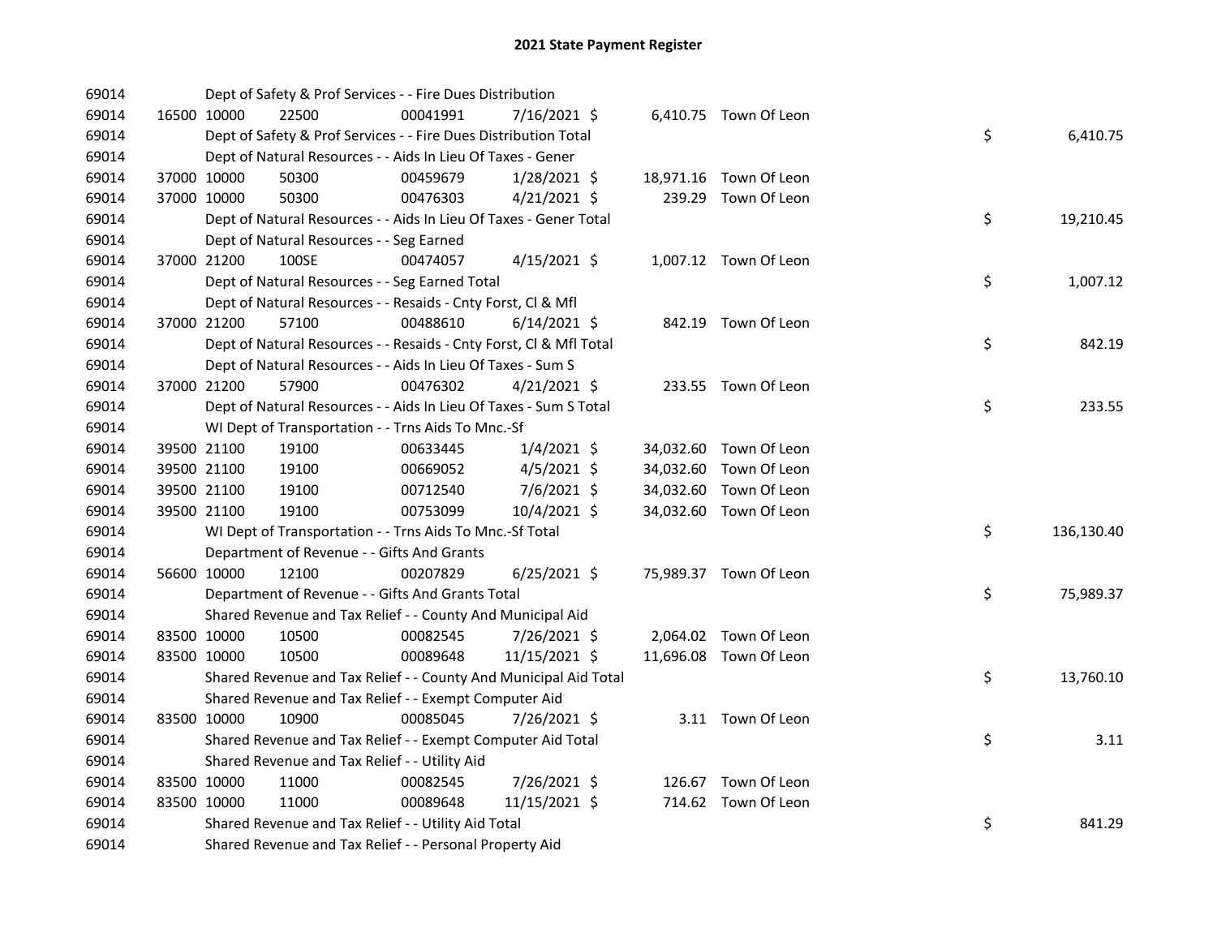# 2021 State Payment Register

| | | | | | | | | | |
|---|---|---|---|---|---|---|---|---|---|
| 69014 | | Dept of Safety & Prof Services - - Fire Dues Distribution | | | | | | | |
| 69014 | 16500 | 10000 | 22500 | 00041991 | 7/16/2021 | $ 6,410.75 | Town Of Leon | | |
| 69014 | | Dept of Safety & Prof Services - - Fire Dues Distribution Total | | | | | | $ | 6,410.75 |
| 69014 | | Dept of Natural Resources - - Aids In Lieu Of Taxes - Gener | | | | | | | |
| 69014 | 37000 | 10000 | 50300 | 00459679 | 1/28/2021 | $ 18,971.16 | Town Of Leon | | |
| 69014 | 37000 | 10000 | 50300 | 00476303 | 4/21/2021 | $ 239.29 | Town Of Leon | | |
| 69014 | | Dept of Natural Resources - - Aids In Lieu Of Taxes - Gener Total | | | | | | $ | 19,210.45 |
| 69014 | | Dept of Natural Resources - - Seg Earned | | | | | | | |
| 69014 | 37000 | 21200 | 100SE | 00474057 | 4/15/2021 | $ 1,007.12 | Town Of Leon | | |
| 69014 | | Dept of Natural Resources - - Seg Earned Total | | | | | | $ | 1,007.12 |
| 69014 | | Dept of Natural Resources - - Resaids - Cnty Forst, Cl & Mfl | | | | | | | |
| 69014 | 37000 | 21200 | 57100 | 00488610 | 6/14/2021 | $ 842.19 | Town Of Leon | | |
| 69014 | | Dept of Natural Resources - - Resaids - Cnty Forst, Cl & Mfl Total | | | | | | $ | 842.19 |
| 69014 | | Dept of Natural Resources - - Aids In Lieu Of Taxes - Sum S | | | | | | | |
| 69014 | 37000 | 21200 | 57900 | 00476302 | 4/21/2021 | $ 233.55 | Town Of Leon | | |
| 69014 | | Dept of Natural Resources - - Aids In Lieu Of Taxes - Sum S Total | | | | | | $ | 233.55 |
| 69014 | | WI Dept of Transportation - - Trns Aids To Mnc.-Sf | | | | | | | |
| 69014 | 39500 | 21100 | 19100 | 00633445 | 1/4/2021 | $ 34,032.60 | Town Of Leon | | |
| 69014 | 39500 | 21100 | 19100 | 00669052 | 4/5/2021 | $ 34,032.60 | Town Of Leon | | |
| 69014 | 39500 | 21100 | 19100 | 00712540 | 7/6/2021 | $ 34,032.60 | Town Of Leon | | |
| 69014 | 39500 | 21100 | 19100 | 00753099 | 10/4/2021 | $ 34,032.60 | Town Of Leon | | |
| 69014 | | WI Dept of Transportation - - Trns Aids To Mnc.-Sf Total | | | | | | $ | 136,130.40 |
| 69014 | | Department of Revenue - - Gifts And Grants | | | | | | | |
| 69014 | 56600 | 10000 | 12100 | 00207829 | 6/25/2021 | $ 75,989.37 | Town Of Leon | | |
| 69014 | | Department of Revenue - - Gifts And Grants Total | | | | | | $ | 75,989.37 |
| 69014 | | Shared Revenue and Tax Relief - - County And Municipal Aid | | | | | | | |
| 69014 | 83500 | 10000 | 10500 | 00082545 | 7/26/2021 | $ 2,064.02 | Town Of Leon | | |
| 69014 | 83500 | 10000 | 10500 | 00089648 | 11/15/2021 | $ 11,696.08 | Town Of Leon | | |
| 69014 | | Shared Revenue and Tax Relief - - County And Municipal Aid Total | | | | | | $ | 13,760.10 |
| 69014 | | Shared Revenue and Tax Relief - - Exempt Computer Aid | | | | | | | |
| 69014 | 83500 | 10000 | 10900 | 00085045 | 7/26/2021 | $ 3.11 | Town Of Leon | | |
| 69014 | | Shared Revenue and Tax Relief - - Exempt Computer Aid Total | | | | | | $ | 3.11 |
| 69014 | | Shared Revenue and Tax Relief - - Utility Aid | | | | | | | |
| 69014 | 83500 | 10000 | 11000 | 00082545 | 7/26/2021 | $ 126.67 | Town Of Leon | | |
| 69014 | 83500 | 10000 | 11000 | 00089648 | 11/15/2021 | $ 714.62 | Town Of Leon | | |
| 69014 | | Shared Revenue and Tax Relief - - Utility Aid Total | | | | | | $ | 841.29 |
| 69014 | | Shared Revenue and Tax Relief - - Personal Property Aid | | | | | | | |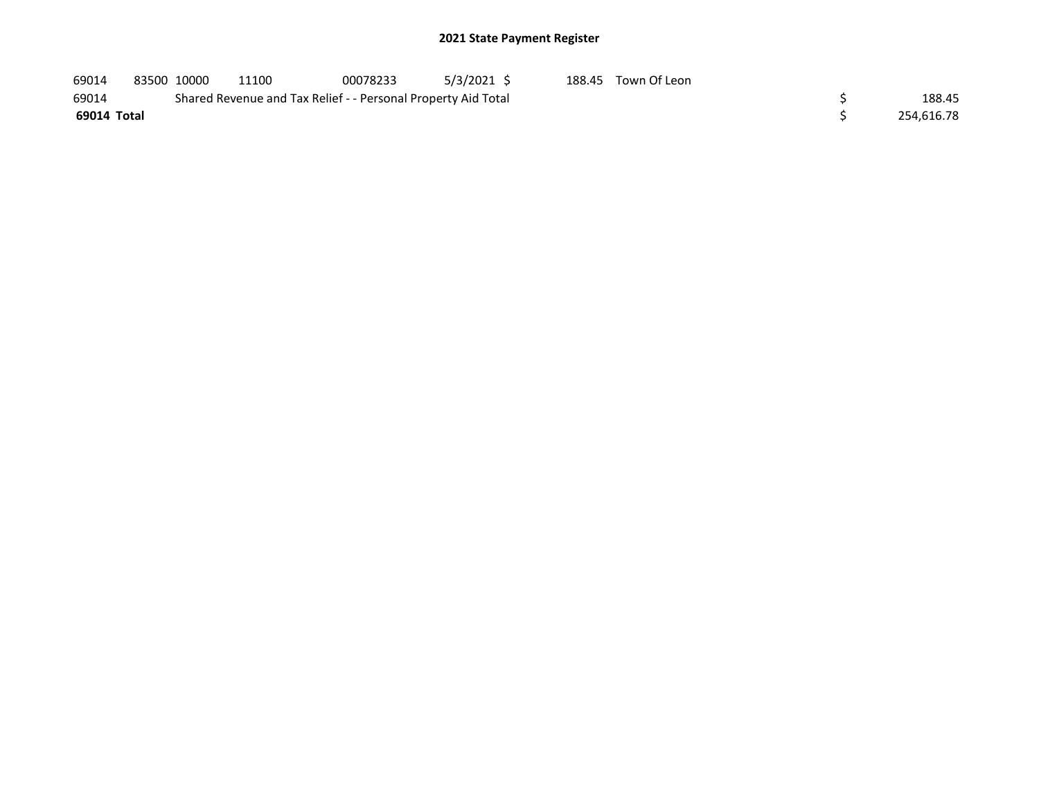## 2021 State Payment Register

| | | | | | | | | | |
|---|---|---|---|---|---|---|---|---|---|
| 69014 | 83500 | 10000 | 11100 | 00078233 | 5/3/2021 | $ 188.45 | Town Of Leon | | |
| 69014 | | Shared Revenue and Tax Relief - - Personal Property Aid Total | | | | | | $ | 188.45 |
| **69014 Total** | | | | | | | | $ | 254,616.78 |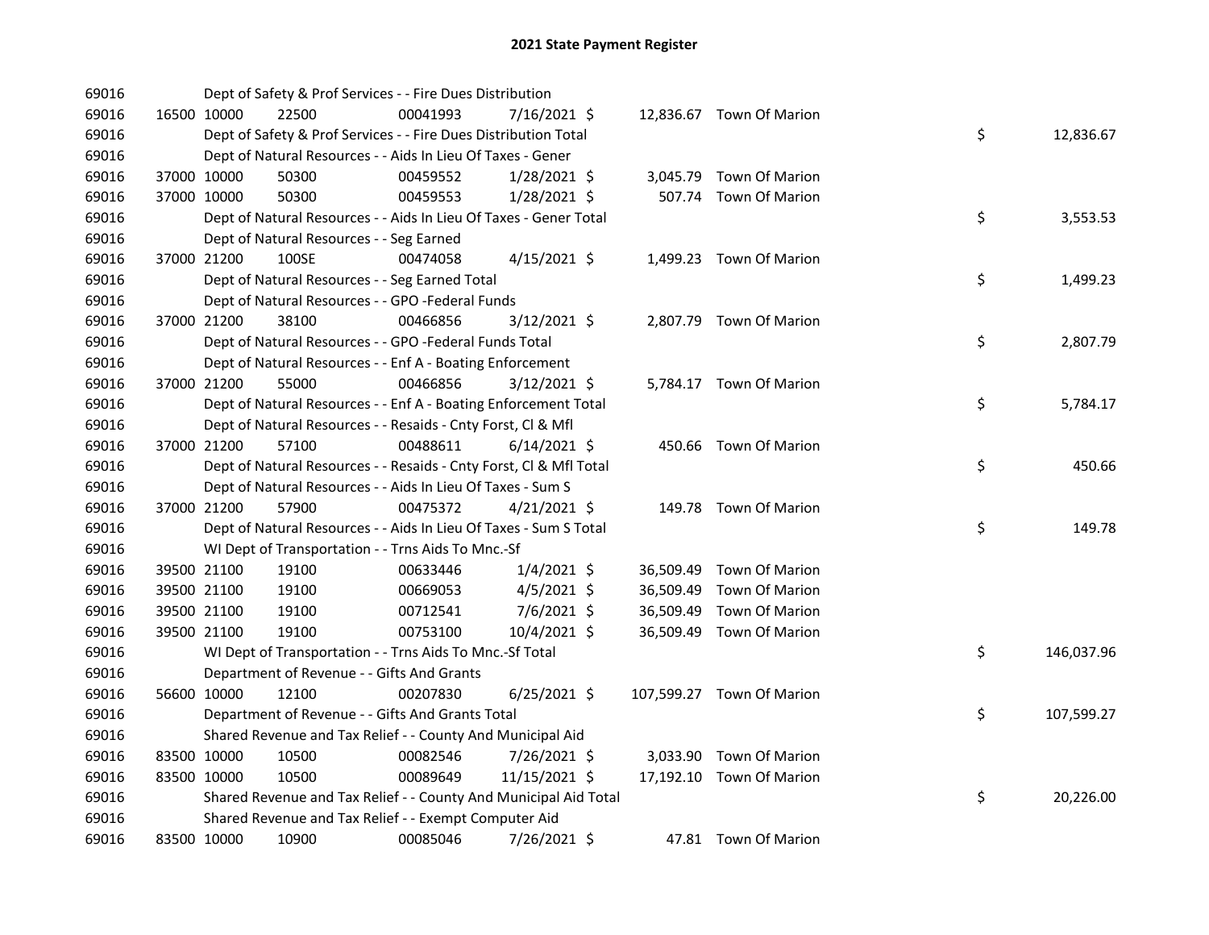## 2021 State Payment Register

| | | | | | | | | | |
|---|---|---|---|---|---|---|---|---|---|
| 69016 | | | Dept of Safety & Prof Services - - Fire Dues Distribution | | | | | | |
| 69016 | 16500 | 10000 | 22500 | 00041993 | 7/16/2021 | $ 12,836.67 | Town Of Marion | | |
| 69016 | | | Dept of Safety & Prof Services - - Fire Dues Distribution Total | | | | | $ | 12,836.67 |
| 69016 | | | Dept of Natural Resources - - Aids In Lieu Of Taxes - Gener | | | | | | |
| 69016 | 37000 | 10000 | 50300 | 00459552 | 1/28/2021 | $ 3,045.79 | Town Of Marion | | |
| 69016 | 37000 | 10000 | 50300 | 00459553 | 1/28/2021 | $ 507.74 | Town Of Marion | | |
| 69016 | | | Dept of Natural Resources - - Aids In Lieu Of Taxes - Gener Total | | | | | $ | 3,553.53 |
| 69016 | | | Dept of Natural Resources - - Seg Earned | | | | | | |
| 69016 | 37000 | 21200 | 100SE | 00474058 | 4/15/2021 | $ 1,499.23 | Town Of Marion | | |
| 69016 | | | Dept of Natural Resources - - Seg Earned Total | | | | | $ | 1,499.23 |
| 69016 | | | Dept of Natural Resources - - GPO -Federal Funds | | | | | | |
| 69016 | 37000 | 21200 | 38100 | 00466856 | 3/12/2021 | $ 2,807.79 | Town Of Marion | | |
| 69016 | | | Dept of Natural Resources - - GPO -Federal Funds Total | | | | | $ | 2,807.79 |
| 69016 | | | Dept of Natural Resources - - Enf A - Boating Enforcement | | | | | | |
| 69016 | 37000 | 21200 | 55000 | 00466856 | 3/12/2021 | $ 5,784.17 | Town Of Marion | | |
| 69016 | | | Dept of Natural Resources - - Enf A - Boating Enforcement Total | | | | | $ | 5,784.17 |
| 69016 | | | Dept of Natural Resources - - Resaids - Cnty Forst, Cl & Mfl | | | | | | |
| 69016 | 37000 | 21200 | 57100 | 00488611 | 6/14/2021 | $ 450.66 | Town Of Marion | | |
| 69016 | | | Dept of Natural Resources - - Resaids - Cnty Forst, Cl & Mfl Total | | | | | $ | 450.66 |
| 69016 | | | Dept of Natural Resources - - Aids In Lieu Of Taxes - Sum S | | | | | | |
| 69016 | 37000 | 21200 | 57900 | 00475372 | 4/21/2021 | $ 149.78 | Town Of Marion | | |
| 69016 | | | Dept of Natural Resources - - Aids In Lieu Of Taxes - Sum S Total | | | | | $ | 149.78 |
| 69016 | | | WI Dept of Transportation - - Trns Aids To Mnc.-Sf | | | | | | |
| 69016 | 39500 | 21100 | 19100 | 00633446 | 1/4/2021 | $ 36,509.49 | Town Of Marion | | |
| 69016 | 39500 | 21100 | 19100 | 00669053 | 4/5/2021 | $ 36,509.49 | Town Of Marion | | |
| 69016 | 39500 | 21100 | 19100 | 00712541 | 7/6/2021 | $ 36,509.49 | Town Of Marion | | |
| 69016 | 39500 | 21100 | 19100 | 00753100 | 10/4/2021 | $ 36,509.49 | Town Of Marion | | |
| 69016 | | | WI Dept of Transportation - - Trns Aids To Mnc.-Sf Total | | | | | $ | 146,037.96 |
| 69016 | | | Department of Revenue - - Gifts And Grants | | | | | | |
| 69016 | 56600 | 10000 | 12100 | 00207830 | 6/25/2021 | $ 107,599.27 | Town Of Marion | | |
| 69016 | | | Department of Revenue - - Gifts And Grants Total | | | | | $ | 107,599.27 |
| 69016 | | | Shared Revenue and Tax Relief - - County And Municipal Aid | | | | | | |
| 69016 | 83500 | 10000 | 10500 | 00082546 | 7/26/2021 | $ 3,033.90 | Town Of Marion | | |
| 69016 | 83500 | 10000 | 10500 | 00089649 | 11/15/2021 | $ 17,192.10 | Town Of Marion | | |
| 69016 | | | Shared Revenue and Tax Relief - - County And Municipal Aid Total | | | | | $ | 20,226.00 |
| 69016 | | | Shared Revenue and Tax Relief - - Exempt Computer Aid | | | | | | |
| 69016 | 83500 | 10000 | 10900 | 00085046 | 7/26/2021 | $ 47.81 | Town Of Marion | | |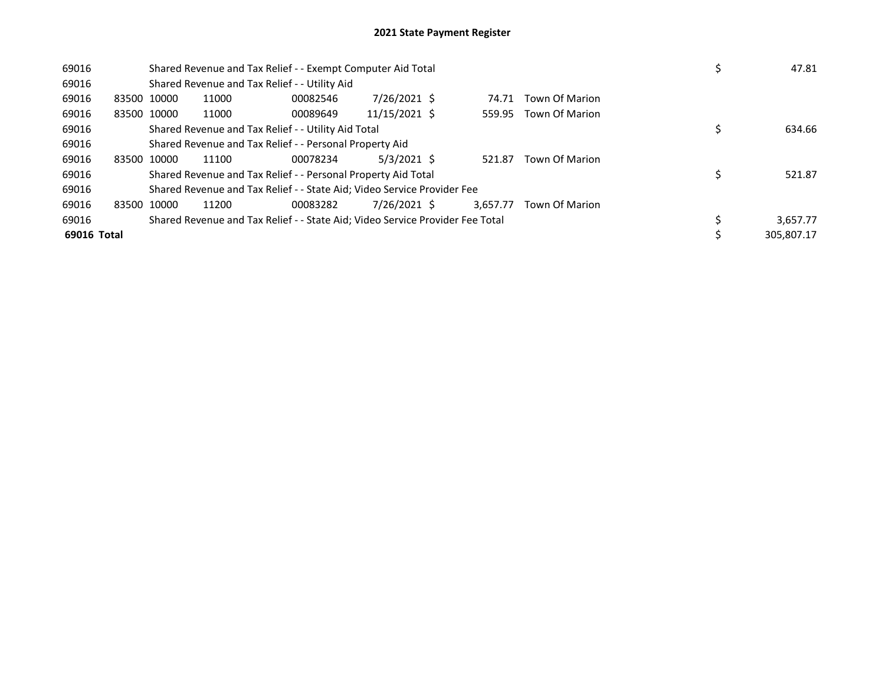# 2021 State Payment Register

| | | | | | | | | | |
|---|---|---|---|---|---|---|---|---|---|
| 69016 | | Shared Revenue and Tax Relief - - Exempt Computer Aid Total | | | | | | $ | 47.81 |
| 69016 | | Shared Revenue and Tax Relief - - Utility Aid | | | | | | | |
| 69016 | 83500 | 10000 | 11000 | 00082546 | 7/26/2021 | $ 74.71 | Town Of Marion | | |
| 69016 | 83500 | 10000 | 11000 | 00089649 | 11/15/2021 | $ 559.95 | Town Of Marion | | |
| 69016 | | Shared Revenue and Tax Relief - - Utility Aid Total | | | | | | $ | 634.66 |
| 69016 | | Shared Revenue and Tax Relief - - Personal Property Aid | | | | | | | |
| 69016 | 83500 | 10000 | 11100 | 00078234 | 5/3/2021 | $ 521.87 | Town Of Marion | | |
| 69016 | | Shared Revenue and Tax Relief - - Personal Property Aid Total | | | | | | $ | 521.87 |
| 69016 | | Shared Revenue and Tax Relief - - State Aid; Video Service Provider Fee | | | | | | | |
| 69016 | 83500 | 10000 | 11200 | 00083282 | 7/26/2021 | $ 3,657.77 | Town Of Marion | | |
| 69016 | | Shared Revenue and Tax Relief - - State Aid; Video Service Provider Fee Total | | | | | | $ | 3,657.77 |
| **69016 Total** | | | | | | | | $ | 305,807.17 |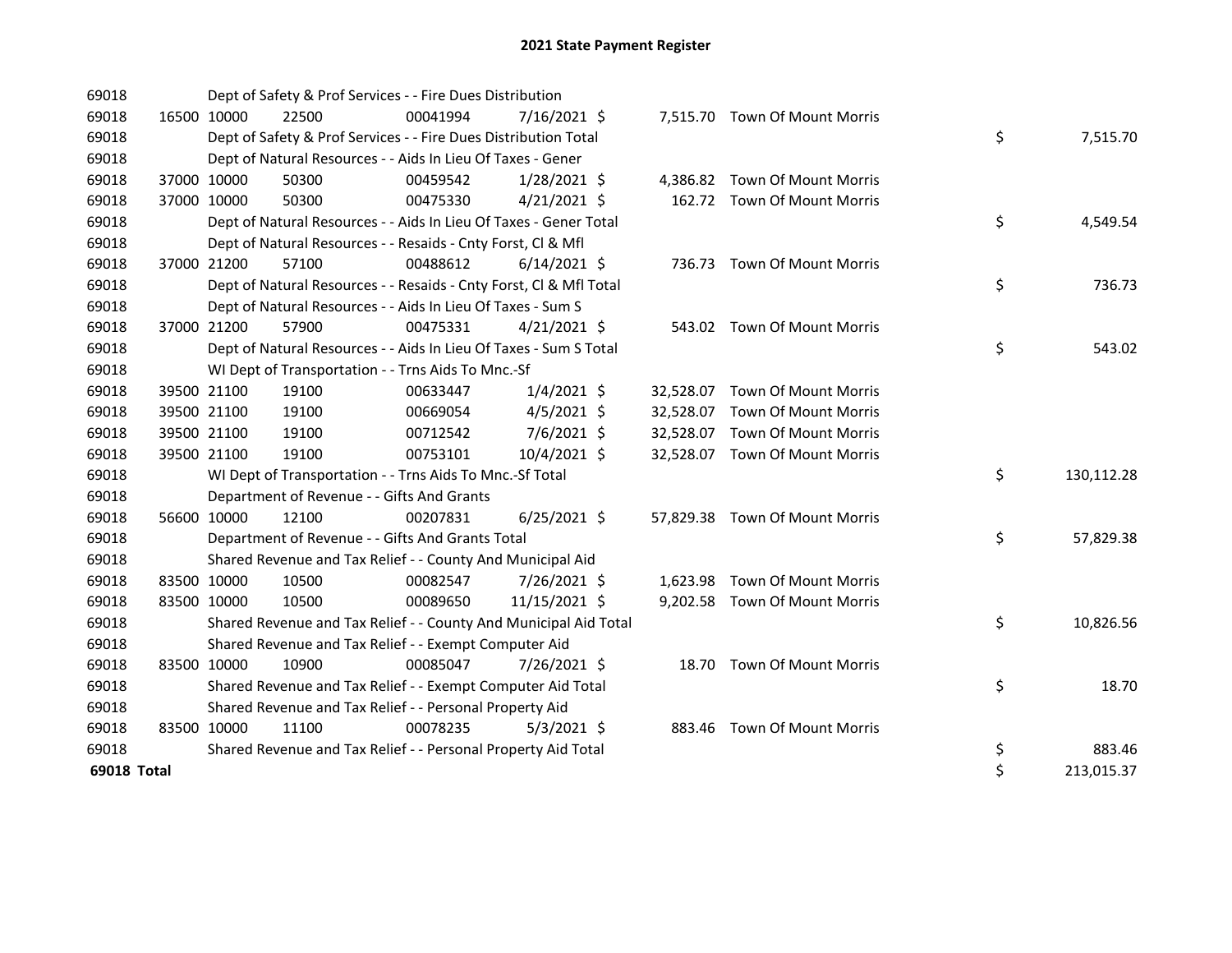# 2021 State Payment Register

| | | | | | | | | | |
|---|---|---|---|---|---|---|---|---|---|
| 69018 | | | Dept of Safety & Prof Services - - Fire Dues Distribution | | | | | | |
| 69018 | 16500 | 10000 | 22500 | 00041994 | 7/16/2021 | $ | 7,515.70 | Town Of Mount Morris | |
| 69018 | | | Dept of Safety & Prof Services - - Fire Dues Distribution Total | | | | | | $ 7,515.70 |
| 69018 | | | Dept of Natural Resources - - Aids In Lieu Of Taxes - Gener | | | | | | |
| 69018 | 37000 | 10000 | 50300 | 00459542 | 1/28/2021 | $ | 4,386.82 | Town Of Mount Morris | |
| 69018 | 37000 | 10000 | 50300 | 00475330 | 4/21/2021 | $ | 162.72 | Town Of Mount Morris | |
| 69018 | | | Dept of Natural Resources - - Aids In Lieu Of Taxes - Gener Total | | | | | | $ 4,549.54 |
| 69018 | | | Dept of Natural Resources - - Resaids - Cnty Forst, Cl & Mfl | | | | | | |
| 69018 | 37000 | 21200 | 57100 | 00488612 | 6/14/2021 | $ | 736.73 | Town Of Mount Morris | |
| 69018 | | | Dept of Natural Resources - - Resaids - Cnty Forst, Cl & Mfl Total | | | | | | $ 736.73 |
| 69018 | | | Dept of Natural Resources - - Aids In Lieu Of Taxes - Sum S | | | | | | |
| 69018 | 37000 | 21200 | 57900 | 00475331 | 4/21/2021 | $ | 543.02 | Town Of Mount Morris | |
| 69018 | | | Dept of Natural Resources - - Aids In Lieu Of Taxes - Sum S Total | | | | | | $ 543.02 |
| 69018 | | | WI Dept of Transportation - - Trns Aids To Mnc.-Sf | | | | | | |
| 69018 | 39500 | 21100 | 19100 | 00633447 | 1/4/2021 | $ | 32,528.07 | Town Of Mount Morris | |
| 69018 | 39500 | 21100 | 19100 | 00669054 | 4/5/2021 | $ | 32,528.07 | Town Of Mount Morris | |
| 69018 | 39500 | 21100 | 19100 | 00712542 | 7/6/2021 | $ | 32,528.07 | Town Of Mount Morris | |
| 69018 | 39500 | 21100 | 19100 | 00753101 | 10/4/2021 | $ | 32,528.07 | Town Of Mount Morris | |
| 69018 | | | WI Dept of Transportation - - Trns Aids To Mnc.-Sf Total | | | | | | $ 130,112.28 |
| 69018 | | | Department of Revenue - - Gifts And Grants | | | | | | |
| 69018 | 56600 | 10000 | 12100 | 00207831 | 6/25/2021 | $ | 57,829.38 | Town Of Mount Morris | |
| 69018 | | | Department of Revenue - - Gifts And Grants Total | | | | | | $ 57,829.38 |
| 69018 | | | Shared Revenue and Tax Relief - - County And Municipal Aid | | | | | | |
| 69018 | 83500 | 10000 | 10500 | 00082547 | 7/26/2021 | $ | 1,623.98 | Town Of Mount Morris | |
| 69018 | 83500 | 10000 | 10500 | 00089650 | 11/15/2021 | $ | 9,202.58 | Town Of Mount Morris | |
| 69018 | | | Shared Revenue and Tax Relief - - County And Municipal Aid Total | | | | | | $ 10,826.56 |
| 69018 | | | Shared Revenue and Tax Relief - - Exempt Computer Aid | | | | | | |
| 69018 | 83500 | 10000 | 10900 | 00085047 | 7/26/2021 | $ | 18.70 | Town Of Mount Morris | |
| 69018 | | | Shared Revenue and Tax Relief - - Exempt Computer Aid Total | | | | | | $ 18.70 |
| 69018 | | | Shared Revenue and Tax Relief - - Personal Property Aid | | | | | | |
| 69018 | 83500 | 10000 | 11100 | 00078235 | 5/3/2021 | $ | 883.46 | Town Of Mount Morris | |
| 69018 | | | Shared Revenue and Tax Relief - - Personal Property Aid Total | | | | | | $ 883.46 |
| **69018 Total** | | | | | | | | | $ 213,015.37 |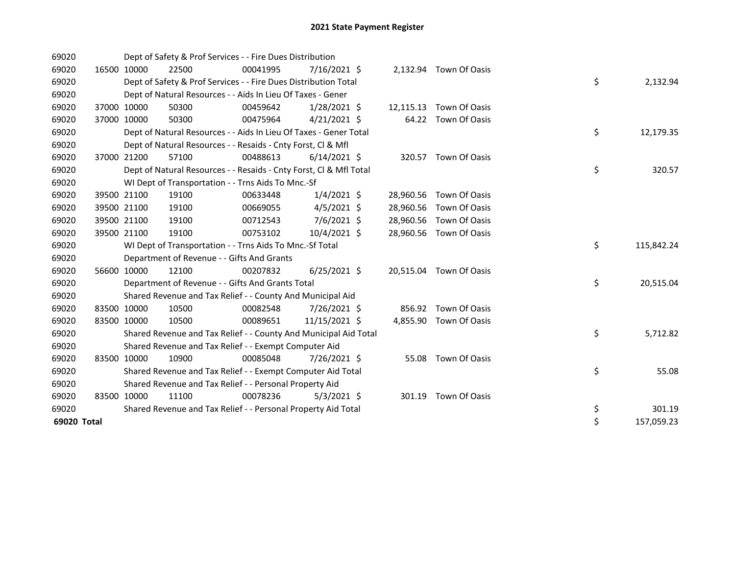# 2021 State Payment Register

| | | | | | | | | | |
|---|---|---|---|---|---|---|---|---|---|
| 69020 | | | Dept of Safety & Prof Services - - Fire Dues Distribution | | | | | | |
| 69020 | 16500 | 10000 | 22500 | 00041995 | 7/16/2021 | $ 2,132.94 | Town Of Oasis | | |
| 69020 | | | Dept of Safety & Prof Services - - Fire Dues Distribution Total | | | | | $ | 2,132.94 |
| 69020 | | | Dept of Natural Resources - - Aids In Lieu Of Taxes - Gener | | | | | | |
| 69020 | 37000 | 10000 | 50300 | 00459642 | 1/28/2021 | $ 12,115.13 | Town Of Oasis | | |
| 69020 | 37000 | 10000 | 50300 | 00475964 | 4/21/2021 | $ 64.22 | Town Of Oasis | | |
| 69020 | | | Dept of Natural Resources - - Aids In Lieu Of Taxes - Gener Total | | | | | $ | 12,179.35 |
| 69020 | | | Dept of Natural Resources - - Resaids - Cnty Forst, Cl & Mfl | | | | | | |
| 69020 | 37000 | 21200 | 57100 | 00488613 | 6/14/2021 | $ 320.57 | Town Of Oasis | | |
| 69020 | | | Dept of Natural Resources - - Resaids - Cnty Forst, Cl & Mfl Total | | | | | $ | 320.57 |
| 69020 | | | WI Dept of Transportation - - Trns Aids To Mnc.-Sf | | | | | | |
| 69020 | 39500 | 21100 | 19100 | 00633448 | 1/4/2021 | $ 28,960.56 | Town Of Oasis | | |
| 69020 | 39500 | 21100 | 19100 | 00669055 | 4/5/2021 | $ 28,960.56 | Town Of Oasis | | |
| 69020 | 39500 | 21100 | 19100 | 00712543 | 7/6/2021 | $ 28,960.56 | Town Of Oasis | | |
| 69020 | 39500 | 21100 | 19100 | 00753102 | 10/4/2021 | $ 28,960.56 | Town Of Oasis | | |
| 69020 | | | WI Dept of Transportation - - Trns Aids To Mnc.-Sf Total | | | | | $ | 115,842.24 |
| 69020 | | | Department of Revenue - - Gifts And Grants | | | | | | |
| 69020 | 56600 | 10000 | 12100 | 00207832 | 6/25/2021 | $ 20,515.04 | Town Of Oasis | | |
| 69020 | | | Department of Revenue - - Gifts And Grants Total | | | | | $ | 20,515.04 |
| 69020 | | | Shared Revenue and Tax Relief - - County And Municipal Aid | | | | | | |
| 69020 | 83500 | 10000 | 10500 | 00082548 | 7/26/2021 | $ 856.92 | Town Of Oasis | | |
| 69020 | 83500 | 10000 | 10500 | 00089651 | 11/15/2021 | $ 4,855.90 | Town Of Oasis | | |
| 69020 | | | Shared Revenue and Tax Relief - - County And Municipal Aid Total | | | | | $ | 5,712.82 |
| 69020 | | | Shared Revenue and Tax Relief - - Exempt Computer Aid | | | | | | |
| 69020 | 83500 | 10000 | 10900 | 00085048 | 7/26/2021 | $ 55.08 | Town Of Oasis | | |
| 69020 | | | Shared Revenue and Tax Relief - - Exempt Computer Aid Total | | | | | $ | 55.08 |
| 69020 | | | Shared Revenue and Tax Relief - - Personal Property Aid | | | | | | |
| 69020 | 83500 | 10000 | 11100 | 00078236 | 5/3/2021 | $ 301.19 | Town Of Oasis | | |
| 69020 | | | Shared Revenue and Tax Relief - - Personal Property Aid Total | | | | | $ | 301.19 |
| **69020 Total** | | | | | | | | $ | 157,059.23 |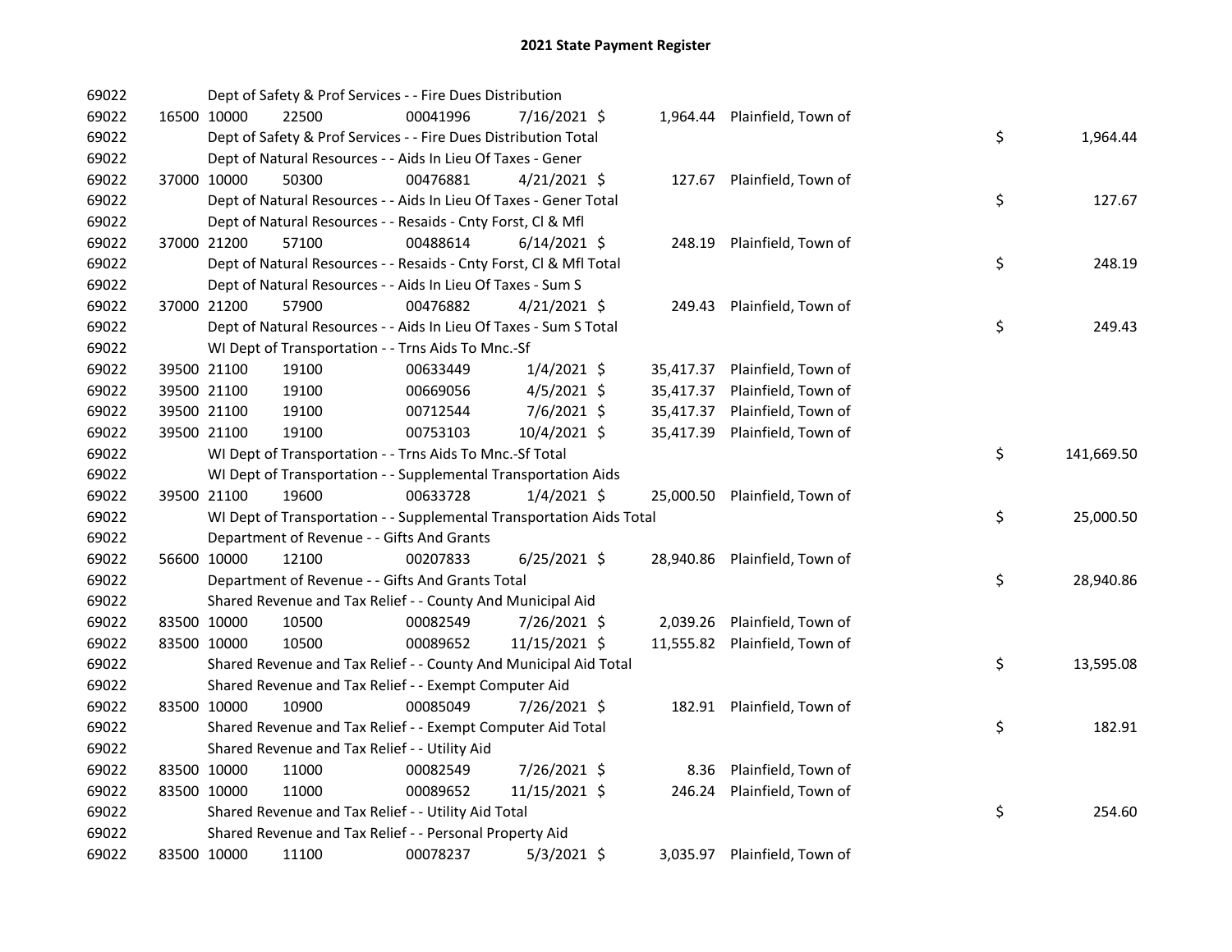# 2021 State Payment Register

| | | | | | | | | | |
|---|---|---|---|---|---|---|---|---|---|
| 69022 | | | Dept of Safety & Prof Services - - Fire Dues Distribution | | | | | | |
| 69022 | 16500 | 10000 | 22500 | 00041996 | 7/16/2021 $ | 1,964.44 | Plainfield, Town of | | |
| 69022 | | | Dept of Safety & Prof Services - - Fire Dues Distribution Total | | | | | $ | 1,964.44 |
| 69022 | | | Dept of Natural Resources - - Aids In Lieu Of Taxes - Gener | | | | | | |
| 69022 | 37000 | 10000 | 50300 | 00476881 | 4/21/2021 $ | 127.67 | Plainfield, Town of | | |
| 69022 | | | Dept of Natural Resources - - Aids In Lieu Of Taxes - Gener Total | | | | | $ | 127.67 |
| 69022 | | | Dept of Natural Resources - - Resaids - Cnty Forst, Cl & Mfl | | | | | | |
| 69022 | 37000 | 21200 | 57100 | 00488614 | 6/14/2021 $ | 248.19 | Plainfield, Town of | | |
| 69022 | | | Dept of Natural Resources - - Resaids - Cnty Forst, Cl & Mfl Total | | | | | $ | 248.19 |
| 69022 | | | Dept of Natural Resources - - Aids In Lieu Of Taxes - Sum S | | | | | | |
| 69022 | 37000 | 21200 | 57900 | 00476882 | 4/21/2021 $ | 249.43 | Plainfield, Town of | | |
| 69022 | | | Dept of Natural Resources - - Aids In Lieu Of Taxes - Sum S Total | | | | | $ | 249.43 |
| 69022 | | | WI Dept of Transportation - - Trns Aids To Mnc.-Sf | | | | | | |
| 69022 | 39500 | 21100 | 19100 | 00633449 | 1/4/2021 $ | 35,417.37 | Plainfield, Town of | | |
| 69022 | 39500 | 21100 | 19100 | 00669056 | 4/5/2021 $ | 35,417.37 | Plainfield, Town of | | |
| 69022 | 39500 | 21100 | 19100 | 00712544 | 7/6/2021 $ | 35,417.37 | Plainfield, Town of | | |
| 69022 | 39500 | 21100 | 19100 | 00753103 | 10/4/2021 $ | 35,417.39 | Plainfield, Town of | | |
| 69022 | | | WI Dept of Transportation - - Trns Aids To Mnc.-Sf Total | | | | | $ | 141,669.50 |
| 69022 | | | WI Dept of Transportation - - Supplemental Transportation Aids | | | | | | |
| 69022 | 39500 | 21100 | 19600 | 00633728 | 1/4/2021 $ | 25,000.50 | Plainfield, Town of | | |
| 69022 | | | WI Dept of Transportation - - Supplemental Transportation Aids Total | | | | | $ | 25,000.50 |
| 69022 | | | Department of Revenue - - Gifts And Grants | | | | | | |
| 69022 | 56600 | 10000 | 12100 | 00207833 | 6/25/2021 $ | 28,940.86 | Plainfield, Town of | | |
| 69022 | | | Department of Revenue - - Gifts And Grants Total | | | | | $ | 28,940.86 |
| 69022 | | | Shared Revenue and Tax Relief - - County And Municipal Aid | | | | | | |
| 69022 | 83500 | 10000 | 10500 | 00082549 | 7/26/2021 $ | 2,039.26 | Plainfield, Town of | | |
| 69022 | 83500 | 10000 | 10500 | 00089652 | 11/15/2021 $ | 11,555.82 | Plainfield, Town of | | |
| 69022 | | | Shared Revenue and Tax Relief - - County And Municipal Aid Total | | | | | $ | 13,595.08 |
| 69022 | | | Shared Revenue and Tax Relief - - Exempt Computer Aid | | | | | | |
| 69022 | 83500 | 10000 | 10900 | 00085049 | 7/26/2021 $ | 182.91 | Plainfield, Town of | | |
| 69022 | | | Shared Revenue and Tax Relief - - Exempt Computer Aid Total | | | | | $ | 182.91 |
| 69022 | | | Shared Revenue and Tax Relief - - Utility Aid | | | | | | |
| 69022 | 83500 | 10000 | 11000 | 00082549 | 7/26/2021 $ | 8.36 | Plainfield, Town of | | |
| 69022 | 83500 | 10000 | 11000 | 00089652 | 11/15/2021 $ | 246.24 | Plainfield, Town of | | |
| 69022 | | | Shared Revenue and Tax Relief - - Utility Aid Total | | | | | $ | 254.60 |
| 69022 | | | Shared Revenue and Tax Relief - - Personal Property Aid | | | | | | |
| 69022 | 83500 | 10000 | 11100 | 00078237 | 5/3/2021 $ | 3,035.97 | Plainfield, Town of | | |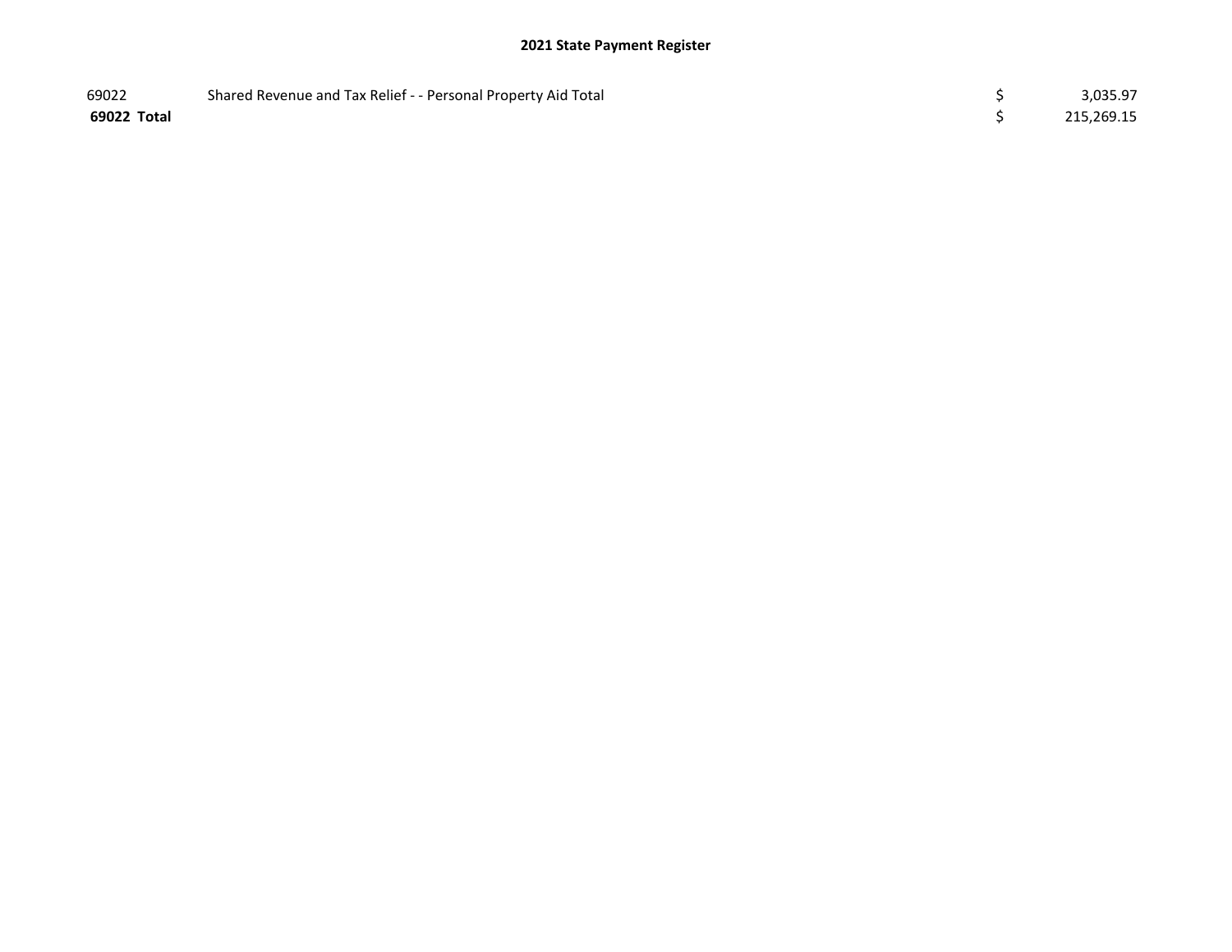## 2021 State Payment Register

| | | | |
|---|---|---|---|
| 69022 | Shared Revenue and Tax Relief - - Personal Property Aid Total | $ | 3,035.97 |
| **69022 Total** | | $ | 215,269.15 |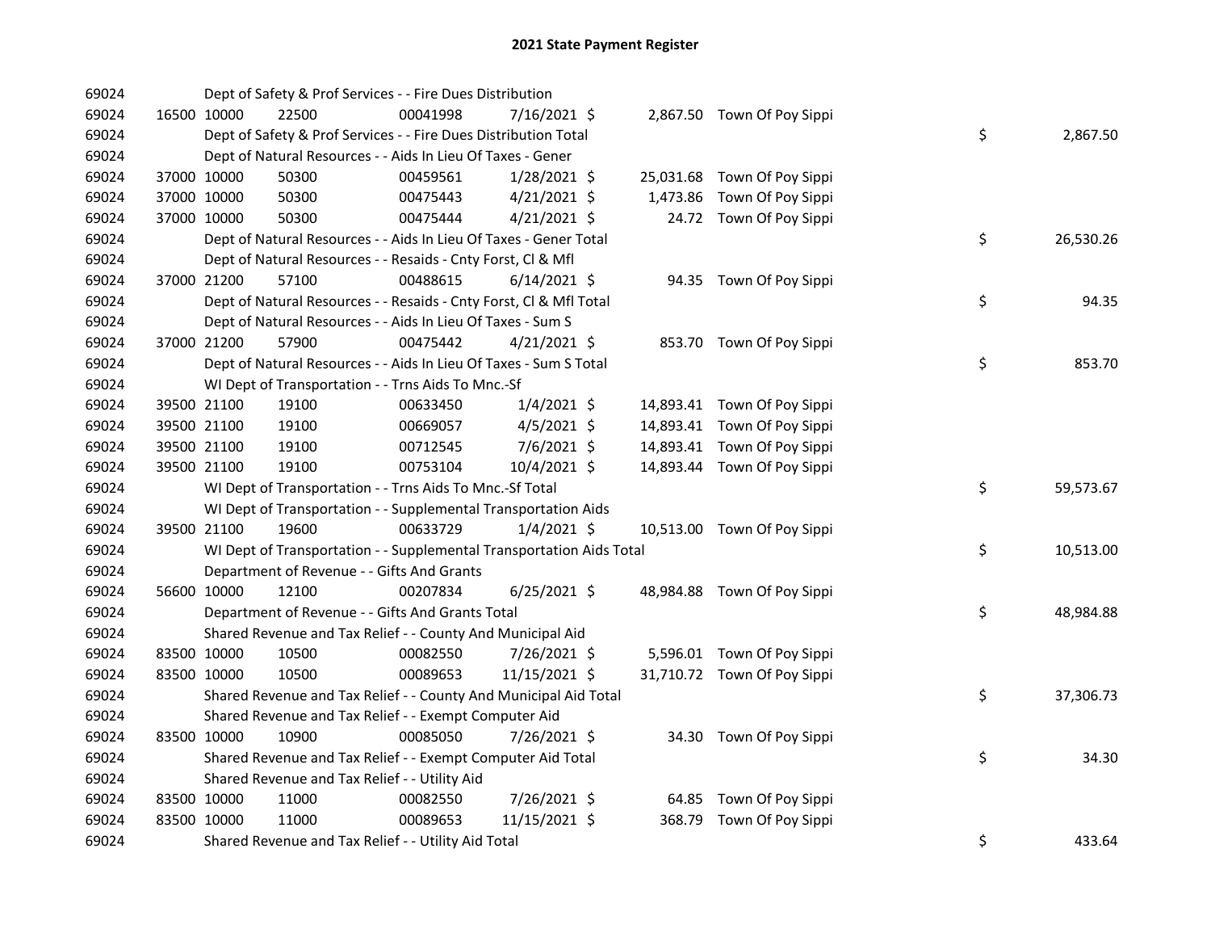# 2021 State Payment Register

| | | | | | | | | | |
|---|---|---|---|---|---|---|---|---|---|
| 69024 | | | Dept of Safety & Prof Services - - Fire Dues Distribution | | | | | | |
| 69024 | 16500 | 10000 | 22500 | 00041998 | 7/16/2021 | $ 2,867.50 | Town Of Poy Sippi | | |
| 69024 | | | Dept of Safety & Prof Services - - Fire Dues Distribution Total | | | | | $ | 2,867.50 |
| 69024 | | | Dept of Natural Resources - - Aids In Lieu Of Taxes - Gener | | | | | | |
| 69024 | 37000 | 10000 | 50300 | 00459561 | 1/28/2021 | $ 25,031.68 | Town Of Poy Sippi | | |
| 69024 | 37000 | 10000 | 50300 | 00475443 | 4/21/2021 | $ 1,473.86 | Town Of Poy Sippi | | |
| 69024 | 37000 | 10000 | 50300 | 00475444 | 4/21/2021 | $ 24.72 | Town Of Poy Sippi | | |
| 69024 | | | Dept of Natural Resources - - Aids In Lieu Of Taxes - Gener Total | | | | | $ | 26,530.26 |
| 69024 | | | Dept of Natural Resources - - Resaids - Cnty Forst, Cl & Mfl | | | | | | |
| 69024 | 37000 | 21200 | 57100 | 00488615 | 6/14/2021 | $ 94.35 | Town Of Poy Sippi | | |
| 69024 | | | Dept of Natural Resources - - Resaids - Cnty Forst, Cl & Mfl Total | | | | | $ | 94.35 |
| 69024 | | | Dept of Natural Resources - - Aids In Lieu Of Taxes - Sum S | | | | | | |
| 69024 | 37000 | 21200 | 57900 | 00475442 | 4/21/2021 | $ 853.70 | Town Of Poy Sippi | | |
| 69024 | | | Dept of Natural Resources - - Aids In Lieu Of Taxes - Sum S Total | | | | | $ | 853.70 |
| 69024 | | | WI Dept of Transportation - - Trns Aids To Mnc.-Sf | | | | | | |
| 69024 | 39500 | 21100 | 19100 | 00633450 | 1/4/2021 | $ 14,893.41 | Town Of Poy Sippi | | |
| 69024 | 39500 | 21100 | 19100 | 00669057 | 4/5/2021 | $ 14,893.41 | Town Of Poy Sippi | | |
| 69024 | 39500 | 21100 | 19100 | 00712545 | 7/6/2021 | $ 14,893.41 | Town Of Poy Sippi | | |
| 69024 | 39500 | 21100 | 19100 | 00753104 | 10/4/2021 | $ 14,893.44 | Town Of Poy Sippi | | |
| 69024 | | | WI Dept of Transportation - - Trns Aids To Mnc.-Sf Total | | | | | $ | 59,573.67 |
| 69024 | | | WI Dept of Transportation - - Supplemental Transportation Aids | | | | | | |
| 69024 | 39500 | 21100 | 19600 | 00633729 | 1/4/2021 | $ 10,513.00 | Town Of Poy Sippi | | |
| 69024 | | | WI Dept of Transportation - - Supplemental Transportation Aids Total | | | | | $ | 10,513.00 |
| 69024 | | | Department of Revenue - - Gifts And Grants | | | | | | |
| 69024 | 56600 | 10000 | 12100 | 00207834 | 6/25/2021 | $ 48,984.88 | Town Of Poy Sippi | | |
| 69024 | | | Department of Revenue - - Gifts And Grants Total | | | | | $ | 48,984.88 |
| 69024 | | | Shared Revenue and Tax Relief - - County And Municipal Aid | | | | | | |
| 69024 | 83500 | 10000 | 10500 | 00082550 | 7/26/2021 | $ 5,596.01 | Town Of Poy Sippi | | |
| 69024 | 83500 | 10000 | 10500 | 00089653 | 11/15/2021 | $ 31,710.72 | Town Of Poy Sippi | | |
| 69024 | | | Shared Revenue and Tax Relief - - County And Municipal Aid Total | | | | | $ | 37,306.73 |
| 69024 | | | Shared Revenue and Tax Relief - - Exempt Computer Aid | | | | | | |
| 69024 | 83500 | 10000 | 10900 | 00085050 | 7/26/2021 | $ 34.30 | Town Of Poy Sippi | | |
| 69024 | | | Shared Revenue and Tax Relief - - Exempt Computer Aid Total | | | | | $ | 34.30 |
| 69024 | | | Shared Revenue and Tax Relief - - Utility Aid | | | | | | |
| 69024 | 83500 | 10000 | 11000 | 00082550 | 7/26/2021 | $ 64.85 | Town Of Poy Sippi | | |
| 69024 | 83500 | 10000 | 11000 | 00089653 | 11/15/2021 | $ 368.79 | Town Of Poy Sippi | | |
| 69024 | | | Shared Revenue and Tax Relief - - Utility Aid Total | | | | | $ | 433.64 |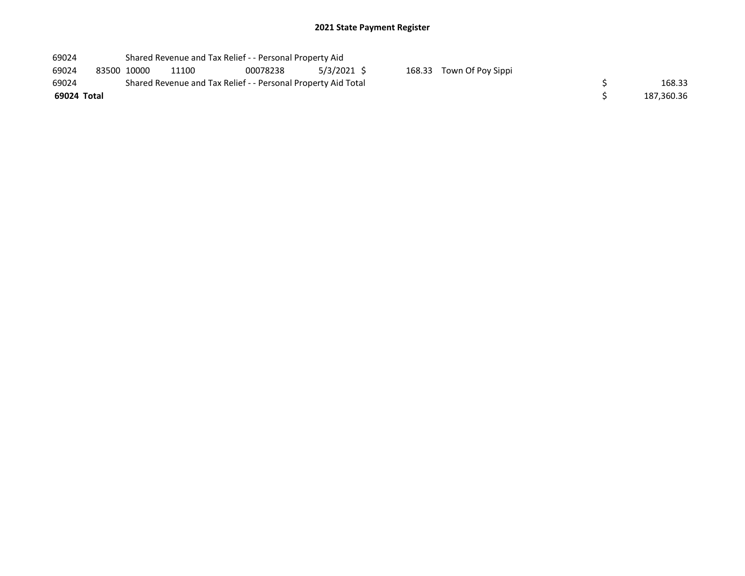## 2021 State Payment Register

| | | | | | | | | | |
|---|---|---|---|---|---|---|---|---|---|
| 69024 | | Shared Revenue and Tax Relief - - Personal Property Aid | | | | | | | |
| 69024 | 83500 | 10000 | 11100 | 00078238 | 5/3/2021 | $ 168.33 | Town Of Poy Sippi | | |
| 69024 | | Shared Revenue and Tax Relief - - Personal Property Aid Total | | | | | | $ | 168.33 |
| **69024 Total** | | | | | | | | $ | 187,360.36 |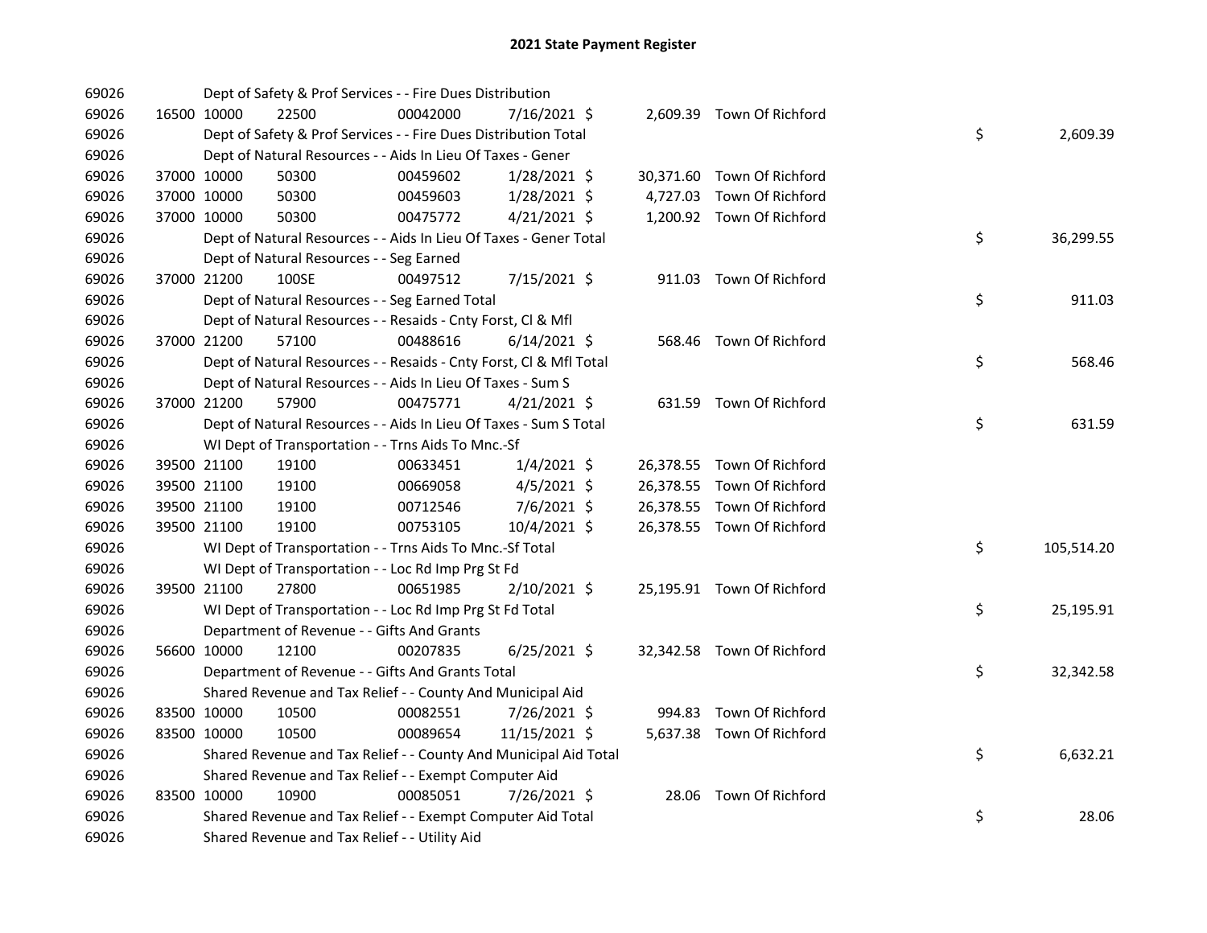# 2021 State Payment Register

| | | | | | | | | | |
|---|---|---|---|---|---|---|---|---|---|
| 69026 | | Dept of Safety & Prof Services - - Fire Dues Distribution | | | | | | | |
| 69026 | 16500 | 10000 | 22500 | 00042000 | 7/16/2021 | $ 2,609.39 | Town Of Richford | | |
| 69026 | | Dept of Safety & Prof Services - - Fire Dues Distribution Total | | | | | | $ | 2,609.39 |
| 69026 | | Dept of Natural Resources - - Aids In Lieu Of Taxes - Gener | | | | | | | |
| 69026 | 37000 | 10000 | 50300 | 00459602 | 1/28/2021 | $ 30,371.60 | Town Of Richford | | |
| 69026 | 37000 | 10000 | 50300 | 00459603 | 1/28/2021 | $ 4,727.03 | Town Of Richford | | |
| 69026 | 37000 | 10000 | 50300 | 00475772 | 4/21/2021 | $ 1,200.92 | Town Of Richford | | |
| 69026 | | Dept of Natural Resources - - Aids In Lieu Of Taxes - Gener Total | | | | | | $ | 36,299.55 |
| 69026 | | Dept of Natural Resources - - Seg Earned | | | | | | | |
| 69026 | 37000 | 21200 | 100SE | 00497512 | 7/15/2021 | $ 911.03 | Town Of Richford | | |
| 69026 | | Dept of Natural Resources - - Seg Earned Total | | | | | | $ | 911.03 |
| 69026 | | Dept of Natural Resources - - Resaids - Cnty Forst, Cl & Mfl | | | | | | | |
| 69026 | 37000 | 21200 | 57100 | 00488616 | 6/14/2021 | $ 568.46 | Town Of Richford | | |
| 69026 | | Dept of Natural Resources - - Resaids - Cnty Forst, Cl & Mfl Total | | | | | | $ | 568.46 |
| 69026 | | Dept of Natural Resources - - Aids In Lieu Of Taxes - Sum S | | | | | | | |
| 69026 | 37000 | 21200 | 57900 | 00475771 | 4/21/2021 | $ 631.59 | Town Of Richford | | |
| 69026 | | Dept of Natural Resources - - Aids In Lieu Of Taxes - Sum S Total | | | | | | $ | 631.59 |
| 69026 | | WI Dept of Transportation - - Trns Aids To Mnc.-Sf | | | | | | | |
| 69026 | 39500 | 21100 | 19100 | 00633451 | 1/4/2021 | $ 26,378.55 | Town Of Richford | | |
| 69026 | 39500 | 21100 | 19100 | 00669058 | 4/5/2021 | $ 26,378.55 | Town Of Richford | | |
| 69026 | 39500 | 21100 | 19100 | 00712546 | 7/6/2021 | $ 26,378.55 | Town Of Richford | | |
| 69026 | 39500 | 21100 | 19100 | 00753105 | 10/4/2021 | $ 26,378.55 | Town Of Richford | | |
| 69026 | | WI Dept of Transportation - - Trns Aids To Mnc.-Sf Total | | | | | | $ | 105,514.20 |
| 69026 | | WI Dept of Transportation - - Loc Rd Imp Prg St Fd | | | | | | | |
| 69026 | 39500 | 21100 | 27800 | 00651985 | 2/10/2021 | $ 25,195.91 | Town Of Richford | | |
| 69026 | | WI Dept of Transportation - - Loc Rd Imp Prg St Fd Total | | | | | | $ | 25,195.91 |
| 69026 | | Department of Revenue - - Gifts And Grants | | | | | | | |
| 69026 | 56600 | 10000 | 12100 | 00207835 | 6/25/2021 | $ 32,342.58 | Town Of Richford | | |
| 69026 | | Department of Revenue - - Gifts And Grants Total | | | | | | $ | 32,342.58 |
| 69026 | | Shared Revenue and Tax Relief - - County And Municipal Aid | | | | | | | |
| 69026 | 83500 | 10000 | 10500 | 00082551 | 7/26/2021 | $ 994.83 | Town Of Richford | | |
| 69026 | 83500 | 10000 | 10500 | 00089654 | 11/15/2021 | $ 5,637.38 | Town Of Richford | | |
| 69026 | | Shared Revenue and Tax Relief - - County And Municipal Aid Total | | | | | | $ | 6,632.21 |
| 69026 | | Shared Revenue and Tax Relief - - Exempt Computer Aid | | | | | | | |
| 69026 | 83500 | 10000 | 10900 | 00085051 | 7/26/2021 | $ 28.06 | Town Of Richford | | |
| 69026 | | Shared Revenue and Tax Relief - - Exempt Computer Aid Total | | | | | | $ | 28.06 |
| 69026 | | Shared Revenue and Tax Relief - - Utility Aid | | | | | | | |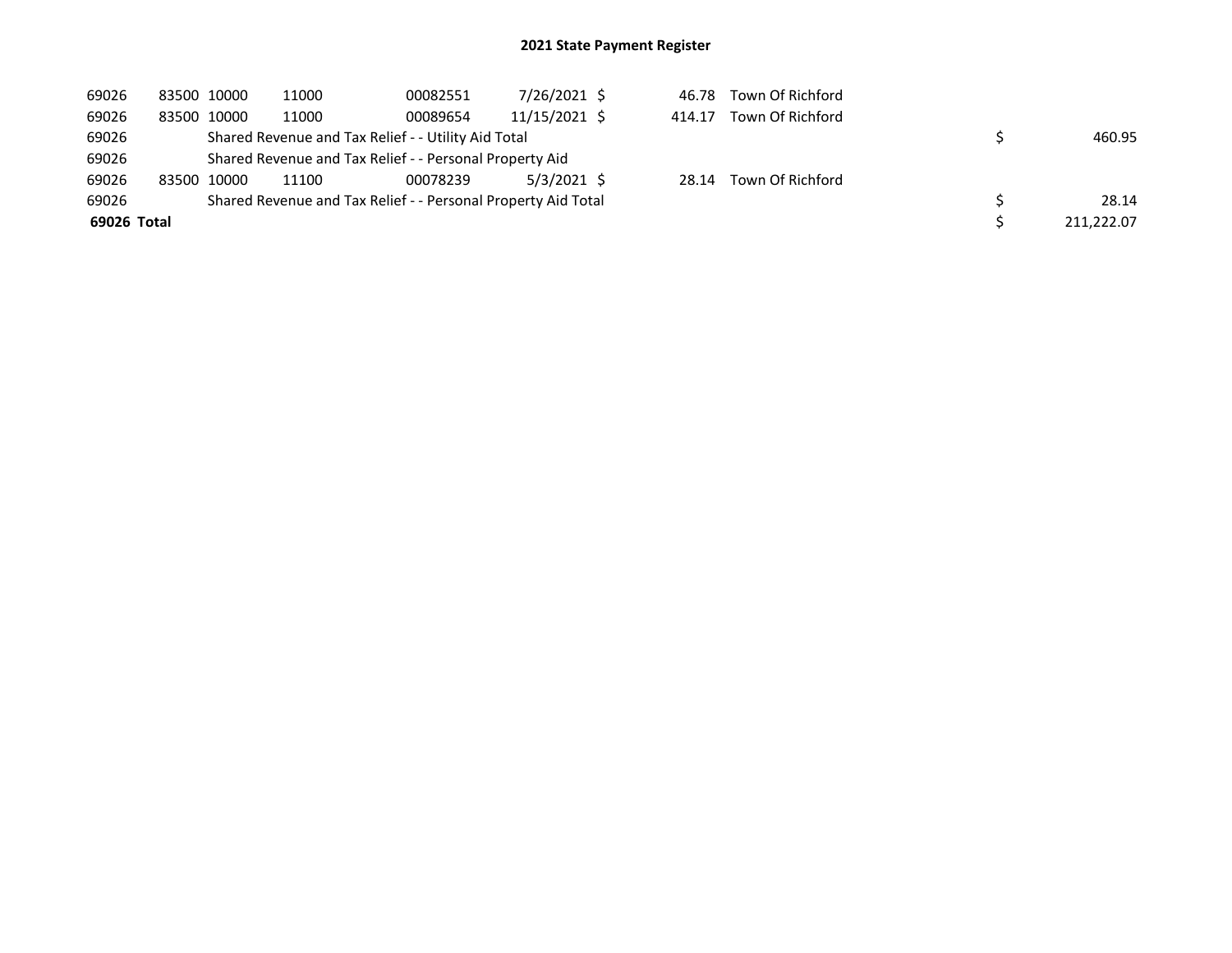# 2021 State Payment Register

| | | | | | | | | |
|---|---|---|---|---|---|---|---|---|
| 69026 | 83500 | 10000 | 11000 | 00082551 | 7/26/2021 | $ 46.78 | Town Of Richford | |
| 69026 | 83500 | 10000 | 11000 | 00089654 | 11/15/2021 | $ 414.17 | Town Of Richford | |
| 69026 | | Shared Revenue and Tax Relief - - Utility Aid Total | | | | | | $ 460.95 |
| 69026 | | Shared Revenue and Tax Relief - - Personal Property Aid | | | | | | |
| 69026 | 83500 | 10000 | 11100 | 00078239 | 5/3/2021 | $ 28.14 | Town Of Richford | |
| 69026 | | Shared Revenue and Tax Relief - - Personal Property Aid Total | | | | | | $ 28.14 |
| **69026 Total** | | | | | | | | $ 211,222.07 |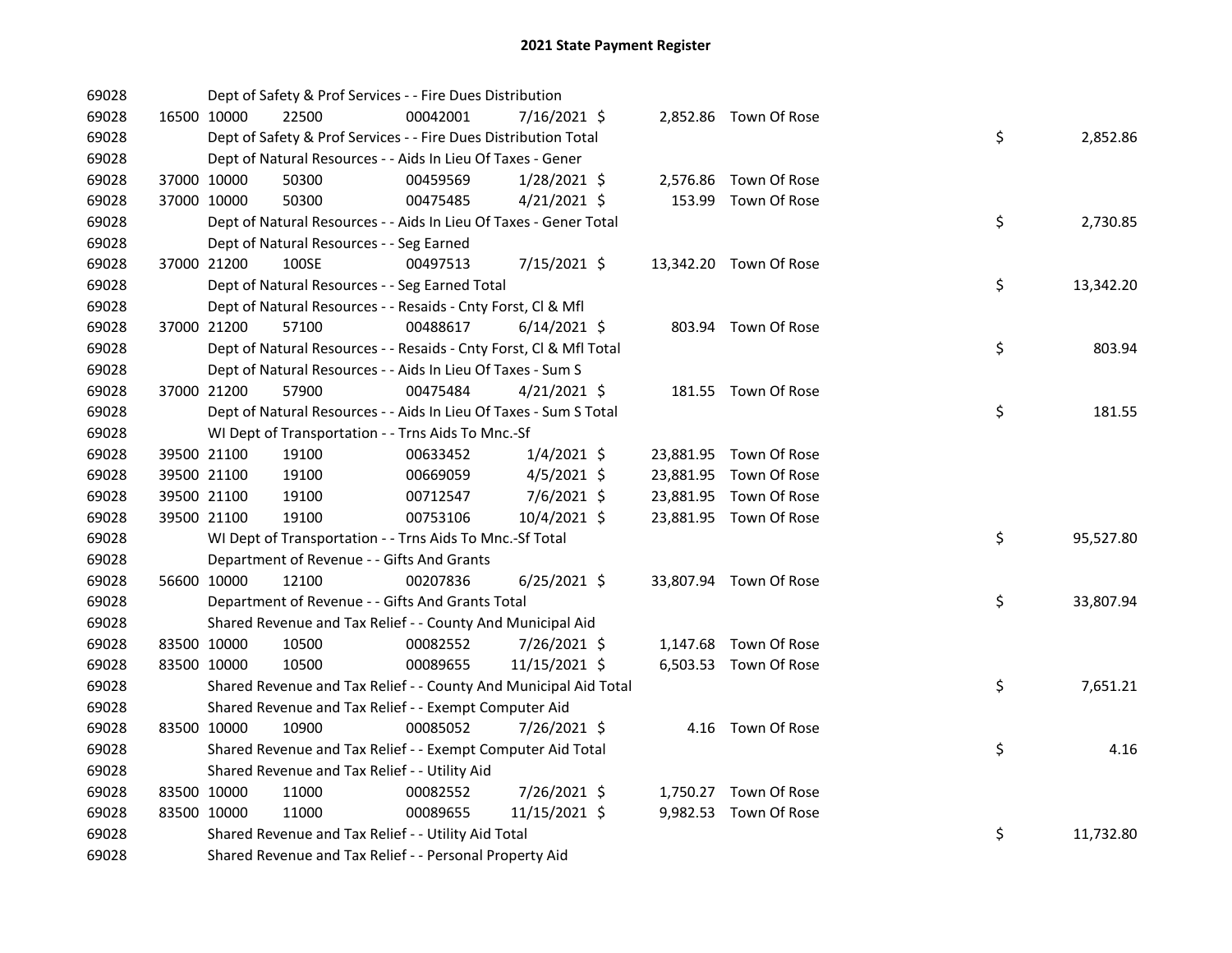# 2021 State Payment Register

| | | | | | | | | | |
|---|---|---|---|---|---|---|---|---|---|
| 69028 | | Dept of Safety & Prof Services - - Fire Dues Distribution | | | | | | | |
| 69028 | 16500 | 10000 | 22500 | 00042001 | 7/16/2021 | $ 2,852.86 | Town Of Rose | | |
| 69028 | | Dept of Safety & Prof Services - - Fire Dues Distribution Total | | | | | | $ | 2,852.86 |
| 69028 | | Dept of Natural Resources - - Aids In Lieu Of Taxes - Gener | | | | | | | |
| 69028 | 37000 | 10000 | 50300 | 00459569 | 1/28/2021 | $ 2,576.86 | Town Of Rose | | |
| 69028 | 37000 | 10000 | 50300 | 00475485 | 4/21/2021 | $ 153.99 | Town Of Rose | | |
| 69028 | | Dept of Natural Resources - - Aids In Lieu Of Taxes - Gener Total | | | | | | $ | 2,730.85 |
| 69028 | | Dept of Natural Resources - - Seg Earned | | | | | | | |
| 69028 | 37000 | 21200 | 100SE | 00497513 | 7/15/2021 | $ 13,342.20 | Town Of Rose | | |
| 69028 | | Dept of Natural Resources - - Seg Earned Total | | | | | | $ | 13,342.20 |
| 69028 | | Dept of Natural Resources - - Resaids - Cnty Forst, Cl & Mfl | | | | | | | |
| 69028 | 37000 | 21200 | 57100 | 00488617 | 6/14/2021 | $ 803.94 | Town Of Rose | | |
| 69028 | | Dept of Natural Resources - - Resaids - Cnty Forst, Cl & Mfl Total | | | | | | $ | 803.94 |
| 69028 | | Dept of Natural Resources - - Aids In Lieu Of Taxes - Sum S | | | | | | | |
| 69028 | 37000 | 21200 | 57900 | 00475484 | 4/21/2021 | $ 181.55 | Town Of Rose | | |
| 69028 | | Dept of Natural Resources - - Aids In Lieu Of Taxes - Sum S Total | | | | | | $ | 181.55 |
| 69028 | | WI Dept of Transportation - - Trns Aids To Mnc.-Sf | | | | | | | |
| 69028 | 39500 | 21100 | 19100 | 00633452 | 1/4/2021 | $ 23,881.95 | Town Of Rose | | |
| 69028 | 39500 | 21100 | 19100 | 00669059 | 4/5/2021 | $ 23,881.95 | Town Of Rose | | |
| 69028 | 39500 | 21100 | 19100 | 00712547 | 7/6/2021 | $ 23,881.95 | Town Of Rose | | |
| 69028 | 39500 | 21100 | 19100 | 00753106 | 10/4/2021 | $ 23,881.95 | Town Of Rose | | |
| 69028 | | WI Dept of Transportation - - Trns Aids To Mnc.-Sf Total | | | | | | $ | 95,527.80 |
| 69028 | | Department of Revenue - - Gifts And Grants | | | | | | | |
| 69028 | 56600 | 10000 | 12100 | 00207836 | 6/25/2021 | $ 33,807.94 | Town Of Rose | | |
| 69028 | | Department of Revenue - - Gifts And Grants Total | | | | | | $ | 33,807.94 |
| 69028 | | Shared Revenue and Tax Relief - - County And Municipal Aid | | | | | | | |
| 69028 | 83500 | 10000 | 10500 | 00082552 | 7/26/2021 | $ 1,147.68 | Town Of Rose | | |
| 69028 | 83500 | 10000 | 10500 | 00089655 | 11/15/2021 | $ 6,503.53 | Town Of Rose | | |
| 69028 | | Shared Revenue and Tax Relief - - County And Municipal Aid Total | | | | | | $ | 7,651.21 |
| 69028 | | Shared Revenue and Tax Relief - - Exempt Computer Aid | | | | | | | |
| 69028 | 83500 | 10000 | 10900 | 00085052 | 7/26/2021 | $ 4.16 | Town Of Rose | | |
| 69028 | | Shared Revenue and Tax Relief - - Exempt Computer Aid Total | | | | | | $ | 4.16 |
| 69028 | | Shared Revenue and Tax Relief - - Utility Aid | | | | | | | |
| 69028 | 83500 | 10000 | 11000 | 00082552 | 7/26/2021 | $ 1,750.27 | Town Of Rose | | |
| 69028 | 83500 | 10000 | 11000 | 00089655 | 11/15/2021 | $ 9,982.53 | Town Of Rose | | |
| 69028 | | Shared Revenue and Tax Relief - - Utility Aid Total | | | | | | $ | 11,732.80 |
| 69028 | | Shared Revenue and Tax Relief - - Personal Property Aid | | | | | | | |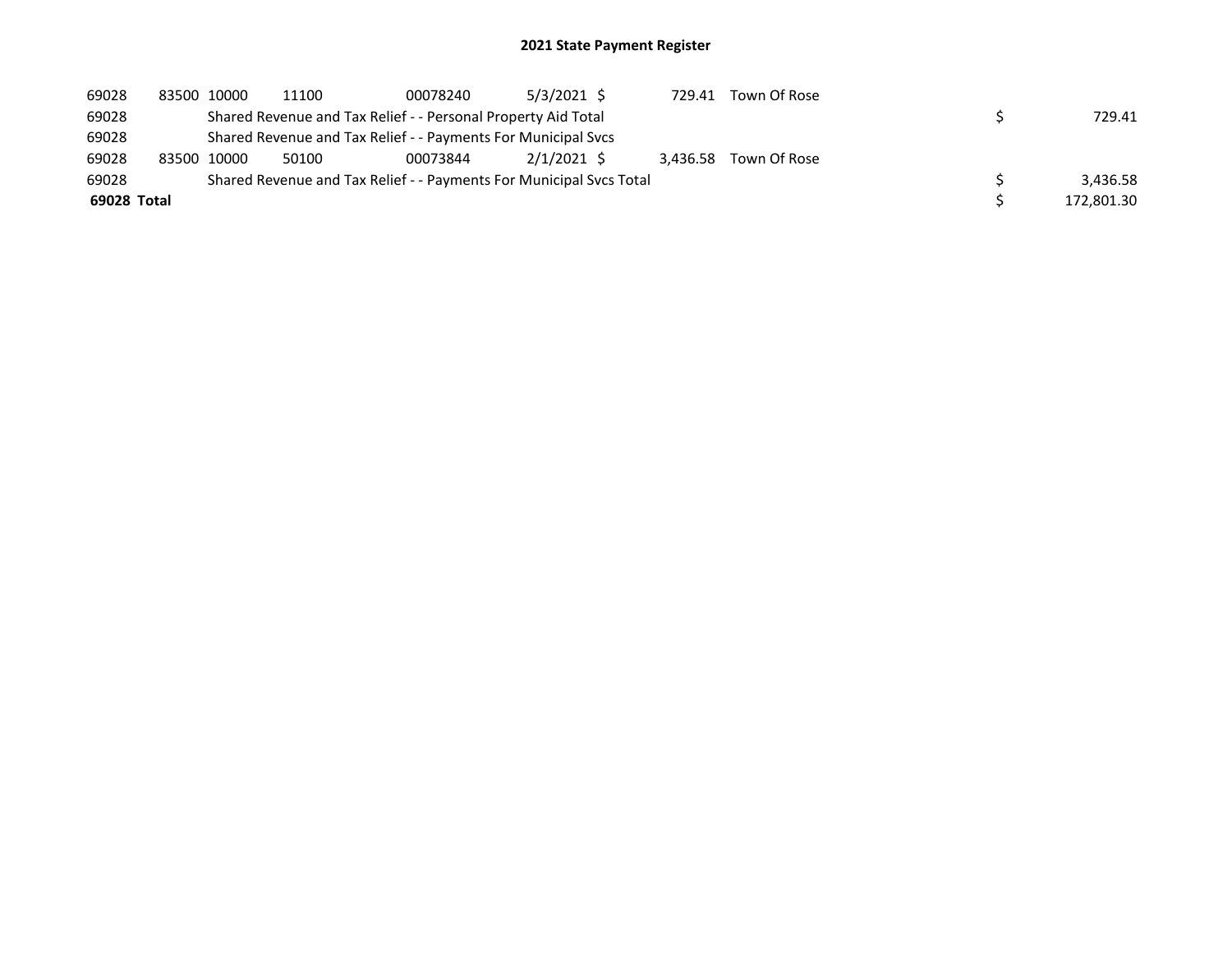# 2021 State Payment Register

| | | | | | | | | | |
|---|---|---|---|---|---|---|---|---|---|
| 69028 | 83500 | 10000 | 11100 | 00078240 | 5/3/2021 | $ 729.41 | Town Of Rose | | |
| 69028 | | Shared Revenue and Tax Relief - - Personal Property Aid Total | | | | | | $ | 729.41 |
| 69028 | | Shared Revenue and Tax Relief - - Payments For Municipal Svcs | | | | | | | |
| 69028 | 83500 | 10000 | 50100 | 00073844 | 2/1/2021 | $ 3,436.58 | Town Of Rose | | |
| 69028 | | Shared Revenue and Tax Relief - - Payments For Municipal Svcs Total | | | | | | $ | 3,436.58 |
| **69028 Total** | | | | | | | | $ | 172,801.30 |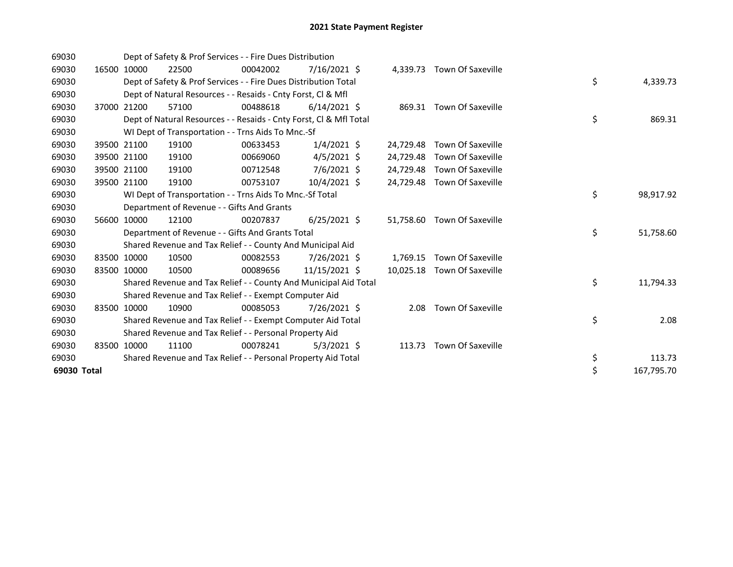# 2021 State Payment Register

| | | | | | | | | | |
|---|---|---|---|---|---|---|---|---|---|
| 69030 | | Dept of Safety & Prof Services - - Fire Dues Distribution | | | | | | | |
| 69030 | 16500 | 10000 | 22500 | 00042002 | 7/16/2021 | $ 4,339.73 | Town Of Saxeville | | |
| 69030 | | Dept of Safety & Prof Services - - Fire Dues Distribution Total | | | | | | $ | 4,339.73 |
| 69030 | | Dept of Natural Resources - - Resaids - Cnty Forst, Cl & Mfl | | | | | | | |
| 69030 | 37000 | 21200 | 57100 | 00488618 | 6/14/2021 | $ 869.31 | Town Of Saxeville | | |
| 69030 | | Dept of Natural Resources - - Resaids - Cnty Forst, Cl & Mfl Total | | | | | | $ | 869.31 |
| 69030 | | WI Dept of Transportation - - Trns Aids To Mnc.-Sf | | | | | | | |
| 69030 | 39500 | 21100 | 19100 | 00633453 | 1/4/2021 | $ 24,729.48 | Town Of Saxeville | | |
| 69030 | 39500 | 21100 | 19100 | 00669060 | 4/5/2021 | $ 24,729.48 | Town Of Saxeville | | |
| 69030 | 39500 | 21100 | 19100 | 00712548 | 7/6/2021 | $ 24,729.48 | Town Of Saxeville | | |
| 69030 | 39500 | 21100 | 19100 | 00753107 | 10/4/2021 | $ 24,729.48 | Town Of Saxeville | | |
| 69030 | | WI Dept of Transportation - - Trns Aids To Mnc.-Sf Total | | | | | | $ | 98,917.92 |
| 69030 | | Department of Revenue - - Gifts And Grants | | | | | | | |
| 69030 | 56600 | 10000 | 12100 | 00207837 | 6/25/2021 | $ 51,758.60 | Town Of Saxeville | | |
| 69030 | | Department of Revenue - - Gifts And Grants Total | | | | | | $ | 51,758.60 |
| 69030 | | Shared Revenue and Tax Relief - - County And Municipal Aid | | | | | | | |
| 69030 | 83500 | 10000 | 10500 | 00082553 | 7/26/2021 | $ 1,769.15 | Town Of Saxeville | | |
| 69030 | 83500 | 10000 | 10500 | 00089656 | 11/15/2021 | $ 10,025.18 | Town Of Saxeville | | |
| 69030 | | Shared Revenue and Tax Relief - - County And Municipal Aid Total | | | | | | $ | 11,794.33 |
| 69030 | | Shared Revenue and Tax Relief - - Exempt Computer Aid | | | | | | | |
| 69030 | 83500 | 10000 | 10900 | 00085053 | 7/26/2021 | $ 2.08 | Town Of Saxeville | | |
| 69030 | | Shared Revenue and Tax Relief - - Exempt Computer Aid Total | | | | | | $ | 2.08 |
| 69030 | | Shared Revenue and Tax Relief - - Personal Property Aid | | | | | | | |
| 69030 | 83500 | 10000 | 11100 | 00078241 | 5/3/2021 | $ 113.73 | Town Of Saxeville | | |
| 69030 | | Shared Revenue and Tax Relief - - Personal Property Aid Total | | | | | | $ | 113.73 |
| **69030 Total** | | | | | | | | $ | 167,795.70 |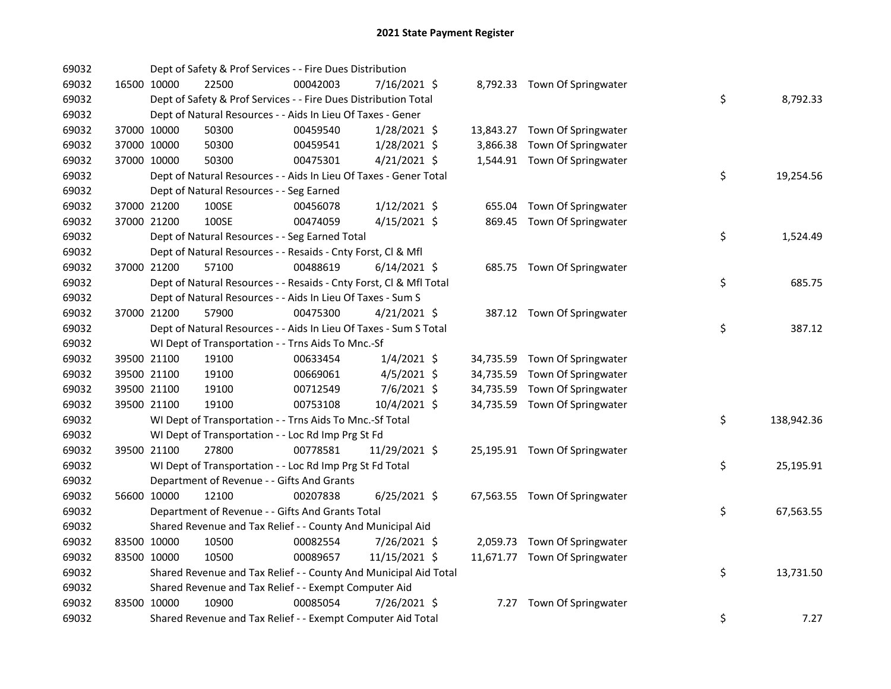# 2021 State Payment Register

| | | | | | | | | | |
|---|---|---|---|---|---|---|---|---|---|
| 69032 | | | Dept of Safety & Prof Services - - Fire Dues Distribution | | | | | | |
| 69032 | 16500 | 10000 | 22500 | 00042003 | 7/16/2021 | $ 8,792.33 | Town Of Springwater | | |
| 69032 | | | Dept of Safety & Prof Services - - Fire Dues Distribution Total | | | | | $ | 8,792.33 |
| 69032 | | | Dept of Natural Resources - - Aids In Lieu Of Taxes - Gener | | | | | | |
| 69032 | 37000 | 10000 | 50300 | 00459540 | 1/28/2021 | $ 13,843.27 | Town Of Springwater | | |
| 69032 | 37000 | 10000 | 50300 | 00459541 | 1/28/2021 | $ 3,866.38 | Town Of Springwater | | |
| 69032 | 37000 | 10000 | 50300 | 00475301 | 4/21/2021 | $ 1,544.91 | Town Of Springwater | | |
| 69032 | | | Dept of Natural Resources - - Aids In Lieu Of Taxes - Gener Total | | | | | $ | 19,254.56 |
| 69032 | | | Dept of Natural Resources - - Seg Earned | | | | | | |
| 69032 | 37000 | 21200 | 100SE | 00456078 | 1/12/2021 | $ 655.04 | Town Of Springwater | | |
| 69032 | 37000 | 21200 | 100SE | 00474059 | 4/15/2021 | $ 869.45 | Town Of Springwater | | |
| 69032 | | | Dept of Natural Resources - - Seg Earned Total | | | | | $ | 1,524.49 |
| 69032 | | | Dept of Natural Resources - - Resaids - Cnty Forst, Cl & Mfl | | | | | | |
| 69032 | 37000 | 21200 | 57100 | 00488619 | 6/14/2021 | $ 685.75 | Town Of Springwater | | |
| 69032 | | | Dept of Natural Resources - - Resaids - Cnty Forst, Cl & Mfl Total | | | | | $ | 685.75 |
| 69032 | | | Dept of Natural Resources - - Aids In Lieu Of Taxes - Sum S | | | | | | |
| 69032 | 37000 | 21200 | 57900 | 00475300 | 4/21/2021 | $ 387.12 | Town Of Springwater | | |
| 69032 | | | Dept of Natural Resources - - Aids In Lieu Of Taxes - Sum S Total | | | | | $ | 387.12 |
| 69032 | | | WI Dept of Transportation - - Trns Aids To Mnc.-Sf | | | | | | |
| 69032 | 39500 | 21100 | 19100 | 00633454 | 1/4/2021 | $ 34,735.59 | Town Of Springwater | | |
| 69032 | 39500 | 21100 | 19100 | 00669061 | 4/5/2021 | $ 34,735.59 | Town Of Springwater | | |
| 69032 | 39500 | 21100 | 19100 | 00712549 | 7/6/2021 | $ 34,735.59 | Town Of Springwater | | |
| 69032 | 39500 | 21100 | 19100 | 00753108 | 10/4/2021 | $ 34,735.59 | Town Of Springwater | | |
| 69032 | | | WI Dept of Transportation - - Trns Aids To Mnc.-Sf Total | | | | | $ | 138,942.36 |
| 69032 | | | WI Dept of Transportation - - Loc Rd Imp Prg St Fd | | | | | | |
| 69032 | 39500 | 21100 | 27800 | 00778581 | 11/29/2021 | $ 25,195.91 | Town Of Springwater | | |
| 69032 | | | WI Dept of Transportation - - Loc Rd Imp Prg St Fd Total | | | | | $ | 25,195.91 |
| 69032 | | | Department of Revenue - - Gifts And Grants | | | | | | |
| 69032 | 56600 | 10000 | 12100 | 00207838 | 6/25/2021 | $ 67,563.55 | Town Of Springwater | | |
| 69032 | | | Department of Revenue - - Gifts And Grants Total | | | | | $ | 67,563.55 |
| 69032 | | | Shared Revenue and Tax Relief - - County And Municipal Aid | | | | | | |
| 69032 | 83500 | 10000 | 10500 | 00082554 | 7/26/2021 | $ 2,059.73 | Town Of Springwater | | |
| 69032 | 83500 | 10000 | 10500 | 00089657 | 11/15/2021 | $ 11,671.77 | Town Of Springwater | | |
| 69032 | | | Shared Revenue and Tax Relief - - County And Municipal Aid Total | | | | | $ | 13,731.50 |
| 69032 | | | Shared Revenue and Tax Relief - - Exempt Computer Aid | | | | | | |
| 69032 | 83500 | 10000 | 10900 | 00085054 | 7/26/2021 | $ 7.27 | Town Of Springwater | | |
| 69032 | | | Shared Revenue and Tax Relief - - Exempt Computer Aid Total | | | | | $ | 7.27 |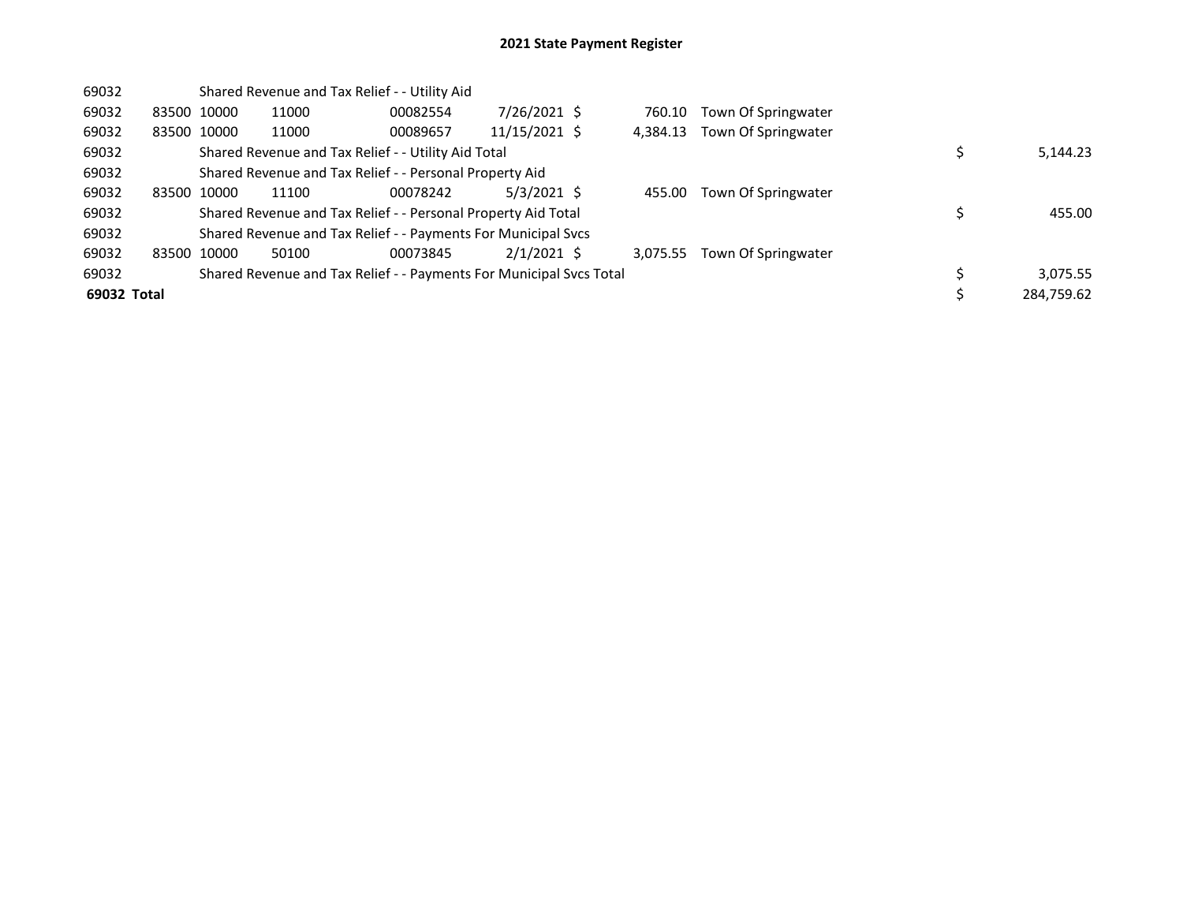## 2021 State Payment Register

| | | | | | | | | | |
|---|---|---|---|---|---|---|---|---|---|
| 69032 | | Shared Revenue and Tax Relief - - Utility Aid | | | | | | | |
| 69032 | 83500 | 10000 | 11000 | 00082554 | 7/26/2021 | $ 760.10 | Town Of Springwater | | |
| 69032 | 83500 | 10000 | 11000 | 00089657 | 11/15/2021 | $ 4,384.13 | Town Of Springwater | | |
| 69032 | | Shared Revenue and Tax Relief - - Utility Aid Total | | | | | | $ | 5,144.23 |
| 69032 | | Shared Revenue and Tax Relief - - Personal Property Aid | | | | | | | |
| 69032 | 83500 | 10000 | 11100 | 00078242 | 5/3/2021 | $ 455.00 | Town Of Springwater | | |
| 69032 | | Shared Revenue and Tax Relief - - Personal Property Aid Total | | | | | | $ | 455.00 |
| 69032 | | Shared Revenue and Tax Relief - - Payments For Municipal Svcs | | | | | | | |
| 69032 | 83500 | 10000 | 50100 | 00073845 | 2/1/2021 | $ 3,075.55 | Town Of Springwater | | |
| 69032 | | Shared Revenue and Tax Relief - - Payments For Municipal Svcs Total | | | | | | $ | 3,075.55 |
| **69032 Total** | | | | | | | | $ | 284,759.62 |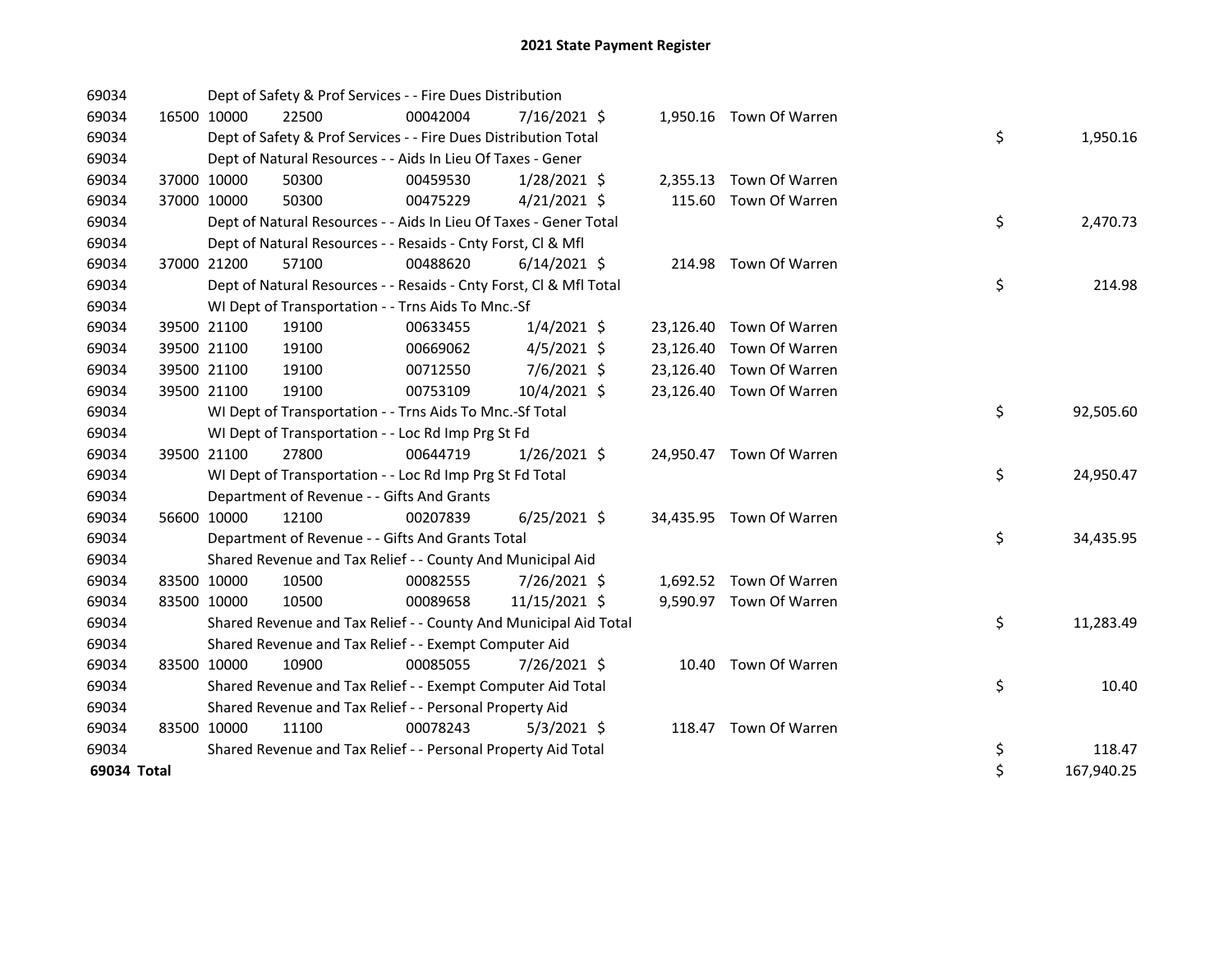# 2021 State Payment Register

| | | | | | | | | | |
|---|---|---|---|---|---|---|---|---|---|
| 69034 | | Dept of Safety & Prof Services - - Fire Dues Distribution | | | | | | | |
| 69034 | 16500 | 10000 | 22500 | 00042004 | 7/16/2021 | $ | 1,950.16 | Town Of Warren | |
| 69034 | | Dept of Safety & Prof Services - - Fire Dues Distribution Total | | | | | | | $ 1,950.16 |
| 69034 | | Dept of Natural Resources - - Aids In Lieu Of Taxes - Gener | | | | | | | |
| 69034 | 37000 | 10000 | 50300 | 00459530 | 1/28/2021 | $ | 2,355.13 | Town Of Warren | |
| 69034 | 37000 | 10000 | 50300 | 00475229 | 4/21/2021 | $ | 115.60 | Town Of Warren | |
| 69034 | | Dept of Natural Resources - - Aids In Lieu Of Taxes - Gener Total | | | | | | | $ 2,470.73 |
| 69034 | | Dept of Natural Resources - - Resaids - Cnty Forst, Cl & Mfl | | | | | | | |
| 69034 | 37000 | 21200 | 57100 | 00488620 | 6/14/2021 | $ | 214.98 | Town Of Warren | |
| 69034 | | Dept of Natural Resources - - Resaids - Cnty Forst, Cl & Mfl Total | | | | | | | $ 214.98 |
| 69034 | | WI Dept of Transportation - - Trns Aids To Mnc.-Sf | | | | | | | |
| 69034 | 39500 | 21100 | 19100 | 00633455 | 1/4/2021 | $ | 23,126.40 | Town Of Warren | |
| 69034 | 39500 | 21100 | 19100 | 00669062 | 4/5/2021 | $ | 23,126.40 | Town Of Warren | |
| 69034 | 39500 | 21100 | 19100 | 00712550 | 7/6/2021 | $ | 23,126.40 | Town Of Warren | |
| 69034 | 39500 | 21100 | 19100 | 00753109 | 10/4/2021 | $ | 23,126.40 | Town Of Warren | |
| 69034 | | WI Dept of Transportation - - Trns Aids To Mnc.-Sf Total | | | | | | | $ 92,505.60 |
| 69034 | | WI Dept of Transportation - - Loc Rd Imp Prg St Fd | | | | | | | |
| 69034 | 39500 | 21100 | 27800 | 00644719 | 1/26/2021 | $ | 24,950.47 | Town Of Warren | |
| 69034 | | WI Dept of Transportation - - Loc Rd Imp Prg St Fd Total | | | | | | | $ 24,950.47 |
| 69034 | | Department of Revenue - - Gifts And Grants | | | | | | | |
| 69034 | 56600 | 10000 | 12100 | 00207839 | 6/25/2021 | $ | 34,435.95 | Town Of Warren | |
| 69034 | | Department of Revenue - - Gifts And Grants Total | | | | | | | $ 34,435.95 |
| 69034 | | Shared Revenue and Tax Relief - - County And Municipal Aid | | | | | | | |
| 69034 | 83500 | 10000 | 10500 | 00082555 | 7/26/2021 | $ | 1,692.52 | Town Of Warren | |
| 69034 | 83500 | 10000 | 10500 | 00089658 | 11/15/2021 | $ | 9,590.97 | Town Of Warren | |
| 69034 | | Shared Revenue and Tax Relief - - County And Municipal Aid Total | | | | | | | $ 11,283.49 |
| 69034 | | Shared Revenue and Tax Relief - - Exempt Computer Aid | | | | | | | |
| 69034 | 83500 | 10000 | 10900 | 00085055 | 7/26/2021 | $ | 10.40 | Town Of Warren | |
| 69034 | | Shared Revenue and Tax Relief - - Exempt Computer Aid Total | | | | | | | $ 10.40 |
| 69034 | | Shared Revenue and Tax Relief - - Personal Property Aid | | | | | | | |
| 69034 | 83500 | 10000 | 11100 | 00078243 | 5/3/2021 | $ | 118.47 | Town Of Warren | |
| 69034 | | Shared Revenue and Tax Relief - - Personal Property Aid Total | | | | | | | $ 118.47 |
| **69034 Total** | | | | | | | | | $ 167,940.25 |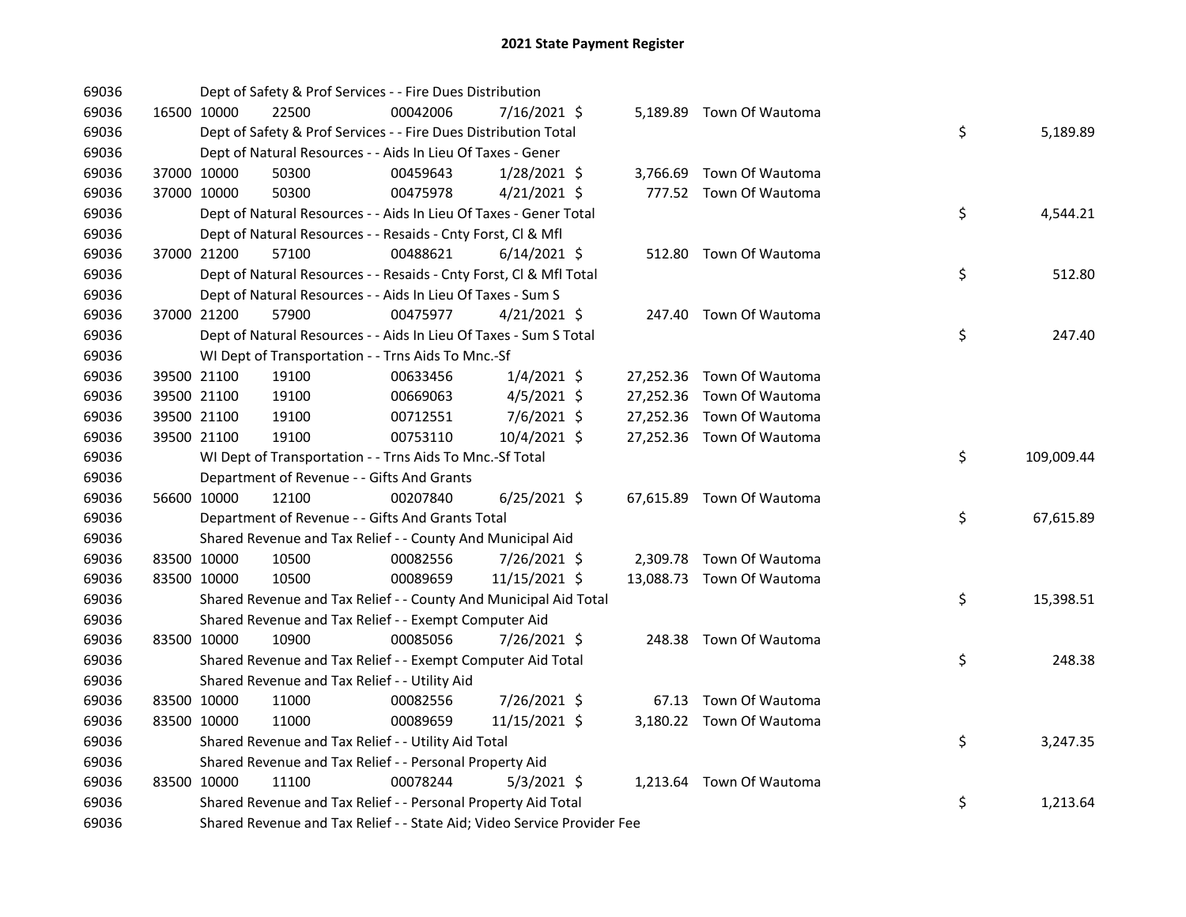# 2021 State Payment Register

| | | | | | | | | | |
|---|---|---|---|---|---|---|---|---|---|
| 69036 | | | Dept of Safety & Prof Services - - Fire Dues Distribution | | | | | | |
| 69036 | 16500 | 10000 | 22500 | 00042006 | 7/16/2021 | $ 5,189.89 | Town Of Wautoma | | |
| 69036 | | | Dept of Safety & Prof Services - - Fire Dues Distribution Total | | | | | $ | 5,189.89 |
| 69036 | | | Dept of Natural Resources - - Aids In Lieu Of Taxes - Gener | | | | | | |
| 69036 | 37000 | 10000 | 50300 | 00459643 | 1/28/2021 | $ 3,766.69 | Town Of Wautoma | | |
| 69036 | 37000 | 10000 | 50300 | 00475978 | 4/21/2021 | $ 777.52 | Town Of Wautoma | | |
| 69036 | | | Dept of Natural Resources - - Aids In Lieu Of Taxes - Gener Total | | | | | $ | 4,544.21 |
| 69036 | | | Dept of Natural Resources - - Resaids - Cnty Forst, Cl & Mfl | | | | | | |
| 69036 | 37000 | 21200 | 57100 | 00488621 | 6/14/2021 | $ 512.80 | Town Of Wautoma | | |
| 69036 | | | Dept of Natural Resources - - Resaids - Cnty Forst, Cl & Mfl Total | | | | | $ | 512.80 |
| 69036 | | | Dept of Natural Resources - - Aids In Lieu Of Taxes - Sum S | | | | | | |
| 69036 | 37000 | 21200 | 57900 | 00475977 | 4/21/2021 | $ 247.40 | Town Of Wautoma | | |
| 69036 | | | Dept of Natural Resources - - Aids In Lieu Of Taxes - Sum S Total | | | | | $ | 247.40 |
| 69036 | | | WI Dept of Transportation - - Trns Aids To Mnc.-Sf | | | | | | |
| 69036 | 39500 | 21100 | 19100 | 00633456 | 1/4/2021 | $ 27,252.36 | Town Of Wautoma | | |
| 69036 | 39500 | 21100 | 19100 | 00669063 | 4/5/2021 | $ 27,252.36 | Town Of Wautoma | | |
| 69036 | 39500 | 21100 | 19100 | 00712551 | 7/6/2021 | $ 27,252.36 | Town Of Wautoma | | |
| 69036 | 39500 | 21100 | 19100 | 00753110 | 10/4/2021 | $ 27,252.36 | Town Of Wautoma | | |
| 69036 | | | WI Dept of Transportation - - Trns Aids To Mnc.-Sf Total | | | | | $ | 109,009.44 |
| 69036 | | | Department of Revenue - - Gifts And Grants | | | | | | |
| 69036 | 56600 | 10000 | 12100 | 00207840 | 6/25/2021 | $ 67,615.89 | Town Of Wautoma | | |
| 69036 | | | Department of Revenue - - Gifts And Grants Total | | | | | $ | 67,615.89 |
| 69036 | | | Shared Revenue and Tax Relief - - County And Municipal Aid | | | | | | |
| 69036 | 83500 | 10000 | 10500 | 00082556 | 7/26/2021 | $ 2,309.78 | Town Of Wautoma | | |
| 69036 | 83500 | 10000 | 10500 | 00089659 | 11/15/2021 | $ 13,088.73 | Town Of Wautoma | | |
| 69036 | | | Shared Revenue and Tax Relief - - County And Municipal Aid Total | | | | | $ | 15,398.51 |
| 69036 | | | Shared Revenue and Tax Relief - - Exempt Computer Aid | | | | | | |
| 69036 | 83500 | 10000 | 10900 | 00085056 | 7/26/2021 | $ 248.38 | Town Of Wautoma | | |
| 69036 | | | Shared Revenue and Tax Relief - - Exempt Computer Aid Total | | | | | $ | 248.38 |
| 69036 | | | Shared Revenue and Tax Relief - - Utility Aid | | | | | | |
| 69036 | 83500 | 10000 | 11000 | 00082556 | 7/26/2021 | $ 67.13 | Town Of Wautoma | | |
| 69036 | 83500 | 10000 | 11000 | 00089659 | 11/15/2021 | $ 3,180.22 | Town Of Wautoma | | |
| 69036 | | | Shared Revenue and Tax Relief - - Utility Aid Total | | | | | $ | 3,247.35 |
| 69036 | | | Shared Revenue and Tax Relief - - Personal Property Aid | | | | | | |
| 69036 | 83500 | 10000 | 11100 | 00078244 | 5/3/2021 | $ 1,213.64 | Town Of Wautoma | | |
| 69036 | | | Shared Revenue and Tax Relief - - Personal Property Aid Total | | | | | $ | 1,213.64 |
| 69036 | | | Shared Revenue and Tax Relief - - State Aid; Video Service Provider Fee | | | | | | |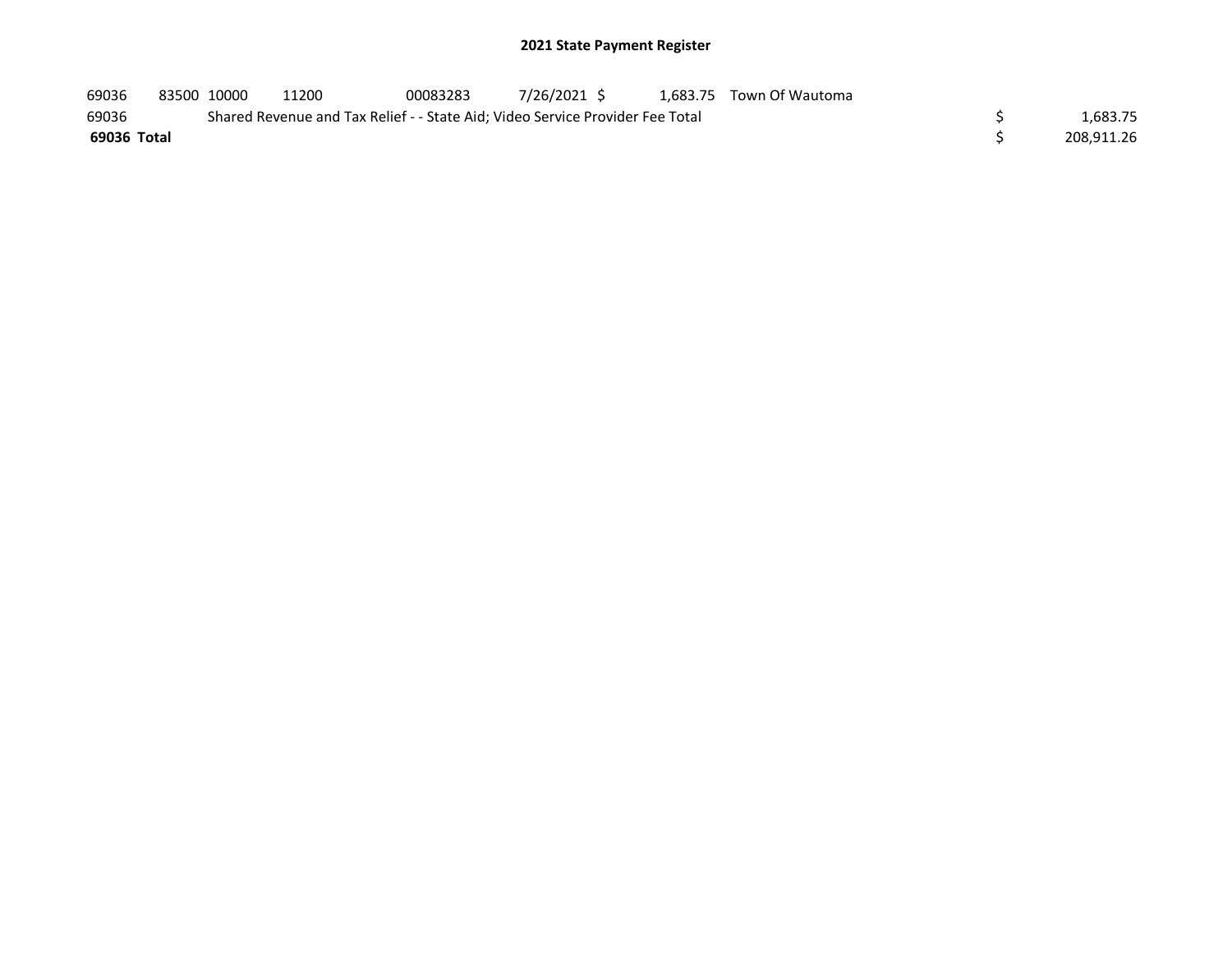## 2021 State Payment Register

| | | | | | | | | | |
|---|---|---|---|---|---|---|---|---|---|
| 69036 | 83500 | 10000 | 11200 | 00083283 | 7/26/2021 | $ 1,683.75 | Town Of Wautoma | | |
| 69036 | | Shared Revenue and Tax Relief - - State Aid; Video Service Provider Fee Total | | | | | | $ | 1,683.75 |
| **69036 Total** | | | | | | | | $ | 208,911.26 |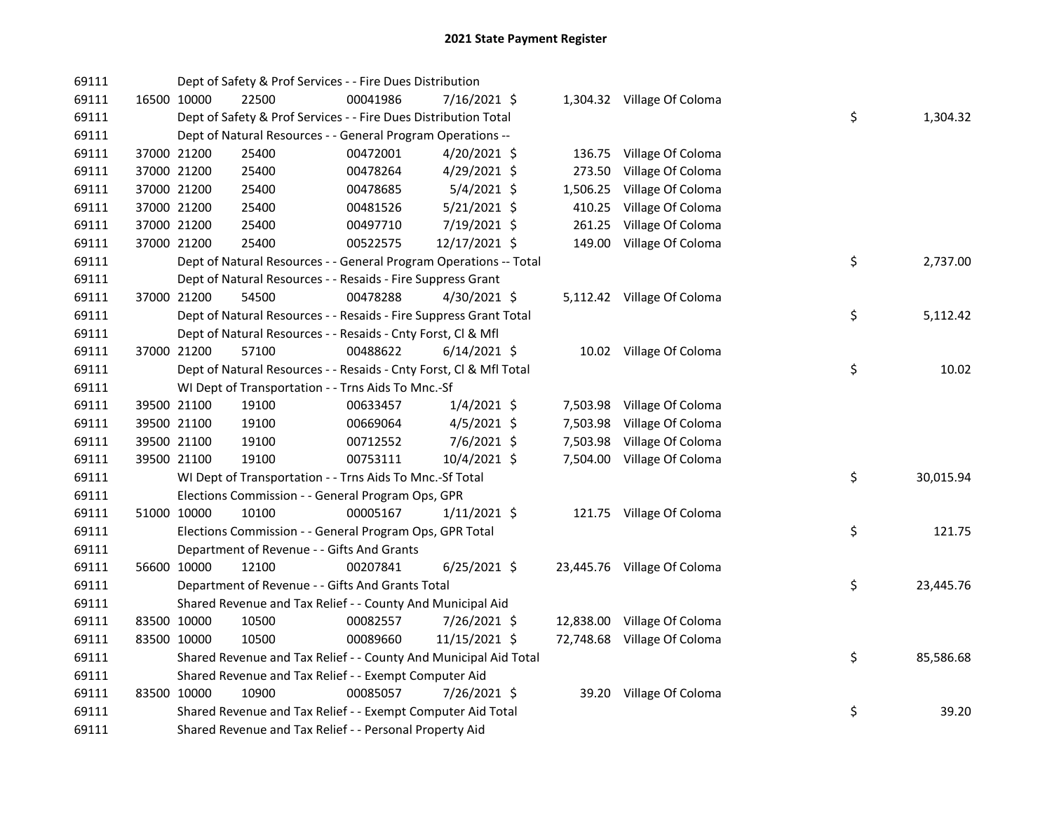# 2021 State Payment Register

| | | | | | | | | | |
|---|---|---|---|---|---|---|---|---|---|
| 69111 | | Dept of Safety & Prof Services - - Fire Dues Distribution | | | | | | | |
| 69111 | 16500 | 10000 | 22500 | 00041986 | 7/16/2021 | $ 1,304.32 | Village Of Coloma | | |
| 69111 | | Dept of Safety & Prof Services - - Fire Dues Distribution Total | | | | | | $ | 1,304.32 |
| 69111 | | Dept of Natural Resources - - General Program Operations -- | | | | | | | |
| 69111 | 37000 | 21200 | 25400 | 00472001 | 4/20/2021 | $ 136.75 | Village Of Coloma | | |
| 69111 | 37000 | 21200 | 25400 | 00478264 | 4/29/2021 | $ 273.50 | Village Of Coloma | | |
| 69111 | 37000 | 21200 | 25400 | 00478685 | 5/4/2021 | $ 1,506.25 | Village Of Coloma | | |
| 69111 | 37000 | 21200 | 25400 | 00481526 | 5/21/2021 | $ 410.25 | Village Of Coloma | | |
| 69111 | 37000 | 21200 | 25400 | 00497710 | 7/19/2021 | $ 261.25 | Village Of Coloma | | |
| 69111 | 37000 | 21200 | 25400 | 00522575 | 12/17/2021 | $ 149.00 | Village Of Coloma | | |
| 69111 | | Dept of Natural Resources - - General Program Operations -- Total | | | | | | $ | 2,737.00 |
| 69111 | | Dept of Natural Resources - - Resaids - Fire Suppress Grant | | | | | | | |
| 69111 | 37000 | 21200 | 54500 | 00478288 | 4/30/2021 | $ 5,112.42 | Village Of Coloma | | |
| 69111 | | Dept of Natural Resources - - Resaids - Fire Suppress Grant Total | | | | | | $ | 5,112.42 |
| 69111 | | Dept of Natural Resources - - Resaids - Cnty Forst, Cl & Mfl | | | | | | | |
| 69111 | 37000 | 21200 | 57100 | 00488622 | 6/14/2021 | $ 10.02 | Village Of Coloma | | |
| 69111 | | Dept of Natural Resources - - Resaids - Cnty Forst, Cl & Mfl Total | | | | | | $ | 10.02 |
| 69111 | | WI Dept of Transportation - - Trns Aids To Mnc.-Sf | | | | | | | |
| 69111 | 39500 | 21100 | 19100 | 00633457 | 1/4/2021 | $ 7,503.98 | Village Of Coloma | | |
| 69111 | 39500 | 21100 | 19100 | 00669064 | 4/5/2021 | $ 7,503.98 | Village Of Coloma | | |
| 69111 | 39500 | 21100 | 19100 | 00712552 | 7/6/2021 | $ 7,503.98 | Village Of Coloma | | |
| 69111 | 39500 | 21100 | 19100 | 00753111 | 10/4/2021 | $ 7,504.00 | Village Of Coloma | | |
| 69111 | | WI Dept of Transportation - - Trns Aids To Mnc.-Sf Total | | | | | | $ | 30,015.94 |
| 69111 | | Elections Commission - - General Program Ops, GPR | | | | | | | |
| 69111 | 51000 | 10000 | 10100 | 00005167 | 1/11/2021 | $ 121.75 | Village Of Coloma | | |
| 69111 | | Elections Commission - - General Program Ops, GPR Total | | | | | | $ | 121.75 |
| 69111 | | Department of Revenue - - Gifts And Grants | | | | | | | |
| 69111 | 56600 | 10000 | 12100 | 00207841 | 6/25/2021 | $ 23,445.76 | Village Of Coloma | | |
| 69111 | | Department of Revenue - - Gifts And Grants Total | | | | | | $ | 23,445.76 |
| 69111 | | Shared Revenue and Tax Relief - - County And Municipal Aid | | | | | | | |
| 69111 | 83500 | 10000 | 10500 | 00082557 | 7/26/2021 | $ 12,838.00 | Village Of Coloma | | |
| 69111 | 83500 | 10000 | 10500 | 00089660 | 11/15/2021 | $ 72,748.68 | Village Of Coloma | | |
| 69111 | | Shared Revenue and Tax Relief - - County And Municipal Aid Total | | | | | | $ | 85,586.68 |
| 69111 | | Shared Revenue and Tax Relief - - Exempt Computer Aid | | | | | | | |
| 69111 | 83500 | 10000 | 10900 | 00085057 | 7/26/2021 | $ 39.20 | Village Of Coloma | | |
| 69111 | | Shared Revenue and Tax Relief - - Exempt Computer Aid Total | | | | | | $ | 39.20 |
| 69111 | | Shared Revenue and Tax Relief - - Personal Property Aid | | | | | | | |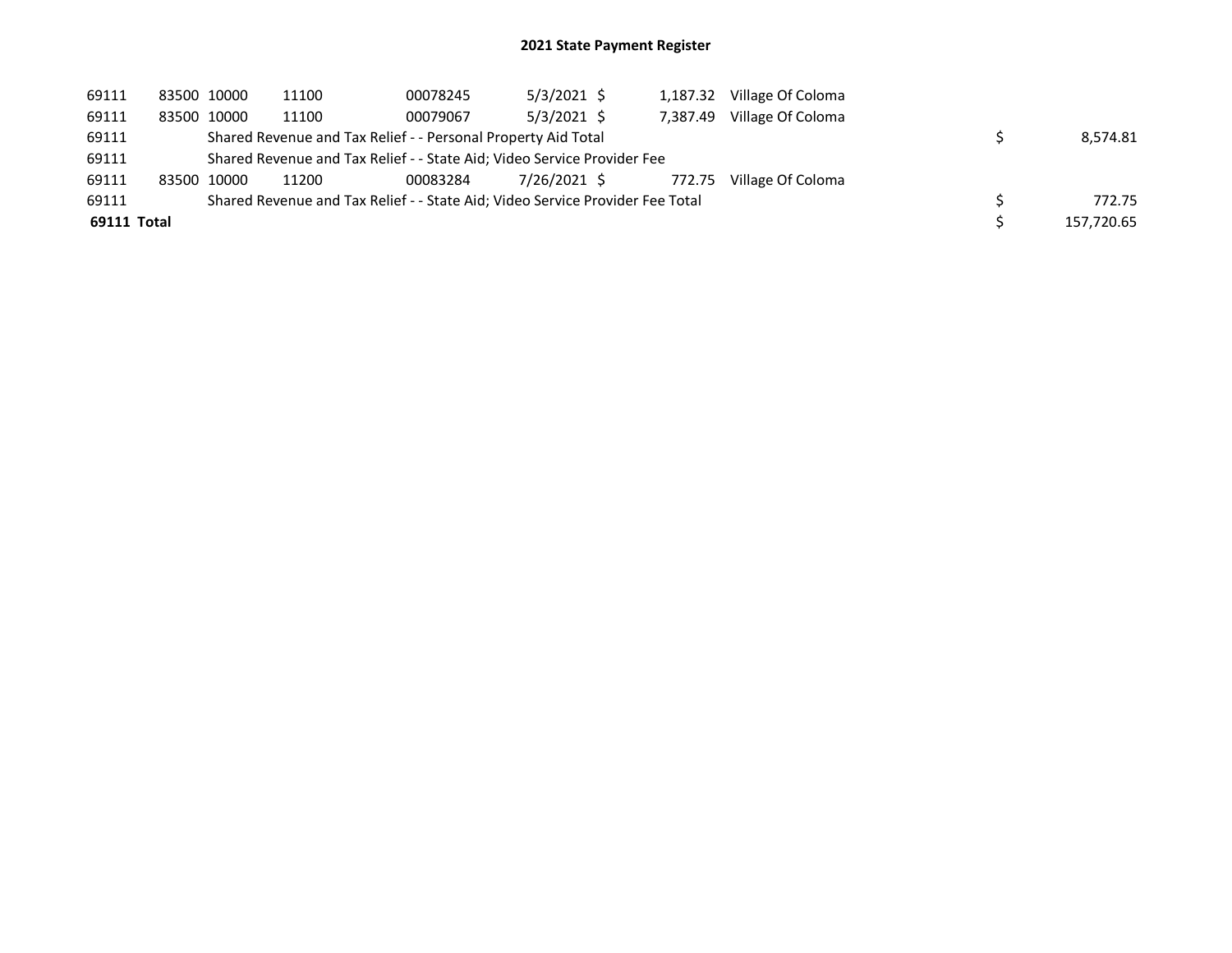# 2021 State Payment Register

| | | | | | | | | | |
|---|---|---|---|---|---|---|---|---|---|
| 69111 | 83500 | 10000 | 11100 | 00078245 | 5/3/2021 | $ 1,187.32 | Village Of Coloma | | |
| 69111 | 83500 | 10000 | 11100 | 00079067 | 5/3/2021 | $ 7,387.49 | Village Of Coloma | | |
| 69111 | | Shared Revenue and Tax Relief - - Personal Property Aid Total | | | | | | $ | 8,574.81 |
| 69111 | | Shared Revenue and Tax Relief - - State Aid; Video Service Provider Fee | | | | | | | |
| 69111 | 83500 | 10000 | 11200 | 00083284 | 7/26/2021 | $ 772.75 | Village Of Coloma | | |
| 69111 | | Shared Revenue and Tax Relief - - State Aid; Video Service Provider Fee Total | | | | | | $ | 772.75 |
| **69111 Total** | | | | | | | | $ | 157,720.65 |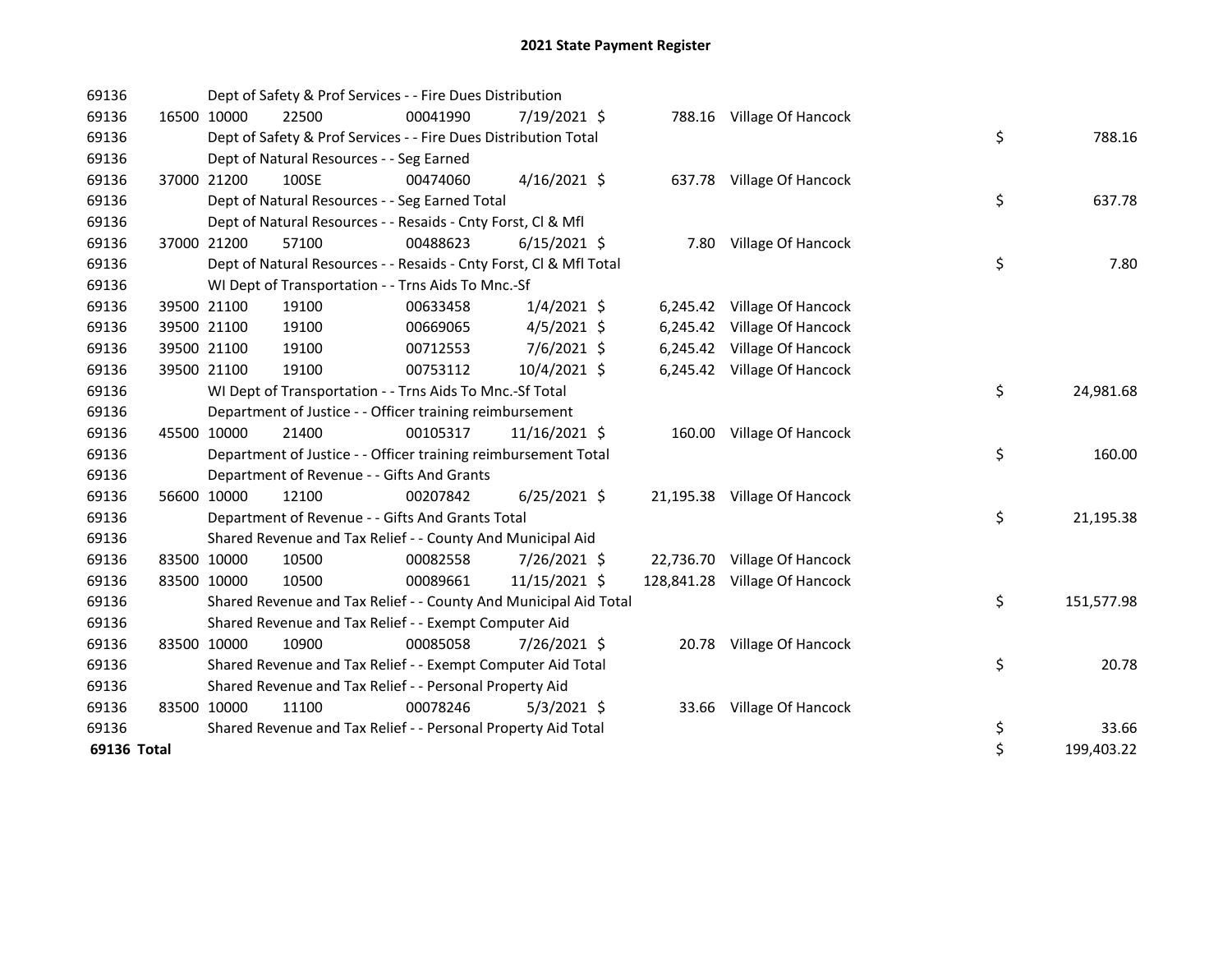# 2021 State Payment Register

| | | | | | | | | | |
|---|---|---|---|---|---|---|---|---|---|
| 69136 | | | Dept of Safety & Prof Services - - Fire Dues Distribution | | | | | | |
| 69136 | 16500 | 10000 | 22500 | 00041990 | 7/19/2021 | $ 788.16 | Village Of Hancock | | |
| 69136 | | | Dept of Safety & Prof Services - - Fire Dues Distribution Total | | | | | $ | 788.16 |
| 69136 | | | Dept of Natural Resources - - Seg Earned | | | | | | |
| 69136 | 37000 | 21200 | 100SE | 00474060 | 4/16/2021 | $ 637.78 | Village Of Hancock | | |
| 69136 | | | Dept of Natural Resources - - Seg Earned Total | | | | | $ | 637.78 |
| 69136 | | | Dept of Natural Resources - - Resaids - Cnty Forst, Cl & Mfl | | | | | | |
| 69136 | 37000 | 21200 | 57100 | 00488623 | 6/15/2021 | $ 7.80 | Village Of Hancock | | |
| 69136 | | | Dept of Natural Resources - - Resaids - Cnty Forst, Cl & Mfl Total | | | | | $ | 7.80 |
| 69136 | | | WI Dept of Transportation - - Trns Aids To Mnc.-Sf | | | | | | |
| 69136 | 39500 | 21100 | 19100 | 00633458 | 1/4/2021 | $ 6,245.42 | Village Of Hancock | | |
| 69136 | 39500 | 21100 | 19100 | 00669065 | 4/5/2021 | $ 6,245.42 | Village Of Hancock | | |
| 69136 | 39500 | 21100 | 19100 | 00712553 | 7/6/2021 | $ 6,245.42 | Village Of Hancock | | |
| 69136 | 39500 | 21100 | 19100 | 00753112 | 10/4/2021 | $ 6,245.42 | Village Of Hancock | | |
| 69136 | | | WI Dept of Transportation - - Trns Aids To Mnc.-Sf Total | | | | | $ | 24,981.68 |
| 69136 | | | Department of Justice - - Officer training reimbursement | | | | | | |
| 69136 | 45500 | 10000 | 21400 | 00105317 | 11/16/2021 | $ 160.00 | Village Of Hancock | | |
| 69136 | | | Department of Justice - - Officer training reimbursement Total | | | | | $ | 160.00 |
| 69136 | | | Department of Revenue - - Gifts And Grants | | | | | | |
| 69136 | 56600 | 10000 | 12100 | 00207842 | 6/25/2021 | $ 21,195.38 | Village Of Hancock | | |
| 69136 | | | Department of Revenue - - Gifts And Grants Total | | | | | $ | 21,195.38 |
| 69136 | | | Shared Revenue and Tax Relief - - County And Municipal Aid | | | | | | |
| 69136 | 83500 | 10000 | 10500 | 00082558 | 7/26/2021 | $ 22,736.70 | Village Of Hancock | | |
| 69136 | 83500 | 10000 | 10500 | 00089661 | 11/15/2021 | $ 128,841.28 | Village Of Hancock | | |
| 69136 | | | Shared Revenue and Tax Relief - - County And Municipal Aid Total | | | | | $ | 151,577.98 |
| 69136 | | | Shared Revenue and Tax Relief - - Exempt Computer Aid | | | | | | |
| 69136 | 83500 | 10000 | 10900 | 00085058 | 7/26/2021 | $ 20.78 | Village Of Hancock | | |
| 69136 | | | Shared Revenue and Tax Relief - - Exempt Computer Aid Total | | | | | $ | 20.78 |
| 69136 | | | Shared Revenue and Tax Relief - - Personal Property Aid | | | | | | |
| 69136 | 83500 | 10000 | 11100 | 00078246 | 5/3/2021 | $ 33.66 | Village Of Hancock | | |
| 69136 | | | Shared Revenue and Tax Relief - - Personal Property Aid Total | | | | | $ | 33.66 |
| **69136 Total** | | | | | | | | $ | 199,403.22 |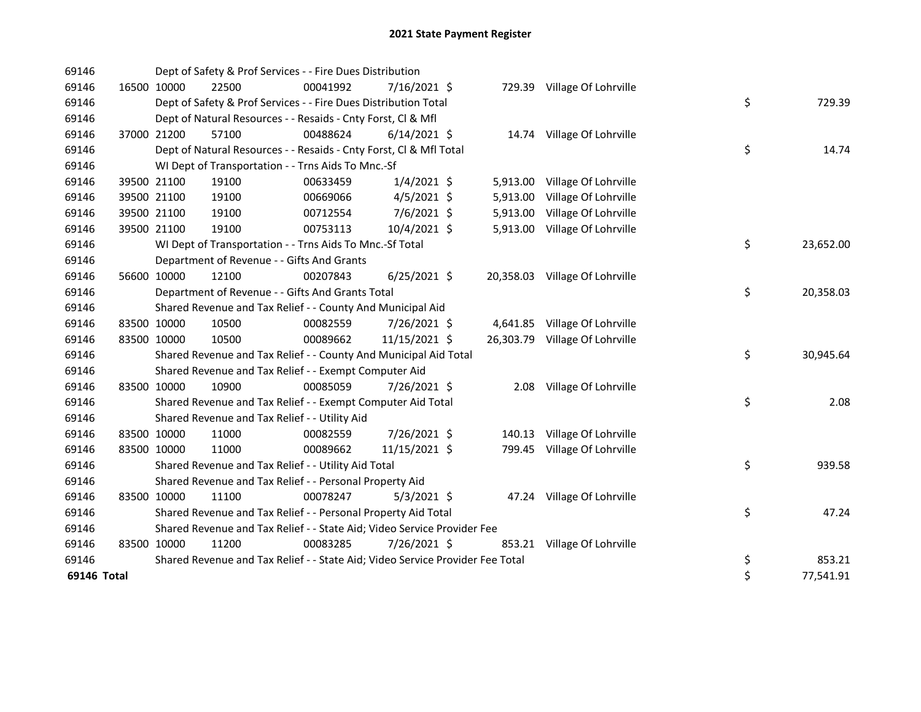# 2021 State Payment Register

| | | | | | | | | | |
|---|---|---|---|---|---|---|---|---|---|
| 69146 | | Dept of Safety & Prof Services - - Fire Dues Distribution | | | | | | | |
| 69146 | 16500 | 10000 | 22500 | 00041992 | 7/16/2021 | $ 729.39 | Village Of Lohrville | | |
| 69146 | | Dept of Safety & Prof Services - - Fire Dues Distribution Total | | | | | | $ | 729.39 |
| 69146 | | Dept of Natural Resources - - Resaids - Cnty Forst, Cl & Mfl | | | | | | | |
| 69146 | 37000 | 21200 | 57100 | 00488624 | 6/14/2021 | $ 14.74 | Village Of Lohrville | | |
| 69146 | | Dept of Natural Resources - - Resaids - Cnty Forst, Cl & Mfl Total | | | | | | $ | 14.74 |
| 69146 | | WI Dept of Transportation - - Trns Aids To Mnc.-Sf | | | | | | | |
| 69146 | 39500 | 21100 | 19100 | 00633459 | 1/4/2021 | $ 5,913.00 | Village Of Lohrville | | |
| 69146 | 39500 | 21100 | 19100 | 00669066 | 4/5/2021 | $ 5,913.00 | Village Of Lohrville | | |
| 69146 | 39500 | 21100 | 19100 | 00712554 | 7/6/2021 | $ 5,913.00 | Village Of Lohrville | | |
| 69146 | 39500 | 21100 | 19100 | 00753113 | 10/4/2021 | $ 5,913.00 | Village Of Lohrville | | |
| 69146 | | WI Dept of Transportation - - Trns Aids To Mnc.-Sf Total | | | | | | $ | 23,652.00 |
| 69146 | | Department of Revenue - - Gifts And Grants | | | | | | | |
| 69146 | 56600 | 10000 | 12100 | 00207843 | 6/25/2021 | $ 20,358.03 | Village Of Lohrville | | |
| 69146 | | Department of Revenue - - Gifts And Grants Total | | | | | | $ | 20,358.03 |
| 69146 | | Shared Revenue and Tax Relief - - County And Municipal Aid | | | | | | | |
| 69146 | 83500 | 10000 | 10500 | 00082559 | 7/26/2021 | $ 4,641.85 | Village Of Lohrville | | |
| 69146 | 83500 | 10000 | 10500 | 00089662 | 11/15/2021 | $ 26,303.79 | Village Of Lohrville | | |
| 69146 | | Shared Revenue and Tax Relief - - County And Municipal Aid Total | | | | | | $ | 30,945.64 |
| 69146 | | Shared Revenue and Tax Relief - - Exempt Computer Aid | | | | | | | |
| 69146 | 83500 | 10000 | 10900 | 00085059 | 7/26/2021 | $ 2.08 | Village Of Lohrville | | |
| 69146 | | Shared Revenue and Tax Relief - - Exempt Computer Aid Total | | | | | | $ | 2.08 |
| 69146 | | Shared Revenue and Tax Relief - - Utility Aid | | | | | | | |
| 69146 | 83500 | 10000 | 11000 | 00082559 | 7/26/2021 | $ 140.13 | Village Of Lohrville | | |
| 69146 | 83500 | 10000 | 11000 | 00089662 | 11/15/2021 | $ 799.45 | Village Of Lohrville | | |
| 69146 | | Shared Revenue and Tax Relief - - Utility Aid Total | | | | | | $ | 939.58 |
| 69146 | | Shared Revenue and Tax Relief - - Personal Property Aid | | | | | | | |
| 69146 | 83500 | 10000 | 11100 | 00078247 | 5/3/2021 | $ 47.24 | Village Of Lohrville | | |
| 69146 | | Shared Revenue and Tax Relief - - Personal Property Aid Total | | | | | | $ | 47.24 |
| 69146 | | Shared Revenue and Tax Relief - - State Aid; Video Service Provider Fee | | | | | | | |
| 69146 | 83500 | 10000 | 11200 | 00083285 | 7/26/2021 | $ 853.21 | Village Of Lohrville | | |
| 69146 | | Shared Revenue and Tax Relief - - State Aid; Video Service Provider Fee Total | | | | | | $ | 853.21 |
| **69146 Total** | | | | | | | | $ | 77,541.91 |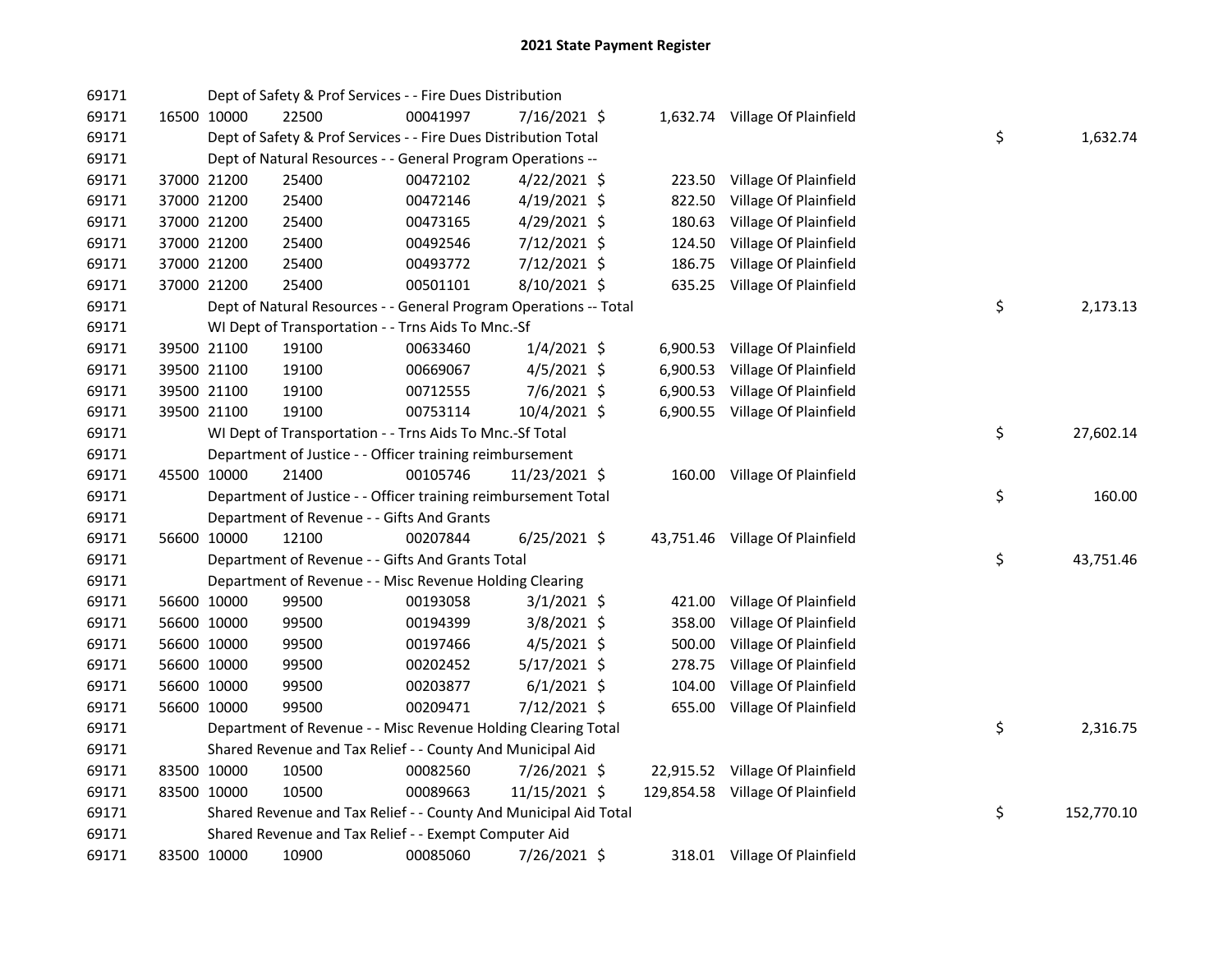# 2021 State Payment Register

| | | | | | | | | | |
|---|---|---|---|---|---|---|---|---|---|
| 69171 | | | Dept of Safety & Prof Services - - Fire Dues Distribution | | | | | | |
| 69171 | 16500 | 10000 | 22500 | 00041997 | 7/16/2021 $ | 1,632.74 | Village Of Plainfield | | |
| 69171 | | | Dept of Safety & Prof Services - - Fire Dues Distribution Total | | | | | $ | 1,632.74 |
| 69171 | | | Dept of Natural Resources - - General Program Operations -- | | | | | | |
| 69171 | 37000 | 21200 | 25400 | 00472102 | 4/22/2021 $ | 223.50 | Village Of Plainfield | | |
| 69171 | 37000 | 21200 | 25400 | 00472146 | 4/19/2021 $ | 822.50 | Village Of Plainfield | | |
| 69171 | 37000 | 21200 | 25400 | 00473165 | 4/29/2021 $ | 180.63 | Village Of Plainfield | | |
| 69171 | 37000 | 21200 | 25400 | 00492546 | 7/12/2021 $ | 124.50 | Village Of Plainfield | | |
| 69171 | 37000 | 21200 | 25400 | 00493772 | 7/12/2021 $ | 186.75 | Village Of Plainfield | | |
| 69171 | 37000 | 21200 | 25400 | 00501101 | 8/10/2021 $ | 635.25 | Village Of Plainfield | | |
| 69171 | | | Dept of Natural Resources - - General Program Operations -- Total | | | | | $ | 2,173.13 |
| 69171 | | | WI Dept of Transportation - - Trns Aids To Mnc.-Sf | | | | | | |
| 69171 | 39500 | 21100 | 19100 | 00633460 | 1/4/2021 $ | 6,900.53 | Village Of Plainfield | | |
| 69171 | 39500 | 21100 | 19100 | 00669067 | 4/5/2021 $ | 6,900.53 | Village Of Plainfield | | |
| 69171 | 39500 | 21100 | 19100 | 00712555 | 7/6/2021 $ | 6,900.53 | Village Of Plainfield | | |
| 69171 | 39500 | 21100 | 19100 | 00753114 | 10/4/2021 $ | 6,900.55 | Village Of Plainfield | | |
| 69171 | | | WI Dept of Transportation - - Trns Aids To Mnc.-Sf Total | | | | | $ | 27,602.14 |
| 69171 | | | Department of Justice - - Officer training reimbursement | | | | | | |
| 69171 | 45500 | 10000 | 21400 | 00105746 | 11/23/2021 $ | 160.00 | Village Of Plainfield | | |
| 69171 | | | Department of Justice - - Officer training reimbursement Total | | | | | $ | 160.00 |
| 69171 | | | Department of Revenue - - Gifts And Grants | | | | | | |
| 69171 | 56600 | 10000 | 12100 | 00207844 | 6/25/2021 $ | 43,751.46 | Village Of Plainfield | | |
| 69171 | | | Department of Revenue - - Gifts And Grants Total | | | | | $ | 43,751.46 |
| 69171 | | | Department of Revenue - - Misc Revenue Holding Clearing | | | | | | |
| 69171 | 56600 | 10000 | 99500 | 00193058 | 3/1/2021 $ | 421.00 | Village Of Plainfield | | |
| 69171 | 56600 | 10000 | 99500 | 00194399 | 3/8/2021 $ | 358.00 | Village Of Plainfield | | |
| 69171 | 56600 | 10000 | 99500 | 00197466 | 4/5/2021 $ | 500.00 | Village Of Plainfield | | |
| 69171 | 56600 | 10000 | 99500 | 00202452 | 5/17/2021 $ | 278.75 | Village Of Plainfield | | |
| 69171 | 56600 | 10000 | 99500 | 00203877 | 6/1/2021 $ | 104.00 | Village Of Plainfield | | |
| 69171 | 56600 | 10000 | 99500 | 00209471 | 7/12/2021 $ | 655.00 | Village Of Plainfield | | |
| 69171 | | | Department of Revenue - - Misc Revenue Holding Clearing Total | | | | | $ | 2,316.75 |
| 69171 | | | Shared Revenue and Tax Relief - - County And Municipal Aid | | | | | | |
| 69171 | 83500 | 10000 | 10500 | 00082560 | 7/26/2021 $ | 22,915.52 | Village Of Plainfield | | |
| 69171 | 83500 | 10000 | 10500 | 00089663 | 11/15/2021 $ | 129,854.58 | Village Of Plainfield | | |
| 69171 | | | Shared Revenue and Tax Relief - - County And Municipal Aid Total | | | | | $ | 152,770.10 |
| 69171 | | | Shared Revenue and Tax Relief - - Exempt Computer Aid | | | | | | |
| 69171 | 83500 | 10000 | 10900 | 00085060 | 7/26/2021 $ | 318.01 | Village Of Plainfield | | |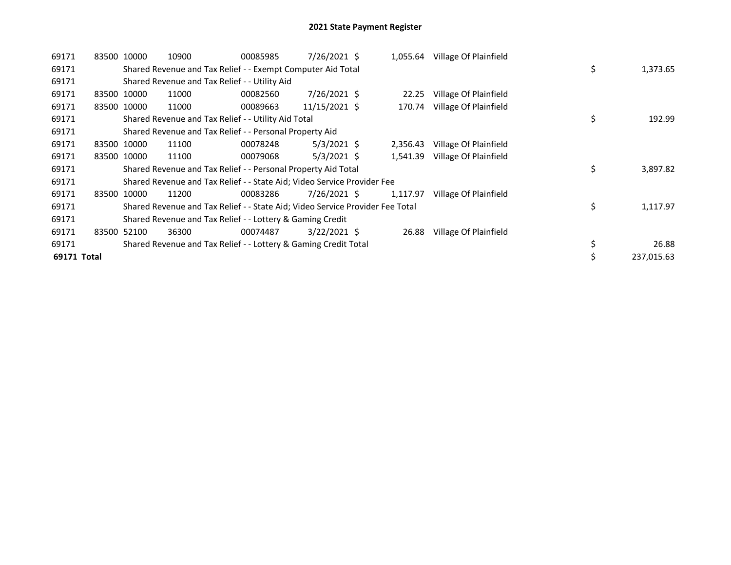# 2021 State Payment Register

| | | | | | | | | | |
|---|---|---|---|---|---|---|---|---|---|
| 69171 | 83500 | 10000 | 10900 | 00085985 | 7/26/2021 | $ 1,055.64 | Village Of Plainfield | | |
| 69171 | | Shared Revenue and Tax Relief - - Exempt Computer Aid Total | | | | | | $ | 1,373.65 |
| 69171 | | Shared Revenue and Tax Relief - - Utility Aid | | | | | | | |
| 69171 | 83500 | 10000 | 11000 | 00082560 | 7/26/2021 | $ 22.25 | Village Of Plainfield | | |
| 69171 | 83500 | 10000 | 11000 | 00089663 | 11/15/2021 | $ 170.74 | Village Of Plainfield | | |
| 69171 | | Shared Revenue and Tax Relief - - Utility Aid Total | | | | | | $ | 192.99 |
| 69171 | | Shared Revenue and Tax Relief - - Personal Property Aid | | | | | | | |
| 69171 | 83500 | 10000 | 11100 | 00078248 | 5/3/2021 | $ 2,356.43 | Village Of Plainfield | | |
| 69171 | 83500 | 10000 | 11100 | 00079068 | 5/3/2021 | $ 1,541.39 | Village Of Plainfield | | |
| 69171 | | Shared Revenue and Tax Relief - - Personal Property Aid Total | | | | | | $ | 3,897.82 |
| 69171 | | Shared Revenue and Tax Relief - - State Aid; Video Service Provider Fee | | | | | | | |
| 69171 | 83500 | 10000 | 11200 | 00083286 | 7/26/2021 | $ 1,117.97 | Village Of Plainfield | | |
| 69171 | | Shared Revenue and Tax Relief - - State Aid; Video Service Provider Fee Total | | | | | | $ | 1,117.97 |
| 69171 | | Shared Revenue and Tax Relief - - Lottery & Gaming Credit | | | | | | | |
| 69171 | 83500 | 52100 | 36300 | 00074487 | 3/22/2021 | $ 26.88 | Village Of Plainfield | | |
| 69171 | | Shared Revenue and Tax Relief - - Lottery & Gaming Credit Total | | | | | | $ | 26.88 |
| **69171 Total** | | | | | | | | $ | 237,015.63 |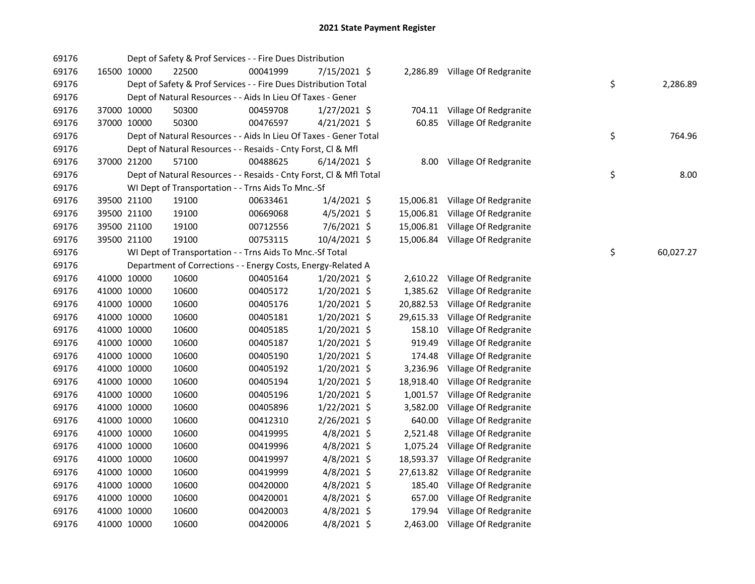## 2021 State Payment Register

| | | | | | | | | | |
|---|---|---|---|---|---|---|---|---|---|
| 69176 | | | Dept of Safety & Prof Services - - Fire Dues Distribution | | | | | | |
| 69176 | 16500 | 10000 | 22500 | 00041999 | 7/15/2021 | $ 2,286.89 | Village Of Redgranite | | |
| 69176 | | | Dept of Safety & Prof Services - - Fire Dues Distribution Total | | | | | $ | 2,286.89 |
| 69176 | | | Dept of Natural Resources - - Aids In Lieu Of Taxes - Gener | | | | | | |
| 69176 | 37000 | 10000 | 50300 | 00459708 | 1/27/2021 | $ 704.11 | Village Of Redgranite | | |
| 69176 | 37000 | 10000 | 50300 | 00476597 | 4/21/2021 | $ 60.85 | Village Of Redgranite | | |
| 69176 | | | Dept of Natural Resources - - Aids In Lieu Of Taxes - Gener Total | | | | | $ | 764.96 |
| 69176 | | | Dept of Natural Resources - - Resaids - Cnty Forst, Cl & Mfl | | | | | | |
| 69176 | 37000 | 21200 | 57100 | 00488625 | 6/14/2021 | $ 8.00 | Village Of Redgranite | | |
| 69176 | | | Dept of Natural Resources - - Resaids - Cnty Forst, Cl & Mfl Total | | | | | $ | 8.00 |
| 69176 | | | WI Dept of Transportation - - Trns Aids To Mnc.-Sf | | | | | | |
| 69176 | 39500 | 21100 | 19100 | 00633461 | 1/4/2021 | $ 15,006.81 | Village Of Redgranite | | |
| 69176 | 39500 | 21100 | 19100 | 00669068 | 4/5/2021 | $ 15,006.81 | Village Of Redgranite | | |
| 69176 | 39500 | 21100 | 19100 | 00712556 | 7/6/2021 | $ 15,006.81 | Village Of Redgranite | | |
| 69176 | 39500 | 21100 | 19100 | 00753115 | 10/4/2021 | $ 15,006.84 | Village Of Redgranite | | |
| 69176 | | | WI Dept of Transportation - - Trns Aids To Mnc.-Sf Total | | | | | $ | 60,027.27 |
| 69176 | | | Department of Corrections - - Energy Costs, Energy-Related A | | | | | | |
| 69176 | 41000 | 10000 | 10600 | 00405164 | 1/20/2021 | $ 2,610.22 | Village Of Redgranite | | |
| 69176 | 41000 | 10000 | 10600 | 00405172 | 1/20/2021 | $ 1,385.62 | Village Of Redgranite | | |
| 69176 | 41000 | 10000 | 10600 | 00405176 | 1/20/2021 | $ 20,882.53 | Village Of Redgranite | | |
| 69176 | 41000 | 10000 | 10600 | 00405181 | 1/20/2021 | $ 29,615.33 | Village Of Redgranite | | |
| 69176 | 41000 | 10000 | 10600 | 00405185 | 1/20/2021 | $ 158.10 | Village Of Redgranite | | |
| 69176 | 41000 | 10000 | 10600 | 00405187 | 1/20/2021 | $ 919.49 | Village Of Redgranite | | |
| 69176 | 41000 | 10000 | 10600 | 00405190 | 1/20/2021 | $ 174.48 | Village Of Redgranite | | |
| 69176 | 41000 | 10000 | 10600 | 00405192 | 1/20/2021 | $ 3,236.96 | Village Of Redgranite | | |
| 69176 | 41000 | 10000 | 10600 | 00405194 | 1/20/2021 | $ 18,918.40 | Village Of Redgranite | | |
| 69176 | 41000 | 10000 | 10600 | 00405196 | 1/20/2021 | $ 1,001.57 | Village Of Redgranite | | |
| 69176 | 41000 | 10000 | 10600 | 00405896 | 1/22/2021 | $ 3,582.00 | Village Of Redgranite | | |
| 69176 | 41000 | 10000 | 10600 | 00412310 | 2/26/2021 | $ 640.00 | Village Of Redgranite | | |
| 69176 | 41000 | 10000 | 10600 | 00419995 | 4/8/2021 | $ 2,521.48 | Village Of Redgranite | | |
| 69176 | 41000 | 10000 | 10600 | 00419996 | 4/8/2021 | $ 1,075.24 | Village Of Redgranite | | |
| 69176 | 41000 | 10000 | 10600 | 00419997 | 4/8/2021 | $ 18,593.37 | Village Of Redgranite | | |
| 69176 | 41000 | 10000 | 10600 | 00419999 | 4/8/2021 | $ 27,613.82 | Village Of Redgranite | | |
| 69176 | 41000 | 10000 | 10600 | 00420000 | 4/8/2021 | $ 185.40 | Village Of Redgranite | | |
| 69176 | 41000 | 10000 | 10600 | 00420001 | 4/8/2021 | $ 657.00 | Village Of Redgranite | | |
| 69176 | 41000 | 10000 | 10600 | 00420003 | 4/8/2021 | $ 179.94 | Village Of Redgranite | | |
| 69176 | 41000 | 10000 | 10600 | 00420006 | 4/8/2021 | $ 2,463.00 | Village Of Redgranite | | |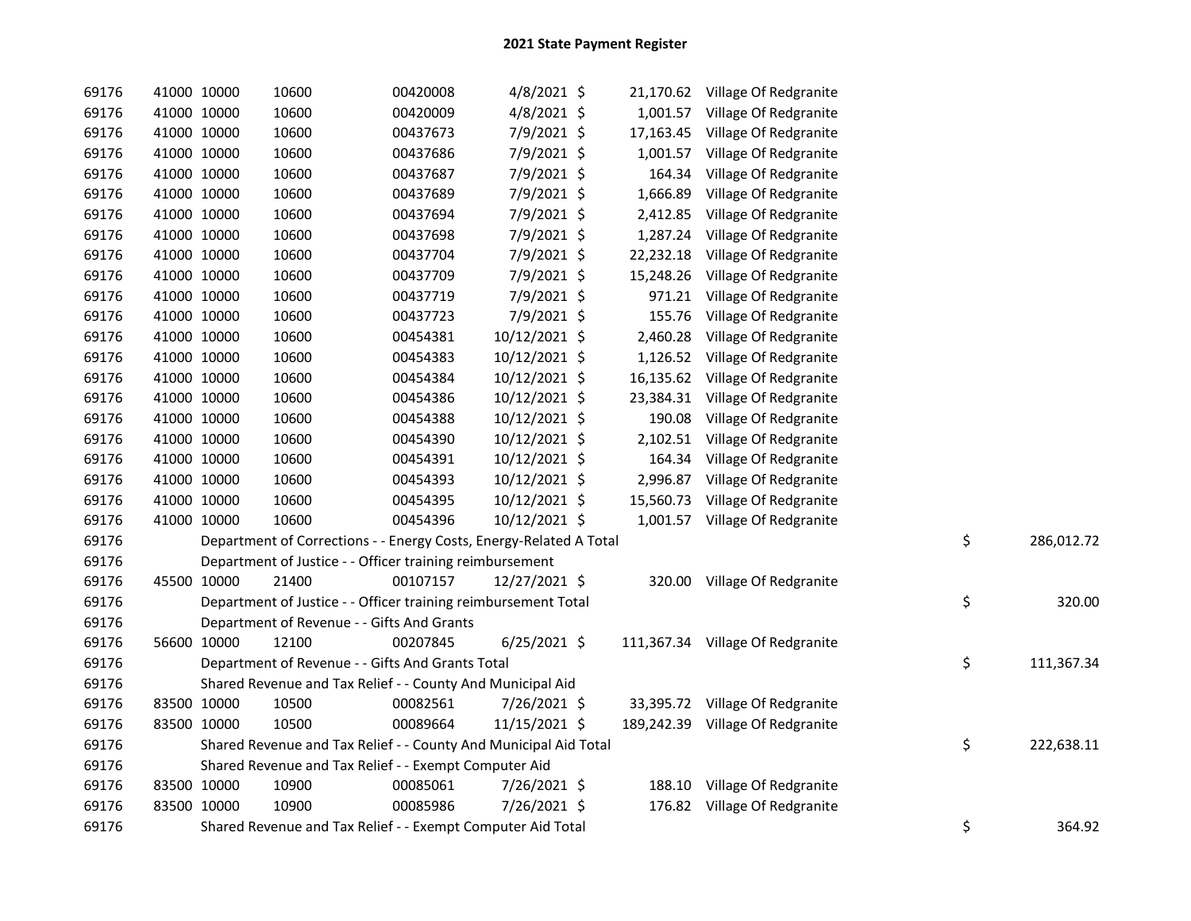# 2021 State Payment Register

| | | | | | | | | | |
|---|---|---|---|---|---|---|---|---|---|
| 69176 | 41000 | 10000 | 10600 | 00420008 | 4/8/2021 | $ 21,170.62 | Village Of Redgranite | | |
| 69176 | 41000 | 10000 | 10600 | 00420009 | 4/8/2021 | $ 1,001.57 | Village Of Redgranite | | |
| 69176 | 41000 | 10000 | 10600 | 00437673 | 7/9/2021 | $ 17,163.45 | Village Of Redgranite | | |
| 69176 | 41000 | 10000 | 10600 | 00437686 | 7/9/2021 | $ 1,001.57 | Village Of Redgranite | | |
| 69176 | 41000 | 10000 | 10600 | 00437687 | 7/9/2021 | $ 164.34 | Village Of Redgranite | | |
| 69176 | 41000 | 10000 | 10600 | 00437689 | 7/9/2021 | $ 1,666.89 | Village Of Redgranite | | |
| 69176 | 41000 | 10000 | 10600 | 00437694 | 7/9/2021 | $ 2,412.85 | Village Of Redgranite | | |
| 69176 | 41000 | 10000 | 10600 | 00437698 | 7/9/2021 | $ 1,287.24 | Village Of Redgranite | | |
| 69176 | 41000 | 10000 | 10600 | 00437704 | 7/9/2021 | $ 22,232.18 | Village Of Redgranite | | |
| 69176 | 41000 | 10000 | 10600 | 00437709 | 7/9/2021 | $ 15,248.26 | Village Of Redgranite | | |
| 69176 | 41000 | 10000 | 10600 | 00437719 | 7/9/2021 | $ 971.21 | Village Of Redgranite | | |
| 69176 | 41000 | 10000 | 10600 | 00437723 | 7/9/2021 | $ 155.76 | Village Of Redgranite | | |
| 69176 | 41000 | 10000 | 10600 | 00454381 | 10/12/2021 | $ 2,460.28 | Village Of Redgranite | | |
| 69176 | 41000 | 10000 | 10600 | 00454383 | 10/12/2021 | $ 1,126.52 | Village Of Redgranite | | |
| 69176 | 41000 | 10000 | 10600 | 00454384 | 10/12/2021 | $ 16,135.62 | Village Of Redgranite | | |
| 69176 | 41000 | 10000 | 10600 | 00454386 | 10/12/2021 | $ 23,384.31 | Village Of Redgranite | | |
| 69176 | 41000 | 10000 | 10600 | 00454388 | 10/12/2021 | $ 190.08 | Village Of Redgranite | | |
| 69176 | 41000 | 10000 | 10600 | 00454390 | 10/12/2021 | $ 2,102.51 | Village Of Redgranite | | |
| 69176 | 41000 | 10000 | 10600 | 00454391 | 10/12/2021 | $ 164.34 | Village Of Redgranite | | |
| 69176 | 41000 | 10000 | 10600 | 00454393 | 10/12/2021 | $ 2,996.87 | Village Of Redgranite | | |
| 69176 | 41000 | 10000 | 10600 | 00454395 | 10/12/2021 | $ 15,560.73 | Village Of Redgranite | | |
| 69176 | 41000 | 10000 | 10600 | 00454396 | 10/12/2021 | $ 1,001.57 | Village Of Redgranite | | |
| 69176 | Department of Corrections - - Energy Costs, Energy-Related A Total | | | | | | | $ | 286,012.72 |
| 69176 | Department of Justice - - Officer training reimbursement | | | | | | | | |
| 69176 | 45500 | 10000 | 21400 | 00107157 | 12/27/2021 | $ 320.00 | Village Of Redgranite | | |
| 69176 | Department of Justice - - Officer training reimbursement Total | | | | | | | $ | 320.00 |
| 69176 | Department of Revenue - - Gifts And Grants | | | | | | | | |
| 69176 | 56600 | 10000 | 12100 | 00207845 | 6/25/2021 | $ 111,367.34 | Village Of Redgranite | | |
| 69176 | Department of Revenue - - Gifts And Grants Total | | | | | | | $ | 111,367.34 |
| 69176 | Shared Revenue and Tax Relief - - County And Municipal Aid | | | | | | | | |
| 69176 | 83500 | 10000 | 10500 | 00082561 | 7/26/2021 | $ 33,395.72 | Village Of Redgranite | | |
| 69176 | 83500 | 10000 | 10500 | 00089664 | 11/15/2021 | $ 189,242.39 | Village Of Redgranite | | |
| 69176 | Shared Revenue and Tax Relief - - County And Municipal Aid Total | | | | | | | $ | 222,638.11 |
| 69176 | Shared Revenue and Tax Relief - - Exempt Computer Aid | | | | | | | | |
| 69176 | 83500 | 10000 | 10900 | 00085061 | 7/26/2021 | $ 188.10 | Village Of Redgranite | | |
| 69176 | 83500 | 10000 | 10900 | 00085986 | 7/26/2021 | $ 176.82 | Village Of Redgranite | | |
| 69176 | Shared Revenue and Tax Relief - - Exempt Computer Aid Total | | | | | | | $ | 364.92 |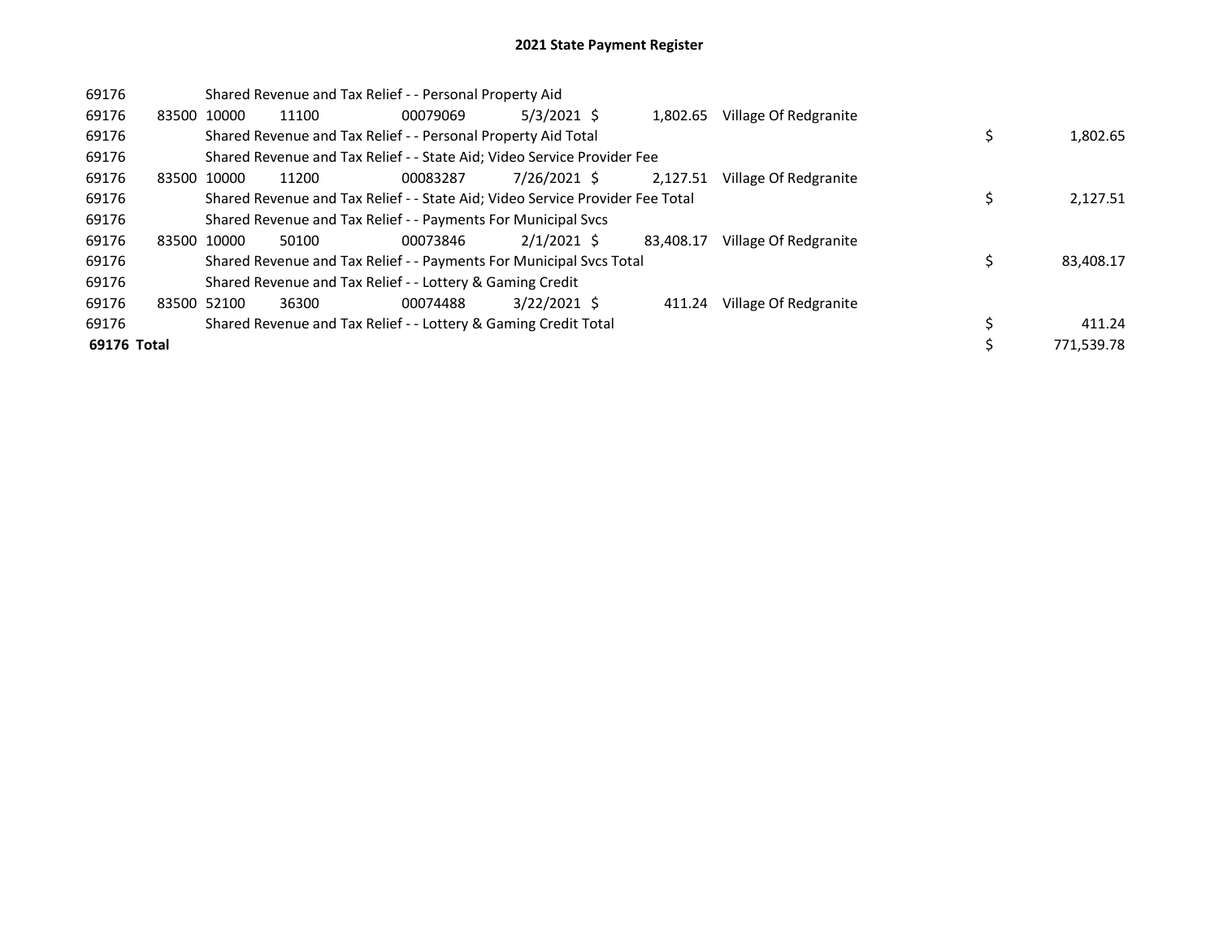# 2021 State Payment Register

| | | | | | | | | | | |
|---|---|---|---|---|---|---|---|---|---|---|
| 69176 | | Shared Revenue and Tax Relief - - Personal Property Aid | | | | | | | | |
| 69176 | 83500 | 10000 | 11100 | 00079069 | 5/3/2021 | $ | 1,802.65 | Village Of Redgranite | | |
| 69176 | | Shared Revenue and Tax Relief - - Personal Property Aid Total | | | | | | | $ | 1,802.65 |
| 69176 | | Shared Revenue and Tax Relief - - State Aid; Video Service Provider Fee | | | | | | | | |
| 69176 | 83500 | 10000 | 11200 | 00083287 | 7/26/2021 | $ | 2,127.51 | Village Of Redgranite | | |
| 69176 | | Shared Revenue and Tax Relief - - State Aid; Video Service Provider Fee Total | | | | | | | $ | 2,127.51 |
| 69176 | | Shared Revenue and Tax Relief - - Payments For Municipal Svcs | | | | | | | | |
| 69176 | 83500 | 10000 | 50100 | 00073846 | 2/1/2021 | $ | 83,408.17 | Village Of Redgranite | | |
| 69176 | | Shared Revenue and Tax Relief - - Payments For Municipal Svcs Total | | | | | | | $ | 83,408.17 |
| 69176 | | Shared Revenue and Tax Relief - - Lottery & Gaming Credit | | | | | | | | |
| 69176 | 83500 | 52100 | 36300 | 00074488 | 3/22/2021 | $ | 411.24 | Village Of Redgranite | | |
| 69176 | | Shared Revenue and Tax Relief - - Lottery & Gaming Credit Total | | | | | | | $ | 411.24 |
| **69176 Total** | | | | | | | | | $ | 771,539.78 |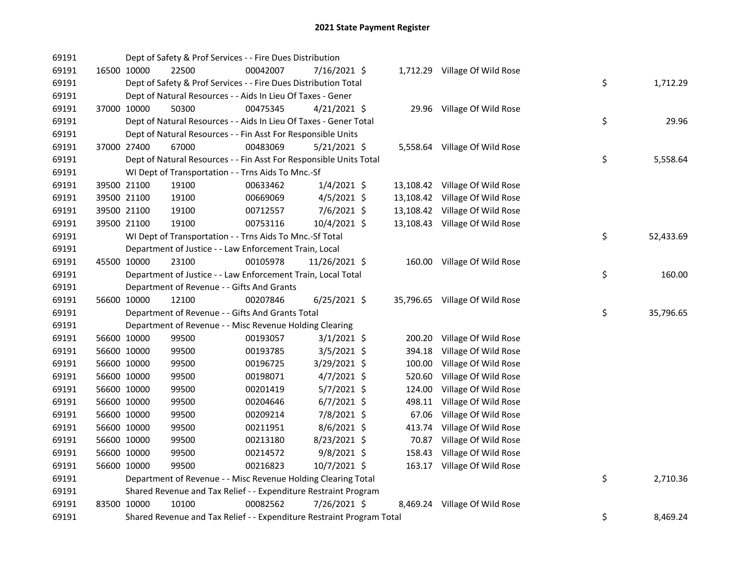# 2021 State Payment Register

| | | | | | | | | | |
|---|---|---|---|---|---|---|---|---|---|
| 69191 | | Dept of Safety & Prof Services - - Fire Dues Distribution | | | | | | | |
| 69191 | 16500 | 10000 | 22500 | 00042007 | 7/16/2021 | $ 1,712.29 | Village Of Wild Rose | | |
| 69191 | | Dept of Safety & Prof Services - - Fire Dues Distribution Total | | | | | | $ | 1,712.29 |
| 69191 | | Dept of Natural Resources - - Aids In Lieu Of Taxes - Gener | | | | | | | |
| 69191 | 37000 | 10000 | 50300 | 00475345 | 4/21/2021 | $ 29.96 | Village Of Wild Rose | | |
| 69191 | | Dept of Natural Resources - - Aids In Lieu Of Taxes - Gener Total | | | | | | $ | 29.96 |
| 69191 | | Dept of Natural Resources - - Fin Asst For Responsible Units | | | | | | | |
| 69191 | 37000 | 27400 | 67000 | 00483069 | 5/21/2021 | $ 5,558.64 | Village Of Wild Rose | | |
| 69191 | | Dept of Natural Resources - - Fin Asst For Responsible Units Total | | | | | | $ | 5,558.64 |
| 69191 | | WI Dept of Transportation - - Trns Aids To Mnc.-Sf | | | | | | | |
| 69191 | 39500 | 21100 | 19100 | 00633462 | 1/4/2021 | $ 13,108.42 | Village Of Wild Rose | | |
| 69191 | 39500 | 21100 | 19100 | 00669069 | 4/5/2021 | $ 13,108.42 | Village Of Wild Rose | | |
| 69191 | 39500 | 21100 | 19100 | 00712557 | 7/6/2021 | $ 13,108.42 | Village Of Wild Rose | | |
| 69191 | 39500 | 21100 | 19100 | 00753116 | 10/4/2021 | $ 13,108.43 | Village Of Wild Rose | | |
| 69191 | | WI Dept of Transportation - - Trns Aids To Mnc.-Sf Total | | | | | | $ | 52,433.69 |
| 69191 | | Department of Justice - - Law Enforcement Train, Local | | | | | | | |
| 69191 | 45500 | 10000 | 23100 | 00105978 | 11/26/2021 | $ 160.00 | Village Of Wild Rose | | |
| 69191 | | Department of Justice - - Law Enforcement Train, Local Total | | | | | | $ | 160.00 |
| 69191 | | Department of Revenue - - Gifts And Grants | | | | | | | |
| 69191 | 56600 | 10000 | 12100 | 00207846 | 6/25/2021 | $ 35,796.65 | Village Of Wild Rose | | |
| 69191 | | Department of Revenue - - Gifts And Grants Total | | | | | | $ | 35,796.65 |
| 69191 | | Department of Revenue - - Misc Revenue Holding Clearing | | | | | | | |
| 69191 | 56600 | 10000 | 99500 | 00193057 | 3/1/2021 | $ 200.20 | Village Of Wild Rose | | |
| 69191 | 56600 | 10000 | 99500 | 00193785 | 3/5/2021 | $ 394.18 | Village Of Wild Rose | | |
| 69191 | 56600 | 10000 | 99500 | 00196725 | 3/29/2021 | $ 100.00 | Village Of Wild Rose | | |
| 69191 | 56600 | 10000 | 99500 | 00198071 | 4/7/2021 | $ 520.60 | Village Of Wild Rose | | |
| 69191 | 56600 | 10000 | 99500 | 00201419 | 5/7/2021 | $ 124.00 | Village Of Wild Rose | | |
| 69191 | 56600 | 10000 | 99500 | 00204646 | 6/7/2021 | $ 498.11 | Village Of Wild Rose | | |
| 69191 | 56600 | 10000 | 99500 | 00209214 | 7/8/2021 | $ 67.06 | Village Of Wild Rose | | |
| 69191 | 56600 | 10000 | 99500 | 00211951 | 8/6/2021 | $ 413.74 | Village Of Wild Rose | | |
| 69191 | 56600 | 10000 | 99500 | 00213180 | 8/23/2021 | $ 70.87 | Village Of Wild Rose | | |
| 69191 | 56600 | 10000 | 99500 | 00214572 | 9/8/2021 | $ 158.43 | Village Of Wild Rose | | |
| 69191 | 56600 | 10000 | 99500 | 00216823 | 10/7/2021 | $ 163.17 | Village Of Wild Rose | | |
| 69191 | | Department of Revenue - - Misc Revenue Holding Clearing Total | | | | | | $ | 2,710.36 |
| 69191 | | Shared Revenue and Tax Relief - - Expenditure Restraint Program | | | | | | | |
| 69191 | 83500 | 10000 | 10100 | 00082562 | 7/26/2021 | $ 8,469.24 | Village Of Wild Rose | | |
| 69191 | | Shared Revenue and Tax Relief - - Expenditure Restraint Program Total | | | | | | $ | 8,469.24 |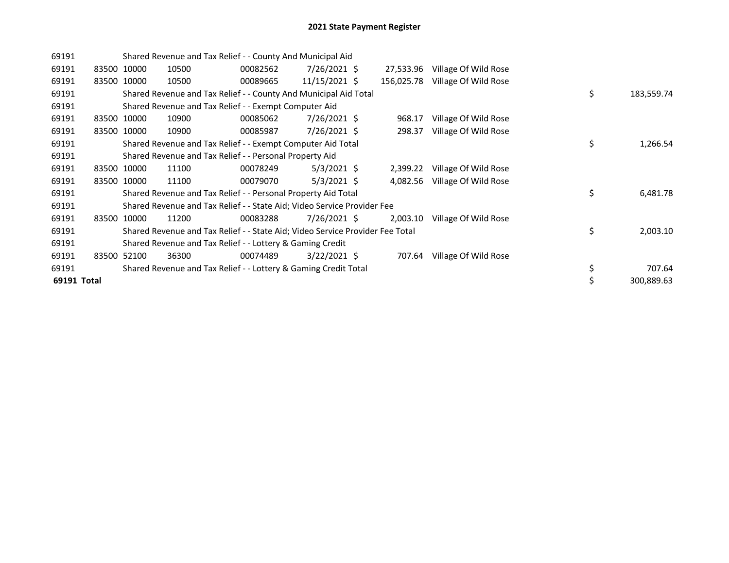## 2021 State Payment Register

| | | | | | | | | | |
|---|---|---|---|---|---|---|---|---|---|
| 69191 | | Shared Revenue and Tax Relief - - County And Municipal Aid | | | | | | | |
| 69191 | 83500 | 10000 | 10500 | 00082562 | 7/26/2021 | $ 27,533.96 | Village Of Wild Rose | | |
| 69191 | 83500 | 10000 | 10500 | 00089665 | 11/15/2021 | $ 156,025.78 | Village Of Wild Rose | | |
| 69191 | | Shared Revenue and Tax Relief - - County And Municipal Aid Total | | | | | | $ | 183,559.74 |
| 69191 | | Shared Revenue and Tax Relief - - Exempt Computer Aid | | | | | | | |
| 69191 | 83500 | 10000 | 10900 | 00085062 | 7/26/2021 | $ 968.17 | Village Of Wild Rose | | |
| 69191 | 83500 | 10000 | 10900 | 00085987 | 7/26/2021 | $ 298.37 | Village Of Wild Rose | | |
| 69191 | | Shared Revenue and Tax Relief - - Exempt Computer Aid Total | | | | | | $ | 1,266.54 |
| 69191 | | Shared Revenue and Tax Relief - - Personal Property Aid | | | | | | | |
| 69191 | 83500 | 10000 | 11100 | 00078249 | 5/3/2021 | $ 2,399.22 | Village Of Wild Rose | | |
| 69191 | 83500 | 10000 | 11100 | 00079070 | 5/3/2021 | $ 4,082.56 | Village Of Wild Rose | | |
| 69191 | | Shared Revenue and Tax Relief - - Personal Property Aid Total | | | | | | $ | 6,481.78 |
| 69191 | | Shared Revenue and Tax Relief - - State Aid; Video Service Provider Fee | | | | | | | |
| 69191 | 83500 | 10000 | 11200 | 00083288 | 7/26/2021 | $ 2,003.10 | Village Of Wild Rose | | |
| 69191 | | Shared Revenue and Tax Relief - - State Aid; Video Service Provider Fee Total | | | | | | $ | 2,003.10 |
| 69191 | | Shared Revenue and Tax Relief - - Lottery & Gaming Credit | | | | | | | |
| 69191 | 83500 | 52100 | 36300 | 00074489 | 3/22/2021 | $ 707.64 | Village Of Wild Rose | | |
| 69191 | | Shared Revenue and Tax Relief - - Lottery & Gaming Credit Total | | | | | | $ | 707.64 |
| **69191 Total** | | | | | | | | $ | 300,889.63 |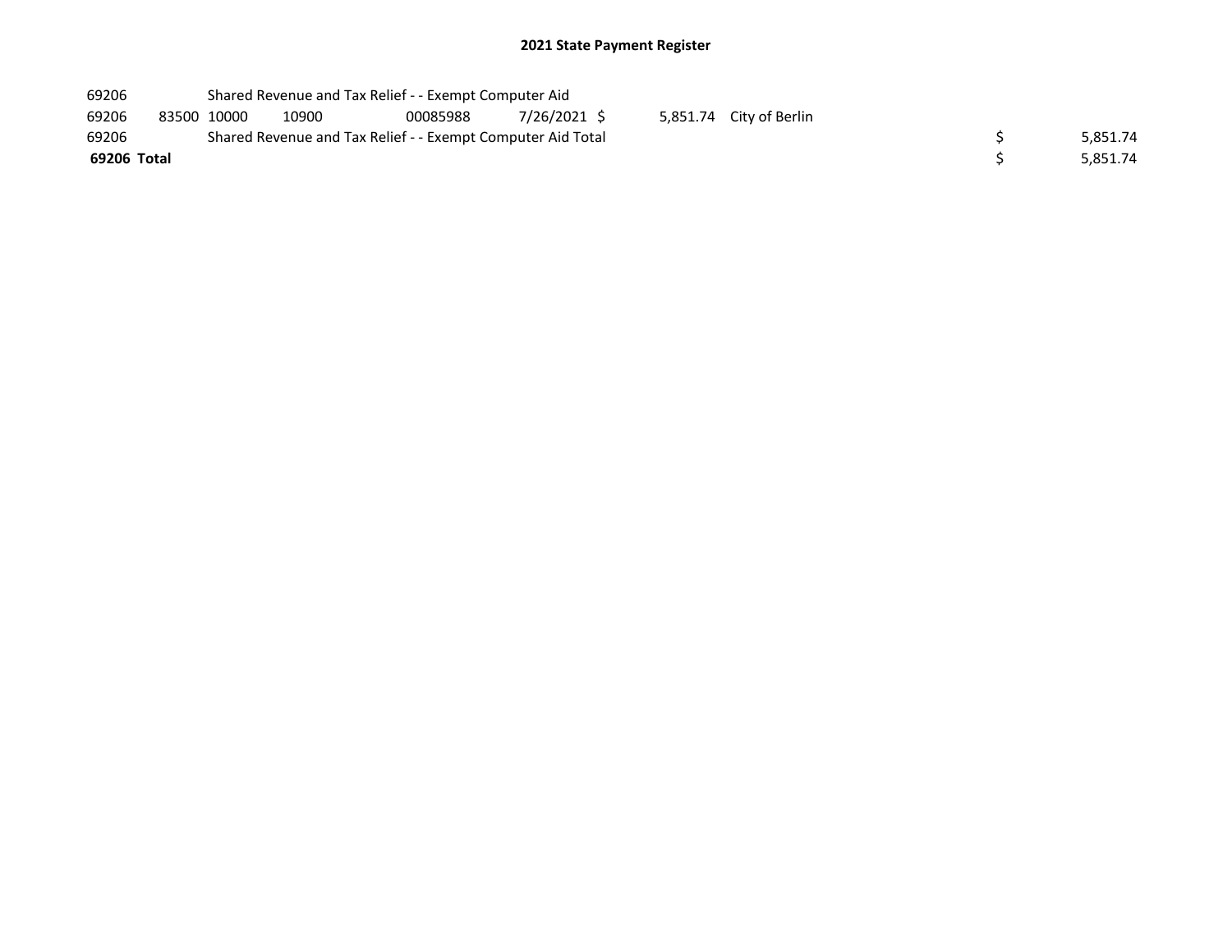# 2021 State Payment Register

| | | | | | | | | | |
|---|---|---|---|---|---|---|---|---|---|
| 69206 | | Shared Revenue and Tax Relief - - Exempt Computer Aid | | | | | | | |
| 69206 | 83500 | 10000 | 10900 | 00085988 | 7/26/2021 | $ 5,851.74 | City of Berlin | | |
| 69206 | | Shared Revenue and Tax Relief - - Exempt Computer Aid Total | | | | | | $ | 5,851.74 |
| **69206 Total** | | | | | | | | $ | 5,851.74 |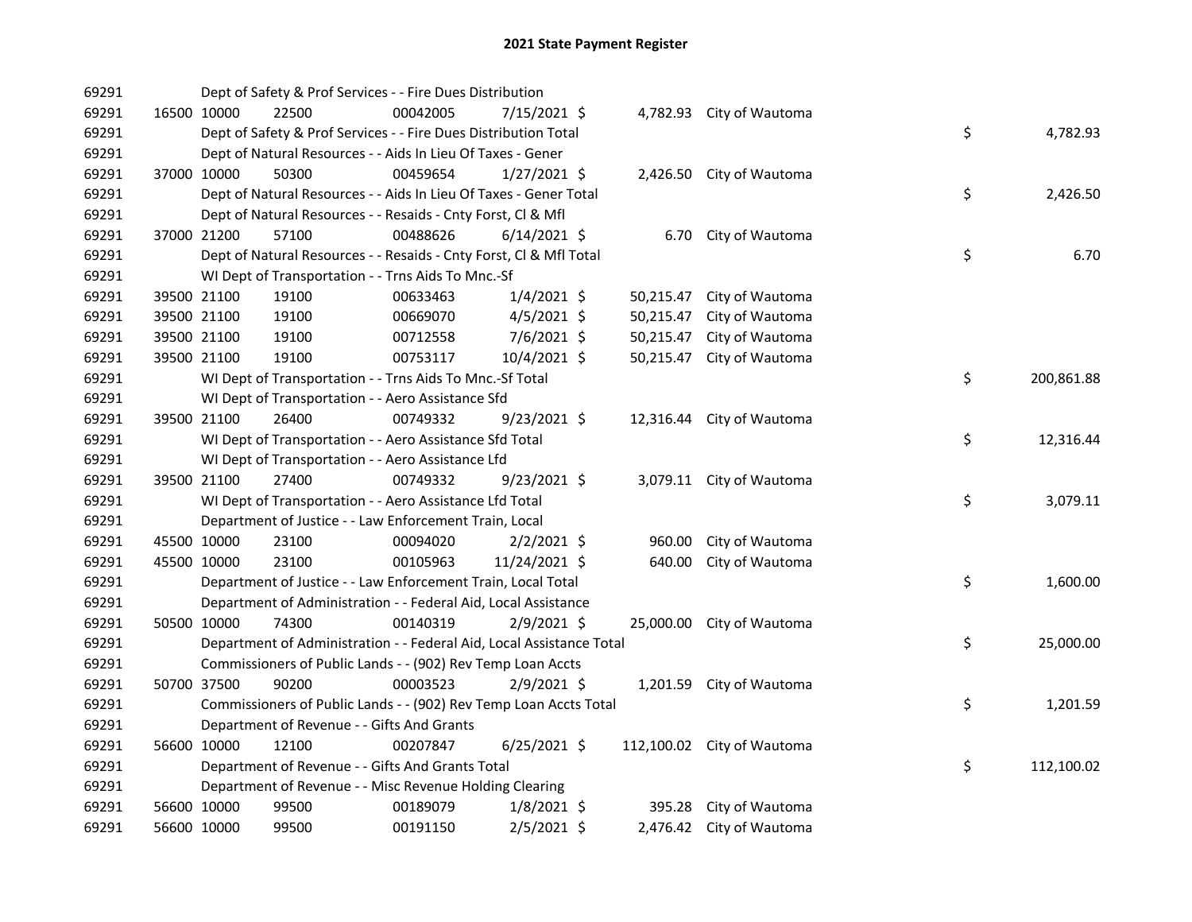## 2021 State Payment Register

| | | | | | | | | | |
|---|---|---|---|---|---|---|---|---|---|
| 69291 | | | Dept of Safety & Prof Services - - Fire Dues Distribution | | | | | | |
| 69291 | 16500 | 10000 | 22500 | 00042005 | 7/15/2021 | $ | 4,782.93 | City of Wautoma | | |
| 69291 | | | Dept of Safety & Prof Services - - Fire Dues Distribution Total | | | | | $ | 4,782.93 |
| 69291 | | | Dept of Natural Resources - - Aids In Lieu Of Taxes - Gener | | | | | | |
| 69291 | 37000 | 10000 | 50300 | 00459654 | 1/27/2021 | $ | 2,426.50 | City of Wautoma | | |
| 69291 | | | Dept of Natural Resources - - Aids In Lieu Of Taxes - Gener Total | | | | | $ | 2,426.50 |
| 69291 | | | Dept of Natural Resources - - Resaids - Cnty Forst, Cl & Mfl | | | | | | |
| 69291 | 37000 | 21200 | 57100 | 00488626 | 6/14/2021 | $ | 6.70 | City of Wautoma | | |
| 69291 | | | Dept of Natural Resources - - Resaids - Cnty Forst, Cl & Mfl Total | | | | | $ | 6.70 |
| 69291 | | | WI Dept of Transportation - - Trns Aids To Mnc.-Sf | | | | | | |
| 69291 | 39500 | 21100 | 19100 | 00633463 | 1/4/2021 | $ | 50,215.47 | City of Wautoma | | |
| 69291 | 39500 | 21100 | 19100 | 00669070 | 4/5/2021 | $ | 50,215.47 | City of Wautoma | | |
| 69291 | 39500 | 21100 | 19100 | 00712558 | 7/6/2021 | $ | 50,215.47 | City of Wautoma | | |
| 69291 | 39500 | 21100 | 19100 | 00753117 | 10/4/2021 | $ | 50,215.47 | City of Wautoma | | |
| 69291 | | | WI Dept of Transportation - - Trns Aids To Mnc.-Sf Total | | | | | $ | 200,861.88 |
| 69291 | | | WI Dept of Transportation - - Aero Assistance Sfd | | | | | | |
| 69291 | 39500 | 21100 | 26400 | 00749332 | 9/23/2021 | $ | 12,316.44 | City of Wautoma | | |
| 69291 | | | WI Dept of Transportation - - Aero Assistance Sfd Total | | | | | $ | 12,316.44 |
| 69291 | | | WI Dept of Transportation - - Aero Assistance Lfd | | | | | | |
| 69291 | 39500 | 21100 | 27400 | 00749332 | 9/23/2021 | $ | 3,079.11 | City of Wautoma | | |
| 69291 | | | WI Dept of Transportation - - Aero Assistance Lfd Total | | | | | $ | 3,079.11 |
| 69291 | | | Department of Justice - - Law Enforcement Train, Local | | | | | | |
| 69291 | 45500 | 10000 | 23100 | 00094020 | 2/2/2021 | $ | 960.00 | City of Wautoma | | |
| 69291 | 45500 | 10000 | 23100 | 00105963 | 11/24/2021 | $ | 640.00 | City of Wautoma | | |
| 69291 | | | Department of Justice - - Law Enforcement Train, Local Total | | | | | $ | 1,600.00 |
| 69291 | | | Department of Administration - - Federal Aid, Local Assistance | | | | | | |
| 69291 | 50500 | 10000 | 74300 | 00140319 | 2/9/2021 | $ | 25,000.00 | City of Wautoma | | |
| 69291 | | | Department of Administration - - Federal Aid, Local Assistance Total | | | | | $ | 25,000.00 |
| 69291 | | | Commissioners of Public Lands - - (902) Rev Temp Loan Accts | | | | | | |
| 69291 | 50700 | 37500 | 90200 | 00003523 | 2/9/2021 | $ | 1,201.59 | City of Wautoma | | |
| 69291 | | | Commissioners of Public Lands - - (902) Rev Temp Loan Accts Total | | | | | $ | 1,201.59 |
| 69291 | | | Department of Revenue - - Gifts And Grants | | | | | | |
| 69291 | 56600 | 10000 | 12100 | 00207847 | 6/25/2021 | $ | 112,100.02 | City of Wautoma | | |
| 69291 | | | Department of Revenue - - Gifts And Grants Total | | | | | $ | 112,100.02 |
| 69291 | | | Department of Revenue - - Misc Revenue Holding Clearing | | | | | | |
| 69291 | 56600 | 10000 | 99500 | 00189079 | 1/8/2021 | $ | 395.28 | City of Wautoma | | |
| 69291 | 56600 | 10000 | 99500 | 00191150 | 2/5/2021 | $ | 2,476.42 | City of Wautoma | | |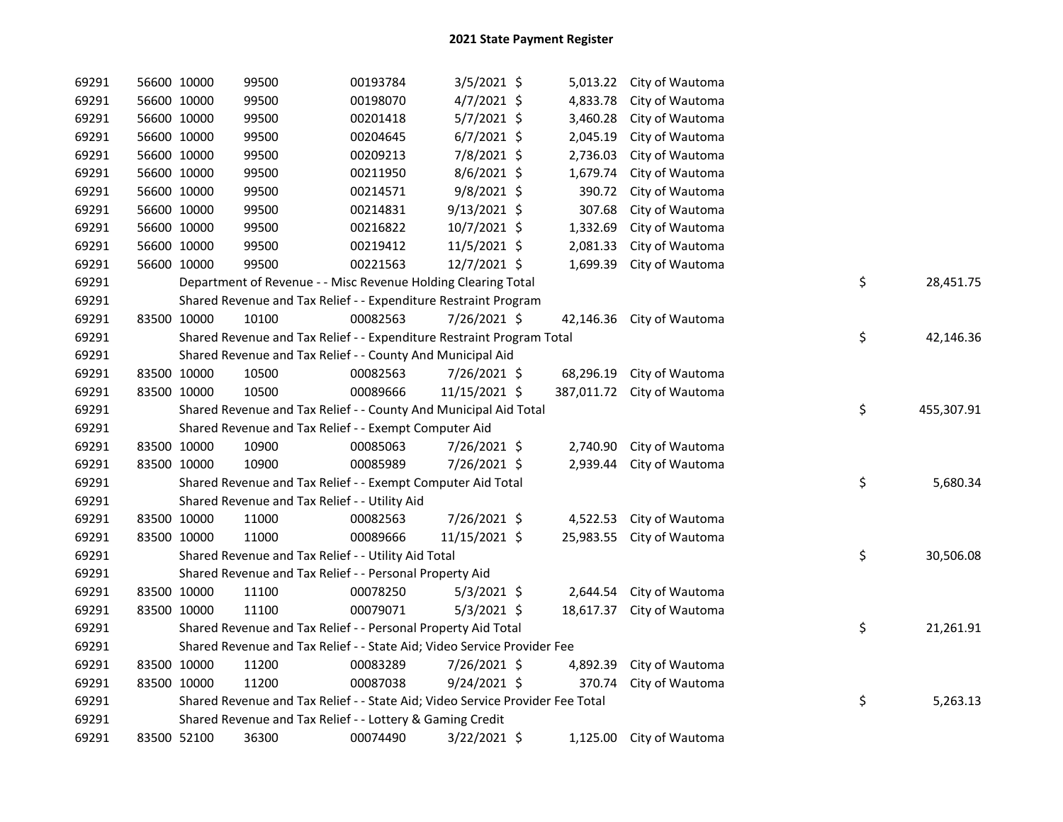# 2021 State Payment Register

| | | | | | | | | | |
|---|---|---|---|---|---|---|---|---|---|
| 69291 | 56600 | 10000 | 99500 | 00193784 | 3/5/2021 | $ 5,013.22 | City of Wautoma | | |
| 69291 | 56600 | 10000 | 99500 | 00198070 | 4/7/2021 | $ 4,833.78 | City of Wautoma | | |
| 69291 | 56600 | 10000 | 99500 | 00201418 | 5/7/2021 | $ 3,460.28 | City of Wautoma | | |
| 69291 | 56600 | 10000 | 99500 | 00204645 | 6/7/2021 | $ 2,045.19 | City of Wautoma | | |
| 69291 | 56600 | 10000 | 99500 | 00209213 | 7/8/2021 | $ 2,736.03 | City of Wautoma | | |
| 69291 | 56600 | 10000 | 99500 | 00211950 | 8/6/2021 | $ 1,679.74 | City of Wautoma | | |
| 69291 | 56600 | 10000 | 99500 | 00214571 | 9/8/2021 | $ 390.72 | City of Wautoma | | |
| 69291 | 56600 | 10000 | 99500 | 00214831 | 9/13/2021 | $ 307.68 | City of Wautoma | | |
| 69291 | 56600 | 10000 | 99500 | 00216822 | 10/7/2021 | $ 1,332.69 | City of Wautoma | | |
| 69291 | 56600 | 10000 | 99500 | 00219412 | 11/5/2021 | $ 2,081.33 | City of Wautoma | | |
| 69291 | 56600 | 10000 | 99500 | 00221563 | 12/7/2021 | $ 1,699.39 | City of Wautoma | | |
| 69291 | Department of Revenue - - Misc Revenue Holding Clearing Total | | | | | | | $ | 28,451.75 |
| 69291 | Shared Revenue and Tax Relief - - Expenditure Restraint Program | | | | | | | | |
| 69291 | 83500 | 10000 | 10100 | 00082563 | 7/26/2021 | $ 42,146.36 | City of Wautoma | | |
| 69291 | Shared Revenue and Tax Relief - - Expenditure Restraint Program Total | | | | | | | $ | 42,146.36 |
| 69291 | Shared Revenue and Tax Relief - - County And Municipal Aid | | | | | | | | |
| 69291 | 83500 | 10000 | 10500 | 00082563 | 7/26/2021 | $ 68,296.19 | City of Wautoma | | |
| 69291 | 83500 | 10000 | 10500 | 00089666 | 11/15/2021 | $ 387,011.72 | City of Wautoma | | |
| 69291 | Shared Revenue and Tax Relief - - County And Municipal Aid Total | | | | | | | $ | 455,307.91 |
| 69291 | Shared Revenue and Tax Relief - - Exempt Computer Aid | | | | | | | | |
| 69291 | 83500 | 10000 | 10900 | 00085063 | 7/26/2021 | $ 2,740.90 | City of Wautoma | | |
| 69291 | 83500 | 10000 | 10900 | 00085989 | 7/26/2021 | $ 2,939.44 | City of Wautoma | | |
| 69291 | Shared Revenue and Tax Relief - - Exempt Computer Aid Total | | | | | | | $ | 5,680.34 |
| 69291 | Shared Revenue and Tax Relief - - Utility Aid | | | | | | | | |
| 69291 | 83500 | 10000 | 11000 | 00082563 | 7/26/2021 | $ 4,522.53 | City of Wautoma | | |
| 69291 | 83500 | 10000 | 11000 | 00089666 | 11/15/2021 | $ 25,983.55 | City of Wautoma | | |
| 69291 | Shared Revenue and Tax Relief - - Utility Aid Total | | | | | | | $ | 30,506.08 |
| 69291 | Shared Revenue and Tax Relief - - Personal Property Aid | | | | | | | | |
| 69291 | 83500 | 10000 | 11100 | 00078250 | 5/3/2021 | $ 2,644.54 | City of Wautoma | | |
| 69291 | 83500 | 10000 | 11100 | 00079071 | 5/3/2021 | $ 18,617.37 | City of Wautoma | | |
| 69291 | Shared Revenue and Tax Relief - - Personal Property Aid Total | | | | | | | $ | 21,261.91 |
| 69291 | Shared Revenue and Tax Relief - - State Aid; Video Service Provider Fee | | | | | | | | |
| 69291 | 83500 | 10000 | 11200 | 00083289 | 7/26/2021 | $ 4,892.39 | City of Wautoma | | |
| 69291 | 83500 | 10000 | 11200 | 00087038 | 9/24/2021 | $ 370.74 | City of Wautoma | | |
| 69291 | Shared Revenue and Tax Relief - - State Aid; Video Service Provider Fee Total | | | | | | | $ | 5,263.13 |
| 69291 | Shared Revenue and Tax Relief - - Lottery & Gaming Credit | | | | | | | | |
| 69291 | 83500 | 52100 | 36300 | 00074490 | 3/22/2021 | $ 1,125.00 | City of Wautoma | | |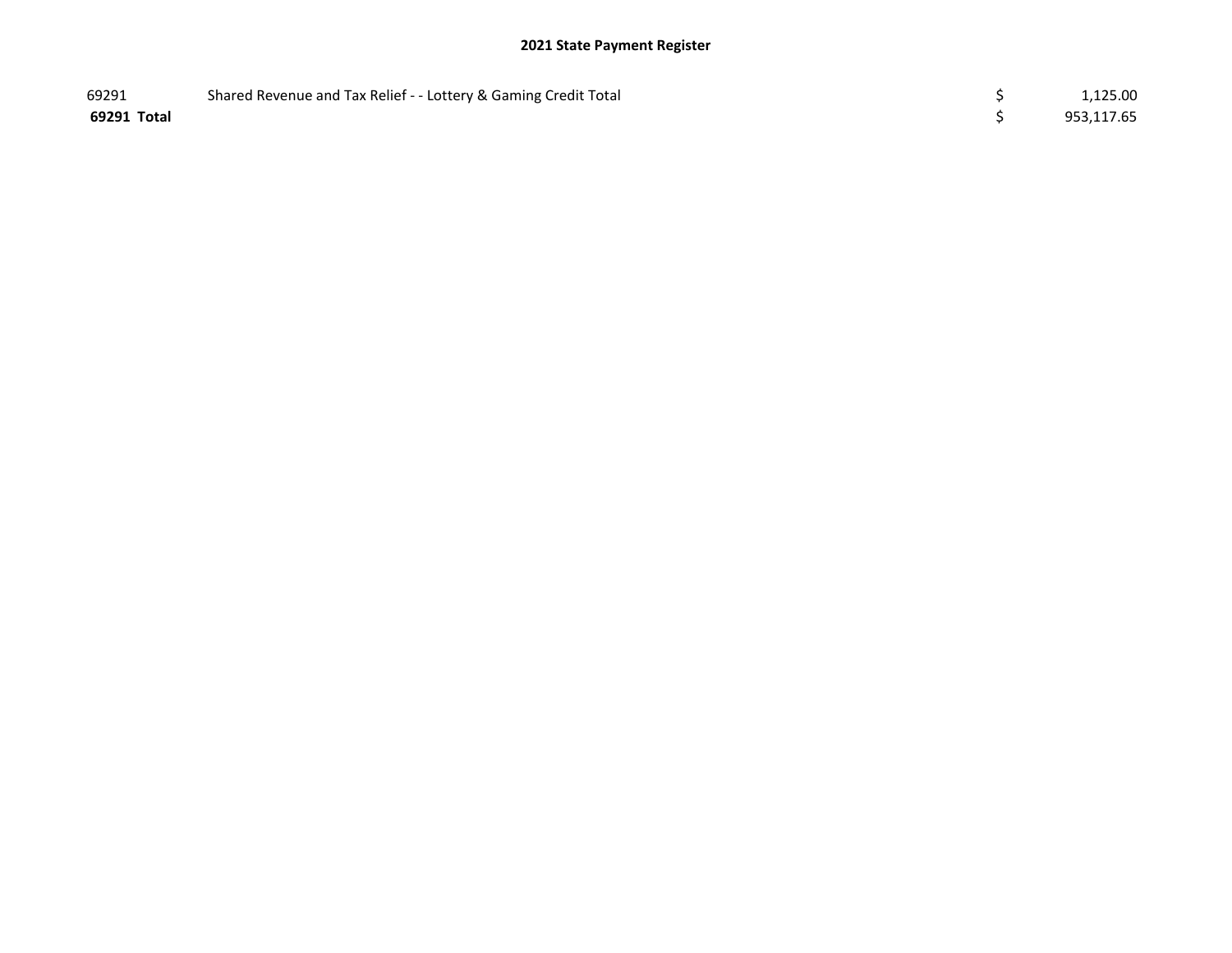# 2021 State Payment Register

| | | | |
|---|---|---|---|
| 69291 | Shared Revenue and Tax Relief - - Lottery & Gaming Credit Total | $ | 1,125.00 |
| **69291 Total** | | $ | 953,117.65 |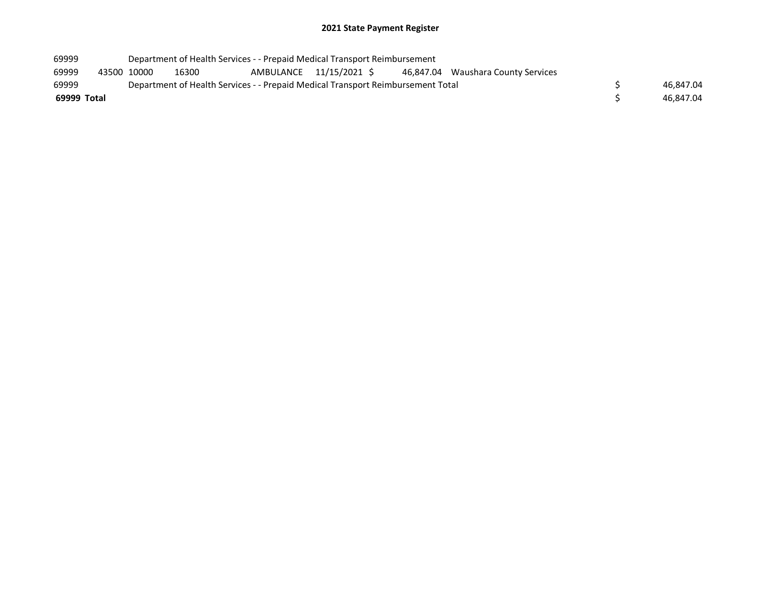# 2021 State Payment Register

| | | | | | | | | | |
|---|---|---|---|---|---|---|---|---|---|
| 69999 | | Department of Health Services - - Prepaid Medical Transport Reimbursement | | | | | | | |
| 69999 | 43500 | 10000 | 16300 | AMBULANCE | 11/15/2021 | $ 46,847.04 | Waushara County Services | | |
| 69999 | | Department of Health Services - - Prepaid Medical Transport Reimbursement Total | | | | | | $ | 46,847.04 |
| **69999 Total** | | | | | | | | $ | 46,847.04 |